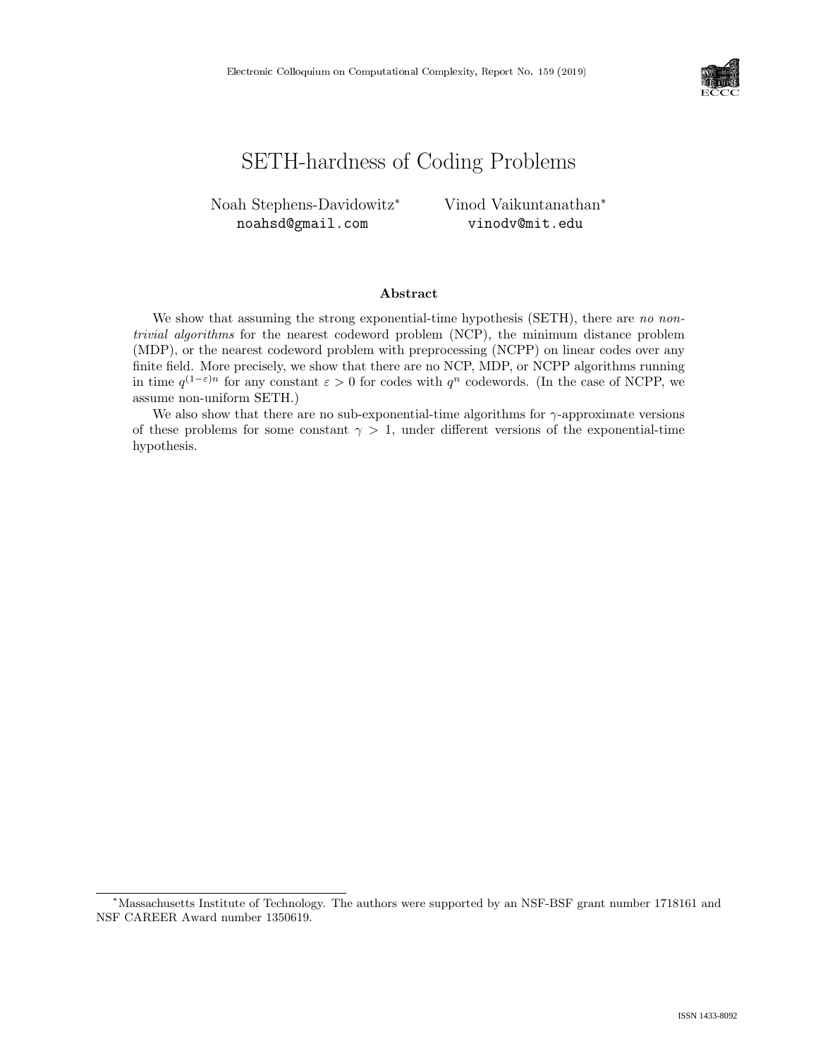# SETH-hardness of Coding Problems

Noah Stephens-Davidowitz* — noahsd@gmail.com

Vinod Vaikuntanathan* — vinodv@mit.edu

### Abstract

We show that assuming the strong exponential-time hypothesis (SETH), there are *no non-trivial algorithms* for the nearest codeword problem (NCP), the minimum distance problem (MDP), or the nearest codeword problem with preprocessing (NCPP) on linear codes over any finite field. More precisely, we show that there are no NCP, MDP, or NCPP algorithms running in time $q^{(1-\varepsilon)n}$ for any constant $\varepsilon > 0$ for codes with $q^n$ codewords. (In the case of NCPP, we assume non-uniform SETH.)

We also show that there are no sub-exponential-time algorithms for $\gamma$-approximate versions of these problems for some constant $\gamma > 1$, under different versions of the exponential-time hypothesis.

---

*Massachusetts Institute of Technology. The authors were supported by an NSF-BSF grant number 1718161 and NSF CAREER Award number 1350619.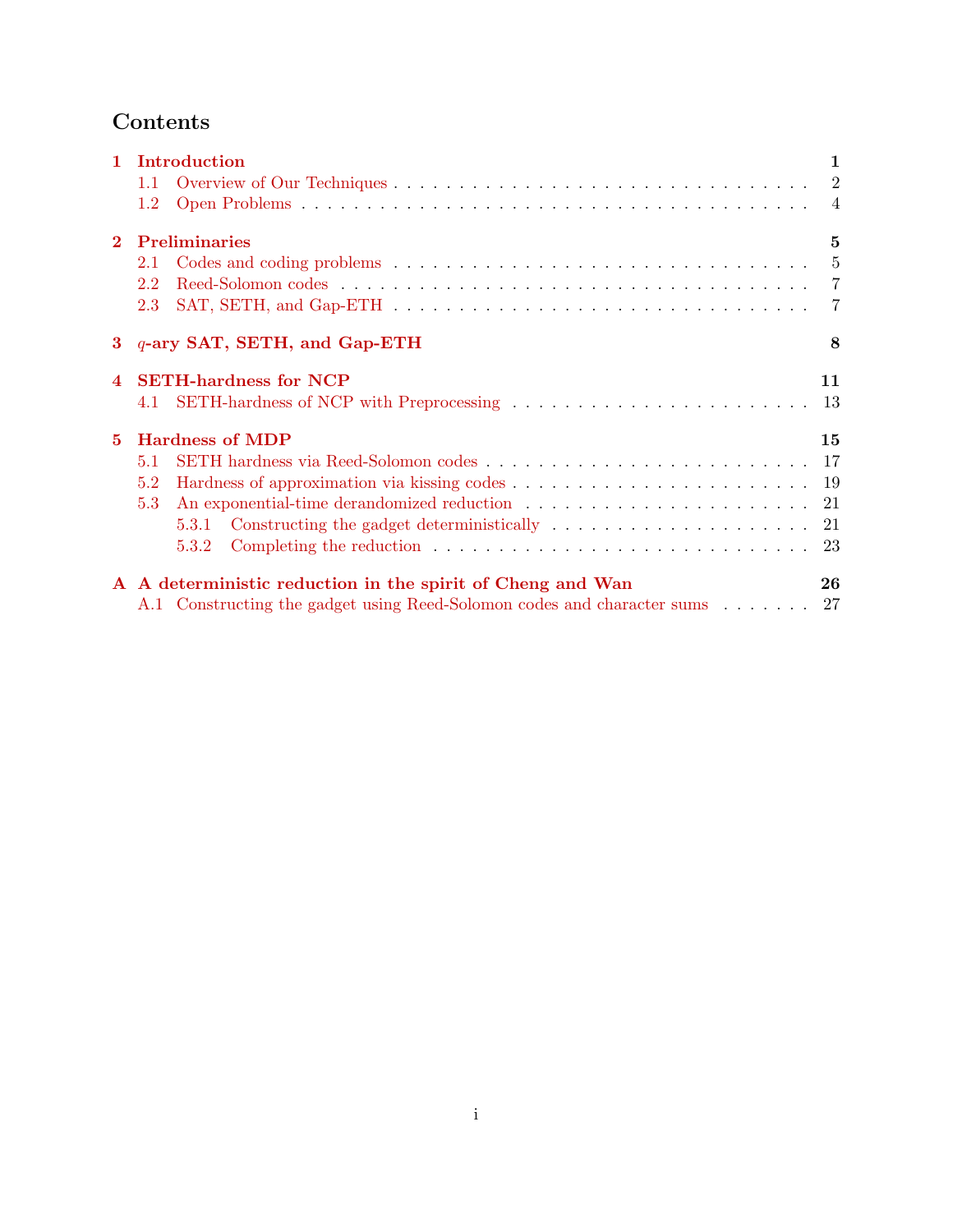# Contents

**1 Introduction** **1**
- 1.1 Overview of Our Techniques . . . . . . . . . . 2
- 1.2 Open Problems . . . . . . . . . . 4

**2 Preliminaries** **5**
- 2.1 Codes and coding problems . . . . . . . . . . 5
- 2.2 Reed-Solomon codes . . . . . . . . . . 7
- 2.3 SAT, SETH, and Gap-ETH . . . . . . . . . . 7

**3 $q$-ary SAT, SETH, and Gap-ETH** **8**

**4 SETH-hardness for NCP** **11**
- 4.1 SETH-hardness of NCP with Preprocessing . . . . . . . . . . 13

**5 Hardness of MDP** **15**
- 5.1 SETH hardness via Reed-Solomon codes . . . . . . . . . . 17
- 5.2 Hardness of approximation via kissing codes . . . . . . . . . . 19
- 5.3 An exponential-time derandomized reduction . . . . . . . . . . 21
  - 5.3.1 Constructing the gadget deterministically . . . . . . . . . . 21
  - 5.3.2 Completing the reduction . . . . . . . . . . 23

**A A deterministic reduction in the spirit of Cheng and Wan** **26**
- A.1 Constructing the gadget using Reed-Solomon codes and character sums . . . . . . . . . . 27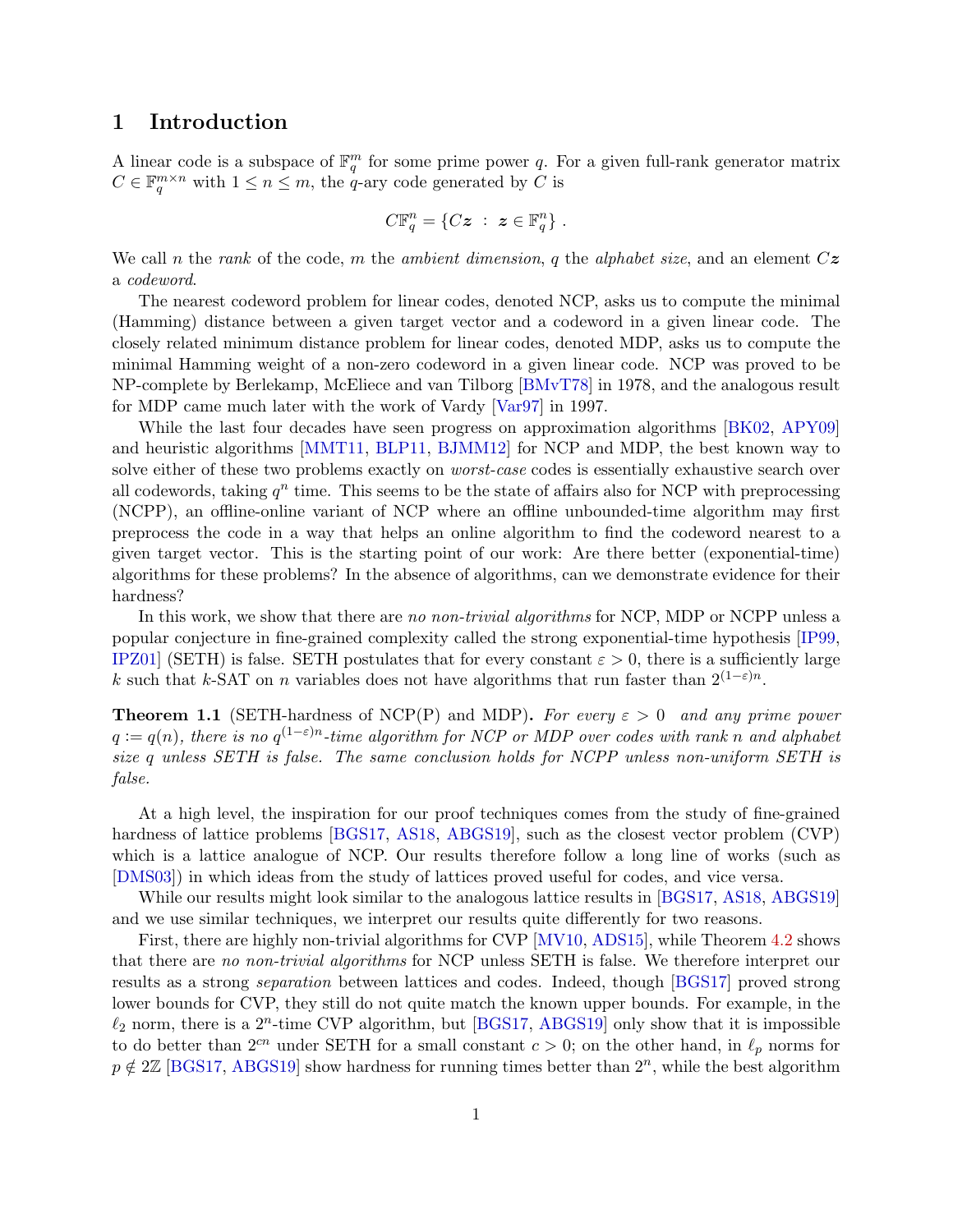# 1 Introduction

A linear code is a subspace of $\mathbb{F}_q^m$ for some prime power $q$. For a given full-rank generator matrix $C \in \mathbb{F}_q^{m \times n}$ with $1 \leq n \leq m$, the $q$-ary code generated by $C$ is

$$C\mathbb{F}_q^n = \{C\boldsymbol{z} \ : \ \boldsymbol{z} \in \mathbb{F}_q^n\} \ .$$

We call $n$ the *rank* of the code, $m$ the *ambient dimension*, $q$ the *alphabet size*, and an element $C\boldsymbol{z}$ a *codeword*.

The nearest codeword problem for linear codes, denoted NCP, asks us to compute the minimal (Hamming) distance between a given target vector and a codeword in a given linear code. The closely related minimum distance problem for linear codes, denoted MDP, asks us to compute the minimal Hamming weight of a non-zero codeword in a given linear code. NCP was proved to be NP-complete by Berlekamp, McEliece and van Tilborg [BMvT78] in 1978, and the analogous result for MDP came much later with the work of Vardy [Var97] in 1997.

While the last four decades have seen progress on approximation algorithms [BK02, APY09] and heuristic algorithms [MMT11, BLP11, BJMM12] for NCP and MDP, the best known way to solve either of these two problems exactly on *worst-case* codes is essentially exhaustive search over all codewords, taking $q^n$ time. This seems to be the state of affairs also for NCP with preprocessing (NCPP), an offline-online variant of NCP where an offline unbounded-time algorithm may first preprocess the code in a way that helps an online algorithm to find the codeword nearest to a given target vector. This is the starting point of our work: Are there better (exponential-time) algorithms for these problems? In the absence of algorithms, can we demonstrate evidence for their hardness?

In this work, we show that there are *no non-trivial algorithms* for NCP, MDP or NCPP unless a popular conjecture in fine-grained complexity called the strong exponential-time hypothesis [IP99, IPZ01] (SETH) is false. SETH postulates that for every constant $\varepsilon > 0$, there is a sufficiently large $k$ such that $k$-SAT on $n$ variables does not have algorithms that run faster than $2^{(1-\varepsilon)n}$.

**Theorem 1.1** (SETH-hardness of NCP(P) and MDP)**.** *For every $\varepsilon > 0$ and any prime power $q := q(n)$, there is no $q^{(1-\varepsilon)n}$-time algorithm for NCP or MDP over codes with rank $n$ and alphabet size $q$ unless SETH is false. The same conclusion holds for NCPP unless non-uniform SETH is false.*

At a high level, the inspiration for our proof techniques comes from the study of fine-grained hardness of lattice problems [BGS17, AS18, ABGS19], such as the closest vector problem (CVP) which is a lattice analogue of NCP. Our results therefore follow a long line of works (such as [DMS03]) in which ideas from the study of lattices proved useful for codes, and vice versa.

While our results might look similar to the analogous lattice results in [BGS17, AS18, ABGS19] and we use similar techniques, we interpret our results quite differently for two reasons.

First, there are highly non-trivial algorithms for CVP [MV10, ADS15], while Theorem 4.2 shows that there are *no non-trivial algorithms* for NCP unless SETH is false. We therefore interpret our results as a strong *separation* between lattices and codes. Indeed, though [BGS17] proved strong lower bounds for CVP, they still do not quite match the known upper bounds. For example, in the $\ell_2$ norm, there is a $2^n$-time CVP algorithm, but [BGS17, ABGS19] only show that it is impossible to do better than $2^{cn}$ under SETH for a small constant $c > 0$; on the other hand, in $\ell_p$ norms for $p \notin 2\mathbb{Z}$ [BGS17, ABGS19] show hardness for running times better than $2^n$, while the best algorithm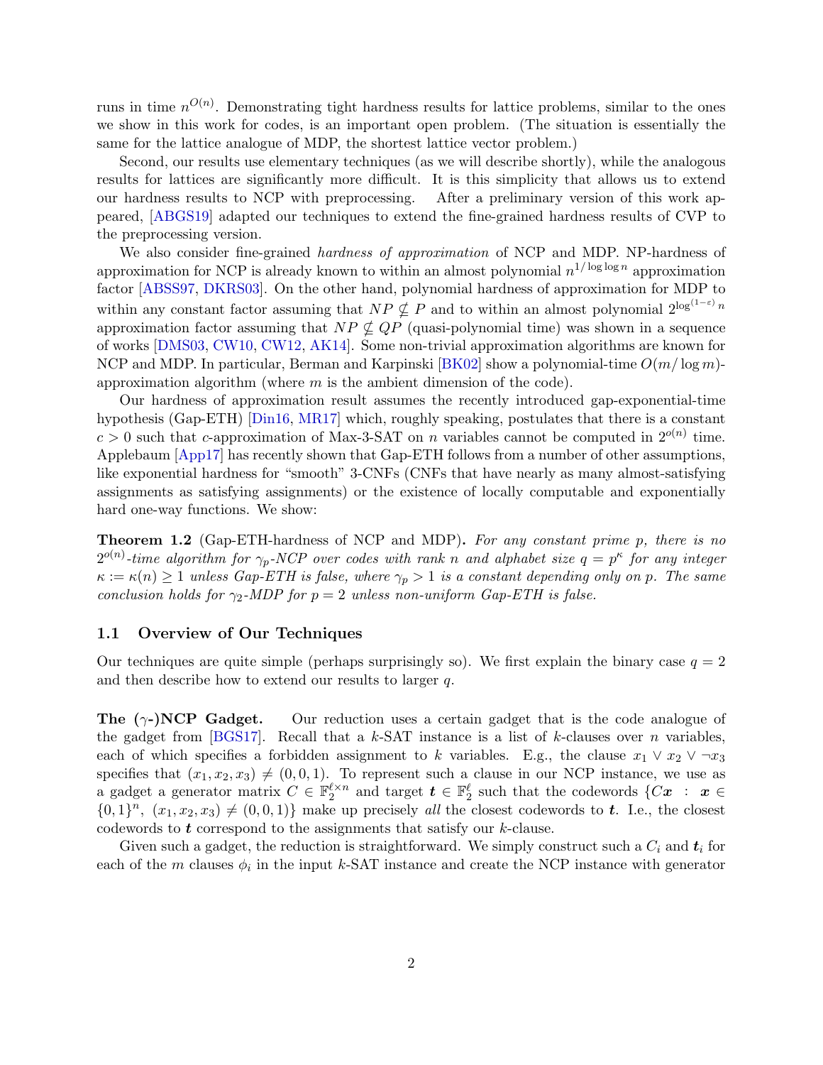runs in time $n^{O(n)}$. Demonstrating tight hardness results for lattice problems, similar to the ones we show in this work for codes, is an important open problem. (The situation is essentially the same for the lattice analogue of MDP, the shortest lattice vector problem.)

Second, our results use elementary techniques (as we will describe shortly), while the analogous results for lattices are significantly more difficult. It is this simplicity that allows us to extend our hardness results to NCP with preprocessing. After a preliminary version of this work appeared, [ABGS19] adapted our techniques to extend the fine-grained hardness results of CVP to the preprocessing version.

We also consider fine-grained *hardness of approximation* of NCP and MDP. NP-hardness of approximation for NCP is already known to within an almost polynomial $n^{1/\log\log n}$ approximation factor [ABSS97, DKRS03]. On the other hand, polynomial hardness of approximation for MDP to within any constant factor assuming that $NP \not\subseteq P$ and to within an almost polynomial $2^{\log^{(1-\varepsilon)} n}$ approximation factor assuming that $NP \not\subseteq QP$ (quasi-polynomial time) was shown in a sequence of works [DMS03, CW10, CW12, AK14]. Some non-trivial approximation algorithms are known for NCP and MDP. In particular, Berman and Karpinski [BK02] show a polynomial-time $O(m/\log m)$-approximation algorithm (where $m$ is the ambient dimension of the code).

Our hardness of approximation result assumes the recently introduced gap-exponential-time hypothesis (Gap-ETH) [Din16, MR17] which, roughly speaking, postulates that there is a constant $c > 0$ such that $c$-approximation of Max-3-SAT on $n$ variables cannot be computed in $2^{o(n)}$ time. Applebaum [App17] has recently shown that Gap-ETH follows from a number of other assumptions, like exponential hardness for "smooth" 3-CNFs (CNFs that have nearly as many almost-satisfying assignments as satisfying assignments) or the existence of locally computable and exponentially hard one-way functions. We show:

**Theorem 1.2** (Gap-ETH-hardness of NCP and MDP)**.** *For any constant prime $p$, there is no $2^{o(n)}$-time algorithm for $\gamma_p$-NCP over codes with rank $n$ and alphabet size $q = p^\kappa$ for any integer $\kappa := \kappa(n) \geq 1$ unless Gap-ETH is false, where $\gamma_p > 1$ is a constant depending only on $p$. The same conclusion holds for $\gamma_2$-MDP for $p = 2$ unless non-uniform Gap-ETH is false.*

## 1.1 Overview of Our Techniques

Our techniques are quite simple (perhaps surprisingly so). We first explain the binary case $q = 2$ and then describe how to extend our results to larger $q$.

**The ($\gamma$-)NCP Gadget.** Our reduction uses a certain gadget that is the code analogue of the gadget from [BGS17]. Recall that a $k$-SAT instance is a list of $k$-clauses over $n$ variables, each of which specifies a forbidden assignment to $k$ variables. E.g., the clause $x_1 \vee x_2 \vee \neg x_3$ specifies that $(x_1, x_2, x_3) \neq (0, 0, 1)$. To represent such a clause in our NCP instance, we use as a gadget a generator matrix $C \in \mathbb{F}_2^{\ell \times n}$ and target $\boldsymbol{t} \in \mathbb{F}_2^{\ell}$ such that the codewords $\{C\boldsymbol{x} \ : \ \boldsymbol{x} \in \{0,1\}^n,\ (x_1, x_2, x_3) \neq (0, 0, 1)\}$ make up precisely *all* the closest codewords to $\boldsymbol{t}$. I.e., the closest codewords to $\boldsymbol{t}$ correspond to the assignments that satisfy our $k$-clause.

Given such a gadget, the reduction is straightforward. We simply construct such a $C_i$ and $\boldsymbol{t}_i$ for each of the $m$ clauses $\phi_i$ in the input $k$-SAT instance and create the NCP instance with generator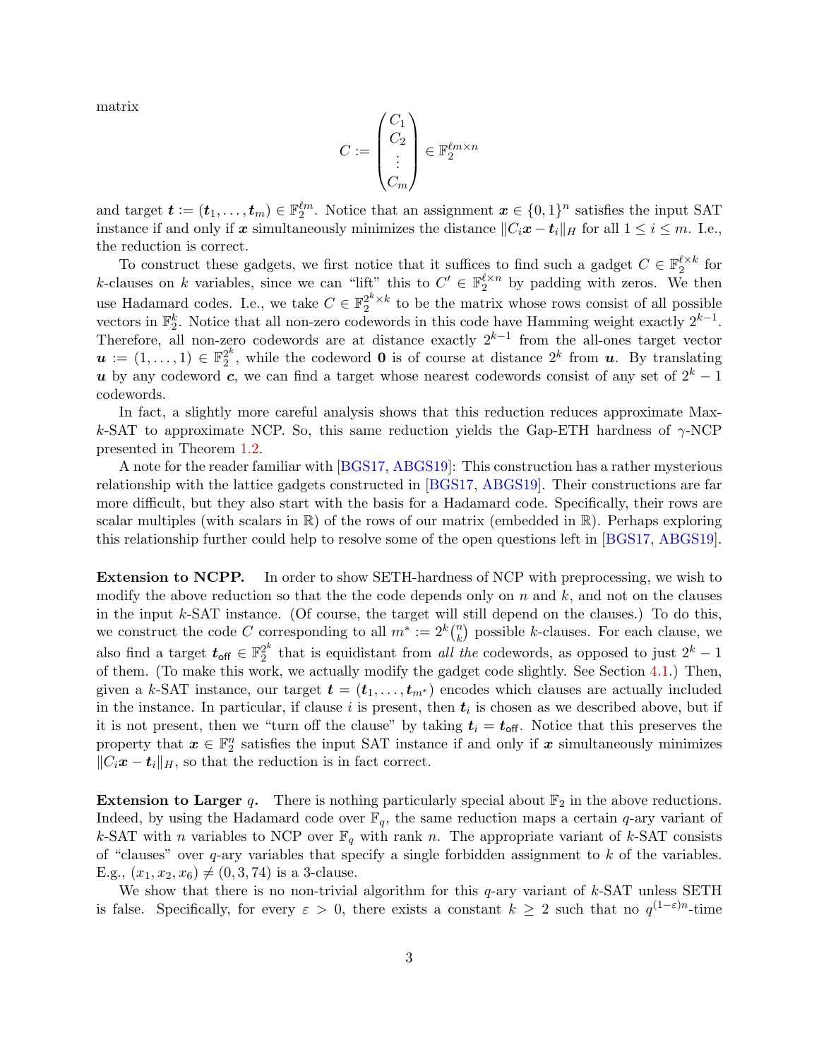matrix

$$C := \begin{pmatrix} C_1 \\ C_2 \\ \vdots \\ C_m \end{pmatrix} \in \mathbb{F}_2^{\ell m \times n}$$

and target $\boldsymbol{t} := (\boldsymbol{t}_1, \ldots, \boldsymbol{t}_m) \in \mathbb{F}_2^{\ell m}$. Notice that an assignment $\boldsymbol{x} \in \{0,1\}^n$ satisfies the input SAT instance if and only if $\boldsymbol{x}$ simultaneously minimizes the distance $\|C_i \boldsymbol{x} - \boldsymbol{t}_i\|_H$ for all $1 \le i \le m$. I.e., the reduction is correct.

To construct these gadgets, we first notice that it suffices to find such a gadget $C \in \mathbb{F}_2^{\ell \times k}$ for $k$-clauses on $k$ variables, since we can "lift" this to $C' \in \mathbb{F}_2^{\ell \times n}$ by padding with zeros. We then use Hadamard codes. I.e., we take $C \in \mathbb{F}_2^{2^k \times k}$ to be the matrix whose rows consist of all possible vectors in $\mathbb{F}_2^k$. Notice that all non-zero codewords in this code have Hamming weight exactly $2^{k-1}$. Therefore, all non-zero codewords are at distance exactly $2^{k-1}$ from the all-ones target vector $\boldsymbol{u} := (1, \ldots, 1) \in \mathbb{F}_2^{2^k}$, while the codeword $\boldsymbol{0}$ is of course at distance $2^k$ from $\boldsymbol{u}$. By translating $\boldsymbol{u}$ by any codeword $\boldsymbol{c}$, we can find a target whose nearest codewords consist of any set of $2^k - 1$ codewords.

In fact, a slightly more careful analysis shows that this reduction reduces approximate Max-$k$-SAT to approximate NCP. So, this same reduction yields the Gap-ETH hardness of $\gamma$-NCP presented in Theorem 1.2.

A note for the reader familiar with [BGS17, ABGS19]: This construction has a rather mysterious relationship with the lattice gadgets constructed in [BGS17, ABGS19]. Their constructions are far more difficult, but they also start with the basis for a Hadamard code. Specifically, their rows are scalar multiples (with scalars in $\mathbb{R}$) of the rows of our matrix (embedded in $\mathbb{R}$). Perhaps exploring this relationship further could help to resolve some of the open questions left in [BGS17, ABGS19].

**Extension to NCPP.** In order to show SETH-hardness of NCP with preprocessing, we wish to modify the above reduction so that the the code depends only on $n$ and $k$, and not on the clauses in the input $k$-SAT instance. (Of course, the target will still depend on the clauses.) To do this, we construct the code $C$ corresponding to all $m^* := 2^k \binom{n}{k}$ possible $k$-clauses. For each clause, we also find a target $\boldsymbol{t}_{\mathsf{off}} \in \mathbb{F}_2^{2^k}$ that is equidistant from *all the* codewords, as opposed to just $2^k - 1$ of them. (To make this work, we actually modify the gadget code slightly. See Section 4.1.) Then, given a $k$-SAT instance, our target $\boldsymbol{t} = (\boldsymbol{t}_1, \ldots, \boldsymbol{t}_{m^*})$ encodes which clauses are actually included in the instance. In particular, if clause $i$ is present, then $\boldsymbol{t}_i$ is chosen as we described above, but if it is not present, then we "turn off the clause" by taking $\boldsymbol{t}_i = \boldsymbol{t}_{\mathsf{off}}$. Notice that this preserves the property that $\boldsymbol{x} \in \mathbb{F}_2^n$ satisfies the input SAT instance if and only if $\boldsymbol{x}$ simultaneously minimizes $\|C_i \boldsymbol{x} - \boldsymbol{t}_i\|_H$, so that the reduction is in fact correct.

**Extension to Larger $q$.** There is nothing particularly special about $\mathbb{F}_2$ in the above reductions. Indeed, by using the Hadamard code over $\mathbb{F}_q$, the same reduction maps a certain $q$-ary variant of $k$-SAT with $n$ variables to NCP over $\mathbb{F}_q$ with rank $n$. The appropriate variant of $k$-SAT consists of "clauses" over $q$-ary variables that specify a single forbidden assignment to $k$ of the variables. E.g., $(x_1, x_2, x_6) \neq (0, 3, 74)$ is a 3-clause.

We show that there is no non-trivial algorithm for this $q$-ary variant of $k$-SAT unless SETH is false. Specifically, for every $\varepsilon > 0$, there exists a constant $k \ge 2$ such that no $q^{(1-\varepsilon)n}$-time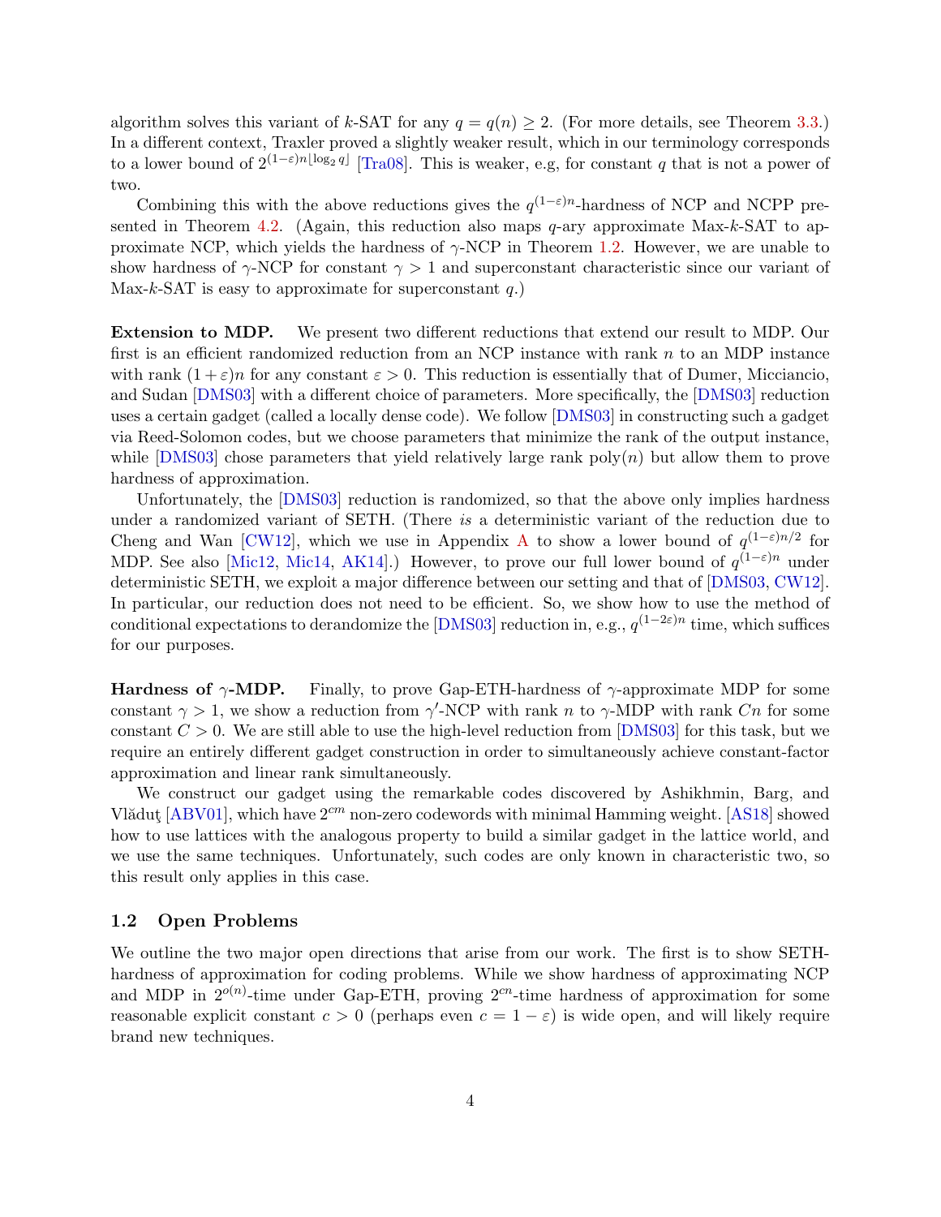algorithm solves this variant of $k$-SAT for any $q = q(n) \geq 2$. (For more details, see Theorem 3.3.) In a different context, Traxler proved a slightly weaker result, which in our terminology corresponds to a lower bound of $2^{(1-\varepsilon)n\lfloor \log_2 q \rfloor}$ [Tra08]. This is weaker, e.g, for constant $q$ that is not a power of two.

Combining this with the above reductions gives the $q^{(1-\varepsilon)n}$-hardness of NCP and NCPP presented in Theorem 4.2. (Again, this reduction also maps $q$-ary approximate Max-$k$-SAT to approximate NCP, which yields the hardness of $\gamma$-NCP in Theorem 1.2. However, we are unable to show hardness of $\gamma$-NCP for constant $\gamma > 1$ and superconstant characteristic since our variant of Max-$k$-SAT is easy to approximate for superconstant $q$.)

**Extension to MDP.** We present two different reductions that extend our result to MDP. Our first is an efficient randomized reduction from an NCP instance with rank $n$ to an MDP instance with rank $(1+\varepsilon)n$ for any constant $\varepsilon > 0$. This reduction is essentially that of Dumer, Micciancio, and Sudan [DMS03] with a different choice of parameters. More specifically, the [DMS03] reduction uses a certain gadget (called a locally dense code). We follow [DMS03] in constructing such a gadget via Reed-Solomon codes, but we choose parameters that minimize the rank of the output instance, while [DMS03] chose parameters that yield relatively large rank poly($n$) but allow them to prove hardness of approximation.

Unfortunately, the [DMS03] reduction is randomized, so that the above only implies hardness under a randomized variant of SETH. (There *is* a deterministic variant of the reduction due to Cheng and Wan [CW12], which we use in Appendix A to show a lower bound of $q^{(1-\varepsilon)n/2}$ for MDP. See also [Mic12, Mic14, AK14].) However, to prove our full lower bound of $q^{(1-\varepsilon)n}$ under deterministic SETH, we exploit a major difference between our setting and that of [DMS03, CW12]. In particular, our reduction does not need to be efficient. So, we show how to use the method of conditional expectations to derandomize the [DMS03] reduction in, e.g., $q^{(1-2\varepsilon)n}$ time, which suffices for our purposes.

**Hardness of $\gamma$-MDP.** Finally, to prove Gap-ETH-hardness of $\gamma$-approximate MDP for some constant $\gamma > 1$, we show a reduction from $\gamma'$-NCP with rank $n$ to $\gamma$-MDP with rank $Cn$ for some constant $C > 0$. We are still able to use the high-level reduction from [DMS03] for this task, but we require an entirely different gadget construction in order to simultaneously achieve constant-factor approximation and linear rank simultaneously.

We construct our gadget using the remarkable codes discovered by Ashikhmin, Barg, and Vlăduţ [ABV01], which have $2^{cm}$ non-zero codewords with minimal Hamming weight. [AS18] showed how to use lattices with the analogous property to build a similar gadget in the lattice world, and we use the same techniques. Unfortunately, such codes are only known in characteristic two, so this result only applies in this case.

### 1.2 Open Problems

We outline the two major open directions that arise from our work. The first is to show SETH-hardness of approximation for coding problems. While we show hardness of approximating NCP and MDP in $2^{o(n)}$-time under Gap-ETH, proving $2^{cn}$-time hardness of approximation for some reasonable explicit constant $c > 0$ (perhaps even $c = 1 - \varepsilon$) is wide open, and will likely require brand new techniques.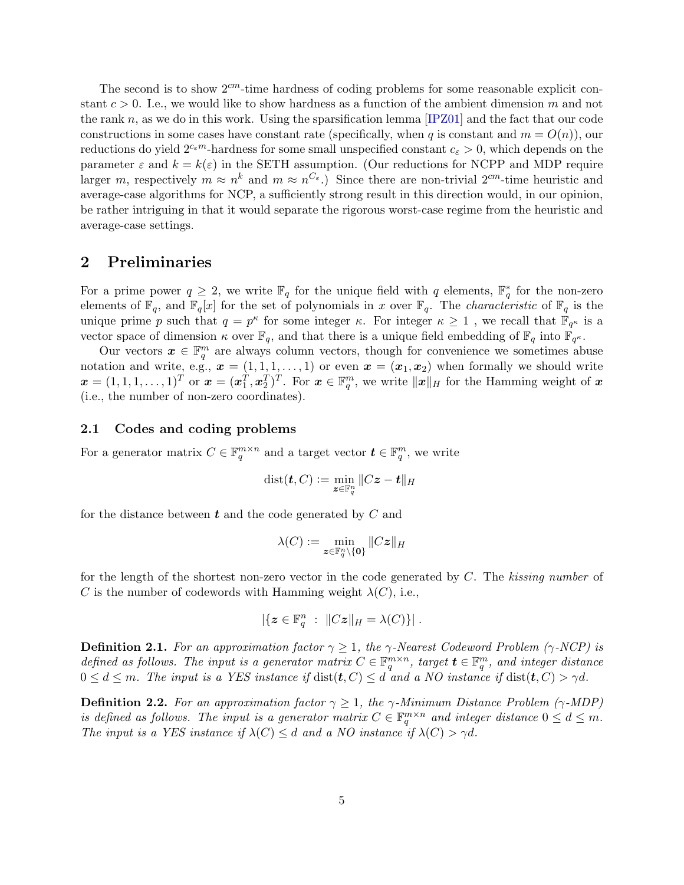The second is to show $2^{cm}$-time hardness of coding problems for some reasonable explicit constant $c > 0$. I.e., we would like to show hardness as a function of the ambient dimension $m$ and not the rank $n$, as we do in this work. Using the sparsification lemma [IPZ01] and the fact that our code constructions in some cases have constant rate (specifically, when $q$ is constant and $m = O(n)$), our reductions do yield $2^{c_\varepsilon m}$-hardness for some small unspecified constant $c_\varepsilon > 0$, which depends on the parameter $\varepsilon$ and $k = k(\varepsilon)$ in the SETH assumption. (Our reductions for NCPP and MDP require larger $m$, respectively $m \approx n^k$ and $m \approx n^{C_\varepsilon}$.) Since there are non-trivial $2^{cm}$-time heuristic and average-case algorithms for NCP, a sufficiently strong result in this direction would, in our opinion, be rather intriguing in that it would separate the rigorous worst-case regime from the heuristic and average-case settings.

## 2 Preliminaries

For a prime power $q \geq 2$, we write $\mathbb{F}_q$ for the unique field with $q$ elements, $\mathbb{F}_q^*$ for the non-zero elements of $\mathbb{F}_q$, and $\mathbb{F}_q[x]$ for the set of polynomials in $x$ over $\mathbb{F}_q$. The *characteristic* of $\mathbb{F}_q$ is the unique prime $p$ such that $q = p^\kappa$ for some integer $\kappa$. For integer $\kappa \geq 1$ , we recall that $\mathbb{F}_{q^\kappa}$ is a vector space of dimension $\kappa$ over $\mathbb{F}_q$, and that there is a unique field embedding of $\mathbb{F}_q$ into $\mathbb{F}_{q^\kappa}$.

Our vectors $\boldsymbol{x} \in \mathbb{F}_q^m$ are always column vectors, though for convenience we sometimes abuse notation and write, e.g., $\boldsymbol{x} = (1, 1, 1, \ldots, 1)$ or even $\boldsymbol{x} = (\boldsymbol{x}_1, \boldsymbol{x}_2)$ when formally we should write $\boldsymbol{x} = (1, 1, 1, \ldots, 1)^T$ or $\boldsymbol{x} = (\boldsymbol{x}_1^T, \boldsymbol{x}_2^T)^T$. For $\boldsymbol{x} \in \mathbb{F}_q^m$, we write $\|\boldsymbol{x}\|_H$ for the Hamming weight of $\boldsymbol{x}$ (i.e., the number of non-zero coordinates).

### 2.1 Codes and coding problems

For a generator matrix $C \in \mathbb{F}_q^{m \times n}$ and a target vector $\boldsymbol{t} \in \mathbb{F}_q^m$, we write

$$\operatorname{dist}(\boldsymbol{t}, C) := \min_{\boldsymbol{z} \in \mathbb{F}_q^n} \|C\boldsymbol{z} - \boldsymbol{t}\|_H$$

for the distance between $\boldsymbol{t}$ and the code generated by $C$ and

$$\lambda(C) := \min_{\boldsymbol{z} \in \mathbb{F}_q^n \setminus \{\boldsymbol{0}\}} \|C\boldsymbol{z}\|_H$$

for the length of the shortest non-zero vector in the code generated by $C$. The *kissing number* of $C$ is the number of codewords with Hamming weight $\lambda(C)$, i.e.,

$$|\{\boldsymbol{z} \in \mathbb{F}_q^n \ : \ \|C\boldsymbol{z}\|_H = \lambda(C)\}| \ .$$

**Definition 2.1.** *For an approximation factor $\gamma \geq 1$, the $\gamma$-Nearest Codeword Problem ($\gamma$-NCP) is defined as follows. The input is a generator matrix $C \in \mathbb{F}_q^{m \times n}$, target $\boldsymbol{t} \in \mathbb{F}_q^m$, and integer distance $0 \leq d \leq m$. The input is a YES instance if $\operatorname{dist}(\boldsymbol{t}, C) \leq d$ and a NO instance if $\operatorname{dist}(\boldsymbol{t}, C) > \gamma d$.*

**Definition 2.2.** *For an approximation factor $\gamma \geq 1$, the $\gamma$-Minimum Distance Problem ($\gamma$-MDP) is defined as follows. The input is a generator matrix $C \in \mathbb{F}_q^{m \times n}$ and integer distance $0 \leq d \leq m$. The input is a YES instance if $\lambda(C) \leq d$ and a NO instance if $\lambda(C) > \gamma d$.*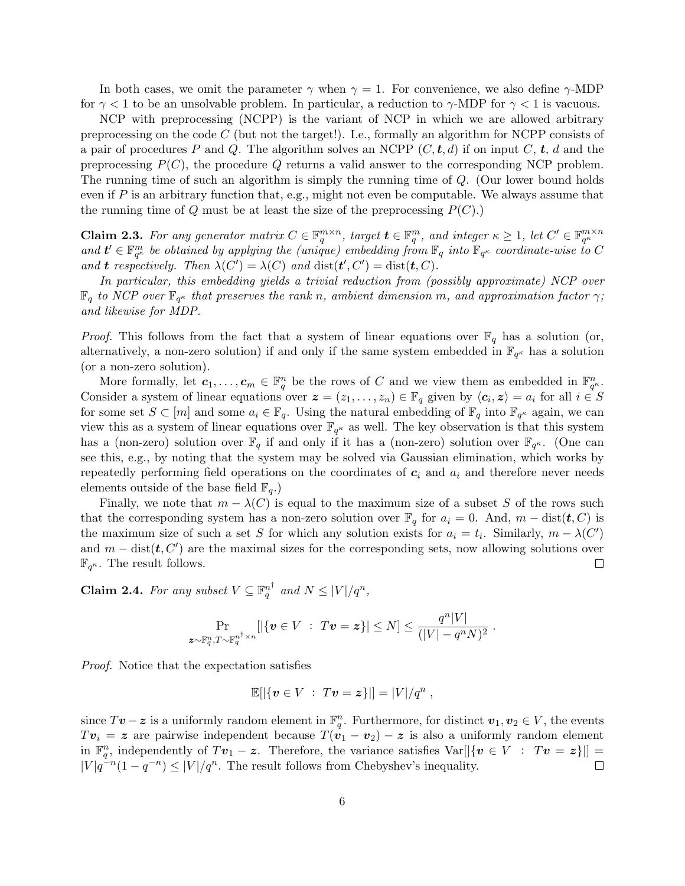In both cases, we omit the parameter $\gamma$ when $\gamma = 1$. For convenience, we also define $\gamma$-MDP for $\gamma < 1$ to be an unsolvable problem. In particular, a reduction to $\gamma$-MDP for $\gamma < 1$ is vacuous.

NCP with preprocessing (NCPP) is the variant of NCP in which we are allowed arbitrary preprocessing on the code $C$ (but not the target!). I.e., formally an algorithm for NCPP consists of a pair of procedures $P$ and $Q$. The algorithm solves an NCPP $(C, \boldsymbol{t}, d)$ if on input $C$, $\boldsymbol{t}$, $d$ and the preprocessing $P(C)$, the procedure $Q$ returns a valid answer to the corresponding NCP problem. The running time of such an algorithm is simply the running time of $Q$. (Our lower bound holds even if $P$ is an arbitrary function that, e.g., might not even be computable. We always assume that the running time of $Q$ must be at least the size of the preprocessing $P(C)$.)

**Claim 2.3.** *For any generator matrix $C \in \mathbb{F}_q^{m\times n}$, target $\boldsymbol{t} \in \mathbb{F}_q^m$, and integer $\kappa \geq 1$, let $C' \in \mathbb{F}_{q^\kappa}^{m\times n}$ and $\boldsymbol{t}' \in \mathbb{F}_{q^\kappa}^m$ be obtained by applying the (unique) embedding from $\mathbb{F}_q$ into $\mathbb{F}_{q^\kappa}$ coordinate-wise to $C$ and $\boldsymbol{t}$ respectively. Then $\lambda(C') = \lambda(C)$ and $\mathrm{dist}(\boldsymbol{t}', C') = \mathrm{dist}(\boldsymbol{t}, C)$.*

*In particular, this embedding yields a trivial reduction from (possibly approximate) NCP over $\mathbb{F}_q$ to NCP over $\mathbb{F}_{q^\kappa}$ that preserves the rank $n$, ambient dimension $m$, and approximation factor $\gamma$; and likewise for MDP.*

*Proof.* This follows from the fact that a system of linear equations over $\mathbb{F}_q$ has a solution (or, alternatively, a non-zero solution) if and only if the same system embedded in $\mathbb{F}_{q^\kappa}$ has a solution (or a non-zero solution).

More formally, let $\boldsymbol{c}_1, \ldots, \boldsymbol{c}_m \in \mathbb{F}_q^n$ be the rows of $C$ and we view them as embedded in $\mathbb{F}_{q^\kappa}^n$. Consider a system of linear equations over $\boldsymbol{z} = (z_1, \ldots, z_n) \in \mathbb{F}_q$ given by $\langle \boldsymbol{c}_i, \boldsymbol{z}\rangle = a_i$ for all $i \in S$ for some set $S \subset [m]$ and some $a_i \in \mathbb{F}_q$. Using the natural embedding of $\mathbb{F}_q$ into $\mathbb{F}_{q^\kappa}$ again, we can view this as a system of linear equations over $\mathbb{F}_{q^\kappa}$ as well. The key observation is that this system has a (non-zero) solution over $\mathbb{F}_q$ if and only if it has a (non-zero) solution over $\mathbb{F}_{q^\kappa}$. (One can see this, e.g., by noting that the system may be solved via Gaussian elimination, which works by repeatedly performing field operations on the coordinates of $\boldsymbol{c}_i$ and $a_i$ and therefore never needs elements outside of the base field $\mathbb{F}_q$.)

Finally, we note that $m - \lambda(C)$ is equal to the maximum size of a subset $S$ of the rows such that the corresponding system has a non-zero solution over $\mathbb{F}_q$ for $a_i = 0$. And, $m - \mathrm{dist}(\boldsymbol{t}, C)$ is the maximum size of such a set $S$ for which any solution exists for $a_i = t_i$. Similarly, $m - \lambda(C')$ and $m - \mathrm{dist}(\boldsymbol{t}, C')$ are the maximal sizes for the corresponding sets, now allowing solutions over $\mathbb{F}_{q^\kappa}$. The result follows. $\square$

**Claim 2.4.** *For any subset $V \subseteq \mathbb{F}_q^{n^\dagger}$ and $N \leq |V|/q^n$,*

$$\Pr_{\boldsymbol{z}\sim\mathbb{F}_q^n, T\sim\mathbb{F}_q^{n^\dagger\times n}}[|\{\boldsymbol{v} \in V \ : \ T\boldsymbol{v} = \boldsymbol{z}\}| \leq N] \leq \frac{q^n|V|}{(|V| - q^n N)^2} \ .$$

*Proof.* Notice that the expectation satisfies

$$\mathbb{E}[|\{\boldsymbol{v} \in V \ : \ T\boldsymbol{v} = \boldsymbol{z}\}|] = |V|/q^n \ ,$$

since $T\boldsymbol{v} - \boldsymbol{z}$ is a uniformly random element in $\mathbb{F}_q^n$. Furthermore, for distinct $\boldsymbol{v}_1, \boldsymbol{v}_2 \in V$, the events $T\boldsymbol{v}_i = \boldsymbol{z}$ are pairwise independent because $T(\boldsymbol{v}_1 - \boldsymbol{v}_2) - \boldsymbol{z}$ is also a uniformly random element in $\mathbb{F}_q^n$, independently of $T\boldsymbol{v}_1 - \boldsymbol{z}$. Therefore, the variance satisfies $\mathrm{Var}[|\{\boldsymbol{v} \in V \ : \ T\boldsymbol{v} = \boldsymbol{z}\}|] = |V|q^{-n}(1 - q^{-n}) \leq |V|/q^n$. The result follows from Chebyshev's inequality. $\square$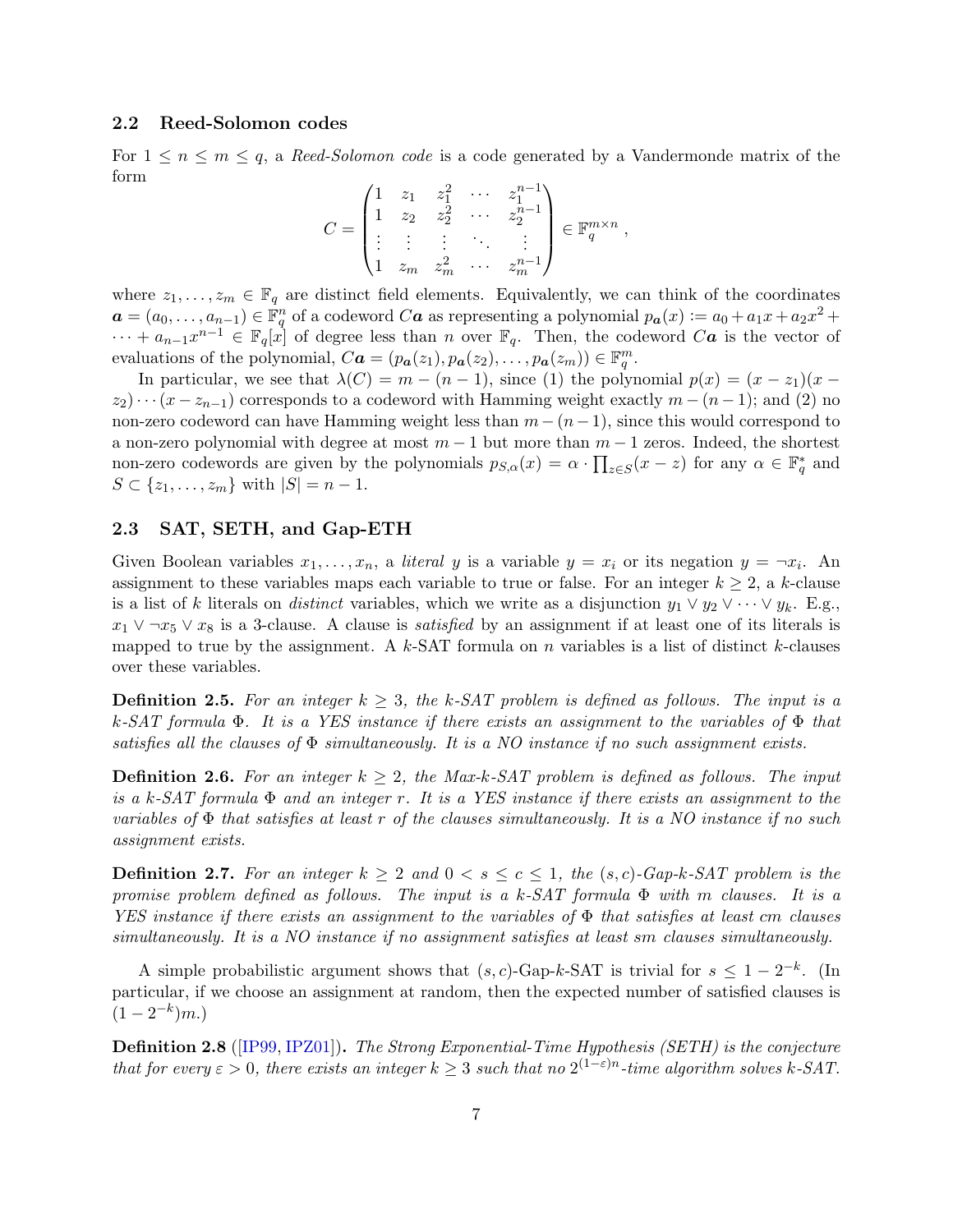### 2.2 Reed-Solomon codes

For $1 \le n \le m \le q$, a *Reed-Solomon code* is a code generated by a Vandermonde matrix of the form

$$C = \begin{pmatrix} 1 & z_1 & z_1^2 & \cdots & z_1^{n-1} \\ 1 & z_2 & z_2^2 & \cdots & z_2^{n-1} \\ \vdots & \vdots & \vdots & \ddots & \vdots \\ 1 & z_m & z_m^2 & \cdots & z_m^{n-1} \end{pmatrix} \in \mathbb{F}_q^{m \times n} ,$$

where $z_1, \ldots, z_m \in \mathbb{F}_q$ are distinct field elements. Equivalently, we can think of the coordinates $\boldsymbol{a} = (a_0, \ldots, a_{n-1}) \in \mathbb{F}_q^n$ of a codeword $C\boldsymbol{a}$ as representing a polynomial $p_{\boldsymbol{a}}(x) := a_0 + a_1 x + a_2 x^2 + \cdots + a_{n-1}x^{n-1} \in \mathbb{F}_q[x]$ of degree less than $n$ over $\mathbb{F}_q$. Then, the codeword $C\boldsymbol{a}$ is the vector of evaluations of the polynomial, $C\boldsymbol{a} = (p_{\boldsymbol{a}}(z_1), p_{\boldsymbol{a}}(z_2), \ldots, p_{\boldsymbol{a}}(z_m)) \in \mathbb{F}_q^m$.

In particular, we see that $\lambda(C) = m - (n-1)$, since (1) the polynomial $p(x) = (x - z_1)(x - z_2) \cdots (x - z_{n-1})$ corresponds to a codeword with Hamming weight exactly $m - (n-1)$; and (2) no non-zero codeword can have Hamming weight less than $m - (n-1)$, since this would correspond to a non-zero polynomial with degree at most $m - 1$ but more than $m - 1$ zeros. Indeed, the shortest non-zero codewords are given by the polynomials $p_{S,\alpha}(x) = \alpha \cdot \prod_{z \in S}(x - z)$ for any $\alpha \in \mathbb{F}_q^*$ and $S \subset \{z_1, \ldots, z_m\}$ with $|S| = n - 1$.

### 2.3 SAT, SETH, and Gap-ETH

Given Boolean variables $x_1, \ldots, x_n$, a *literal* $y$ is a variable $y = x_i$ or its negation $y = \neg x_i$. An assignment to these variables maps each variable to true or false. For an integer $k \ge 2$, a $k$-clause is a list of $k$ literals on *distinct* variables, which we write as a disjunction $y_1 \vee y_2 \vee \cdots \vee y_k$. E.g., $x_1 \vee \neg x_5 \vee x_8$ is a 3-clause. A clause is *satisfied* by an assignment if at least one of its literals is mapped to true by the assignment. A $k$-SAT formula on $n$ variables is a list of distinct $k$-clauses over these variables.

**Definition 2.5.** *For an integer $k \ge 3$, the $k$-SAT problem is defined as follows. The input is a $k$-SAT formula $\Phi$. It is a YES instance if there exists an assignment to the variables of $\Phi$ that satisfies all the clauses of $\Phi$ simultaneously. It is a NO instance if no such assignment exists.*

**Definition 2.6.** *For an integer $k \ge 2$, the Max-$k$-SAT problem is defined as follows. The input is a $k$-SAT formula $\Phi$ and an integer $r$. It is a YES instance if there exists an assignment to the variables of $\Phi$ that satisfies at least $r$ of the clauses simultaneously. It is a NO instance if no such assignment exists.*

**Definition 2.7.** *For an integer $k \ge 2$ and $0 < s \le c \le 1$, the $(s, c)$-Gap-$k$-SAT problem is the promise problem defined as follows. The input is a $k$-SAT formula $\Phi$ with $m$ clauses. It is a YES instance if there exists an assignment to the variables of $\Phi$ that satisfies at least $cm$ clauses simultaneously. It is a NO instance if no assignment satisfies at least $sm$ clauses simultaneously.*

A simple probabilistic argument shows that $(s, c)$-Gap-$k$-SAT is trivial for $s \le 1 - 2^{-k}$. (In particular, if we choose an assignment at random, then the expected number of satisfied clauses is $(1 - 2^{-k})m$.)

**Definition 2.8** ([IP99, IPZ01])**.** *The Strong Exponential-Time Hypothesis (SETH) is the conjecture that for every $\varepsilon > 0$, there exists an integer $k \ge 3$ such that no $2^{(1-\varepsilon)n}$-time algorithm solves $k$-SAT.*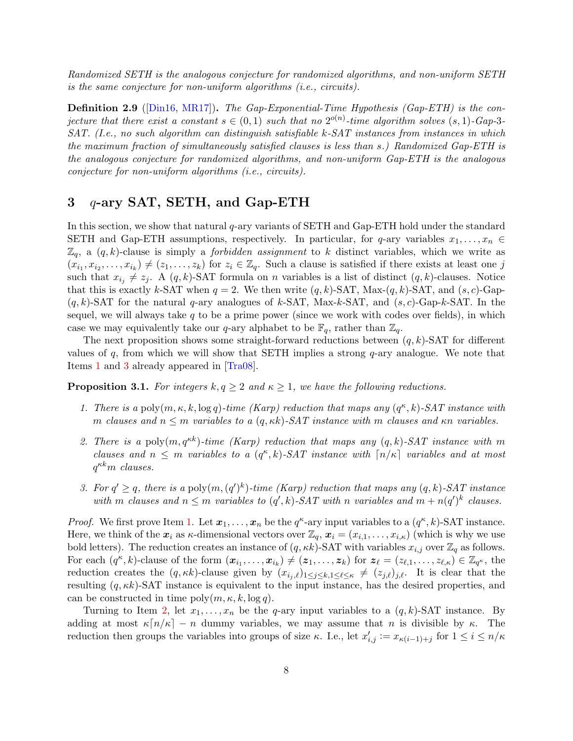*Randomized SETH is the analogous conjecture for randomized algorithms, and non-uniform SETH is the same conjecture for non-uniform algorithms (i.e., circuits).*

**Definition 2.9** ([Din16, MR17]). *The Gap-Exponential-Time Hypothesis (Gap-ETH) is the conjecture that there exist a constant $s \in (0,1)$ such that no $2^{o(n)}$-time algorithm solves $(s,1)$-Gap-3-SAT. (I.e., no such algorithm can distinguish satisfiable $k$-SAT instances from instances in which the maximum fraction of simultaneously satisfied clauses is less than $s$.) Randomized Gap-ETH is the analogous conjecture for randomized algorithms, and non-uniform Gap-ETH is the analogous conjecture for non-uniform algorithms (i.e., circuits).*

## 3 $q$-ary SAT, SETH, and Gap-ETH

In this section, we show that natural $q$-ary variants of SETH and Gap-ETH hold under the standard SETH and Gap-ETH assumptions, respectively. In particular, for $q$-ary variables $x_1, \ldots, x_n \in \mathbb{Z}_q$, a $(q,k)$-clause is simply a *forbidden assignment* to $k$ distinct variables, which we write as $(x_{i_1}, x_{i_2}, \ldots, x_{i_k}) \neq (z_1, \ldots, z_k)$ for $z_i \in \mathbb{Z}_q$. Such a clause is satisfied if there exists at least one $j$ such that $x_{i_j} \neq z_j$. A $(q,k)$-SAT formula on $n$ variables is a list of distinct $(q,k)$-clauses. Notice that this is exactly $k$-SAT when $q = 2$. We then write $(q,k)$-SAT, Max-$(q,k)$-SAT, and $(s,c)$-Gap-$(q,k)$-SAT for the natural $q$-ary analogues of $k$-SAT, Max-$k$-SAT, and $(s,c)$-Gap-$k$-SAT. In the sequel, we will always take $q$ to be a prime power (since we work with codes over fields), in which case we may equivalently take our $q$-ary alphabet to be $\mathbb{F}_q$, rather than $\mathbb{Z}_q$.

The next proposition shows some straight-forward reductions between $(q,k)$-SAT for different values of $q$, from which we will show that SETH implies a strong $q$-ary analogue. We note that Items 1 and 3 already appeared in [Tra08].

**Proposition 3.1.** *For integers $k, q \geq 2$ and $\kappa \geq 1$, we have the following reductions.*

1. *There is a $\mathrm{poly}(m, \kappa, k, \log q)$-time (Karp) reduction that maps any $(q^\kappa, k)$-SAT instance with $m$ clauses and $n \leq m$ variables to a $(q, \kappa k)$-SAT instance with $m$ clauses and $\kappa n$ variables.*
2. *There is a $\mathrm{poly}(m, q^{\kappa k})$-time (Karp) reduction that maps any $(q,k)$-SAT instance with $m$ clauses and $n \leq m$ variables to a $(q^\kappa, k)$-SAT instance with $\lceil n/\kappa \rceil$ variables and at most $q^{\kappa k} m$ clauses.*
3. *For $q' \geq q$, there is a $\mathrm{poly}(m, (q')^k)$-time (Karp) reduction that maps any $(q,k)$-SAT instance with $m$ clauses and $n \leq m$ variables to $(q', k)$-SAT with $n$ variables and $m + n(q')^k$ clauses.*

*Proof.* We first prove Item 1. Let $\boldsymbol{x}_1, \ldots, \boldsymbol{x}_n$ be the $q^\kappa$-ary input variables to a $(q^\kappa, k)$-SAT instance. Here, we think of the $\boldsymbol{x}_i$ as $\kappa$-dimensional vectors over $\mathbb{Z}_q$, $\boldsymbol{x}_i = (x_{i,1}, \ldots, x_{i,\kappa})$ (which is why we use bold letters). The reduction creates an instance of $(q, \kappa k)$-SAT with variables $x_{i,j}$ over $\mathbb{Z}_q$ as follows. For each $(q^\kappa, k)$-clause of the form $(\boldsymbol{x}_{i_1}, \ldots, \boldsymbol{x}_{i_k}) \neq (\boldsymbol{z}_1, \ldots, \boldsymbol{z}_k)$ for $\boldsymbol{z}_\ell = (z_{\ell,1}, \ldots, z_{\ell,\kappa}) \in \mathbb{Z}_{q^\kappa}$, the reduction creates the $(q, \kappa k)$-clause given by $(x_{i_j,\ell})_{1 \leq j \leq k, 1 \leq \ell \leq \kappa} \neq (z_{j,\ell})_{j,\ell}$. It is clear that the resulting $(q, \kappa k)$-SAT instance is equivalent to the input instance, has the desired properties, and can be constructed in time $\mathrm{poly}(m, \kappa, k, \log q)$.

Turning to Item 2, let $x_1, \ldots, x_n$ be the $q$-ary input variables to a $(q,k)$-SAT instance. By adding at most $\kappa \lceil n/\kappa \rceil - n$ dummy variables, we may assume that $n$ is divisible by $\kappa$. The reduction then groups the variables into groups of size $\kappa$. I.e., let $x'_{i,j} := x_{\kappa(i-1)+j}$ for $1 \leq i \leq n/\kappa$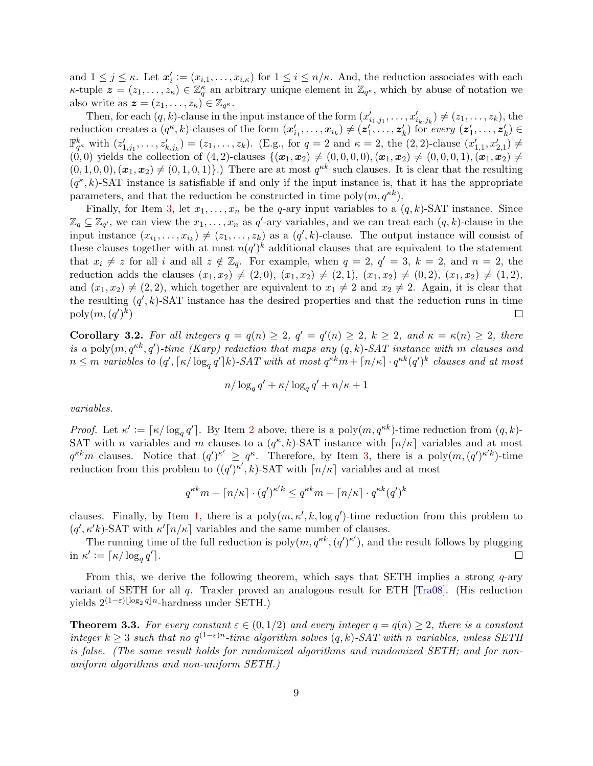and $1 \leq j \leq \kappa$. Let $\boldsymbol{x}'_i := (x_{i,1}, \ldots, x_{i,\kappa})$ for $1 \leq i \leq n/\kappa$. And, the reduction associates with each $\kappa$-tuple $\boldsymbol{z} = (z_1, \ldots, z_\kappa) \in \mathbb{Z}_q^\kappa$ an arbitrary unique element in $\mathbb{Z}_{q^\kappa}$, which by abuse of notation we also write as $\boldsymbol{z} = (z_1, \ldots, z_\kappa) \in \mathbb{Z}_{q^\kappa}$.

Then, for each $(q,k)$-clause in the input instance of the form $(x'_{i_1,j_1}, \ldots, x'_{i_k,j_k}) \neq (z_1, \ldots, z_k)$, the reduction creates a $(q^\kappa, k)$-clauses of the form $(\boldsymbol{x}'_{i_1}, \ldots, \boldsymbol{x}_{i_k}) \neq (\boldsymbol{z}'_1, \ldots, \boldsymbol{z}'_k)$ for *every* $(\boldsymbol{z}'_1, \ldots, \boldsymbol{z}'_k) \in \mathbb{F}^k_{q^\kappa}$ with $(z'_{1,j_1}, \ldots, z'_{k,j_k}) = (z_1, \ldots, z_k)$. (E.g., for $q = 2$ and $\kappa = 2$, the $(2,2)$-clause $(x'_{1,1}, x'_{2,1}) \neq (0,0)$ yields the collection of $(4,2)$-clauses $\{(\boldsymbol{x}_1, \boldsymbol{x}_2) \neq (0,0,0,0), (\boldsymbol{x}_1, \boldsymbol{x}_2) \neq (0,0,0,1), (\boldsymbol{x}_1, \boldsymbol{x}_2) \neq (0,1,0,0), (\boldsymbol{x}_1, \boldsymbol{x}_2) \neq (0,1,0,1)\}$.) There are at most $q^{\kappa k}$ such clauses. It is clear that the resulting $(q^\kappa, k)$-SAT instance is satisfiable if and only if the input instance is, that it has the appropriate parameters, and that the reduction be constructed in time $\text{poly}(m, q^{\kappa k})$.

Finally, for Item 3, let $x_1, \ldots, x_n$ be the $q$-ary input variables to a $(q,k)$-SAT instance. Since $\mathbb{Z}_q \subseteq \mathbb{Z}_{q'}$, we can view the $x_1, \ldots, x_n$ as $q'$-ary variables, and we can treat each $(q,k)$-clause in the input instance $(x_{i_1}, \ldots, x_{i_k}) \neq (z_1, \ldots, z_k)$ as a $(q', k)$-clause. The output instance will consist of these clauses together with at most $n(q')^k$ additional clauses that are equivalent to the statement that $x_i \neq z$ for all $i$ and all $z \notin \mathbb{Z}_q$. For example, when $q = 2$, $q' = 3$, $k = 2$, and $n = 2$, the reduction adds the clauses $(x_1, x_2) \neq (2,0)$, $(x_1, x_2) \neq (2,1)$, $(x_1, x_2) \neq (0,2)$, $(x_1, x_2) \neq (1,2)$, and $(x_1, x_2) \neq (2,2)$, which together are equivalent to $x_1 \neq 2$ and $x_2 \neq 2$. Again, it is clear that the resulting $(q', k)$-SAT instance has the desired properties and that the reduction runs in time $\text{poly}(m, (q')^k)$ □

**Corollary 3.2.** *For all integers $q = q(n) \geq 2$, $q' = q'(n) \geq 2$, $k \geq 2$, and $\kappa = \kappa(n) \geq 2$, there is a $\text{poly}(m, q^{\kappa k}, q')$-time (Karp) reduction that maps any $(q,k)$-SAT instance with $m$ clauses and $n \leq m$ variables to $(q', \lceil \kappa / \log_q q' \rceil k)$-SAT with at most $q^{\kappa k} m + \lceil n/\kappa \rceil \cdot q^{\kappa k} (q')^k$ clauses and at most*

$$n / \log_q q' + \kappa / \log_q q' + n/\kappa + 1$$

*variables.*

*Proof.* Let $\kappa' := \lceil \kappa / \log_q q' \rceil$. By Item 2 above, there is a $\text{poly}(m, q^{\kappa k})$-time reduction from $(q,k)$-SAT with $n$ variables and $m$ clauses to a $(q^\kappa, k)$-SAT instance with $\lceil n/\kappa \rceil$ variables and at most $q^{\kappa k} m$ clauses. Notice that $(q')^{\kappa'} \geq q^\kappa$. Therefore, by Item 3, there is a $\text{poly}(m, (q')^{\kappa' k})$-time reduction from this problem to $((q')^{\kappa'}, k)$-SAT with $\lceil n/\kappa \rceil$ variables and at most

$$q^{\kappa k} m + \lceil n/\kappa \rceil \cdot (q')^{\kappa' k} \leq q^{\kappa k} m + \lceil n/\kappa \rceil \cdot q^{\kappa k} (q')^k$$

clauses. Finally, by Item 1, there is a $\text{poly}(m, \kappa', k, \log q')$-time reduction from this problem to $(q', \kappa' k)$-SAT with $\kappa' \lceil n/\kappa \rceil$ variables and the same number of clauses.

The running time of the full reduction is $\text{poly}(m, q^{\kappa k}, (q')^{\kappa'})$, and the result follows by plugging in $\kappa' := \lceil \kappa / \log_q q' \rceil$. □

From this, we derive the following theorem, which says that SETH implies a strong $q$-ary variant of SETH for all $q$. Traxler proved an analogous result for ETH [Tra08]. (His reduction yields $2^{(1-\varepsilon)\lfloor \log_2 q \rfloor n}$-hardness under SETH.)

**Theorem 3.3.** *For every constant $\varepsilon \in (0, 1/2)$ and every integer $q = q(n) \geq 2$, there is a constant integer $k \geq 3$ such that no $q^{(1-\varepsilon)n}$-time algorithm solves $(q,k)$-SAT with $n$ variables, unless SETH is false. (The same result holds for randomized algorithms and randomized SETH; and for non-uniform algorithms and non-uniform SETH.)*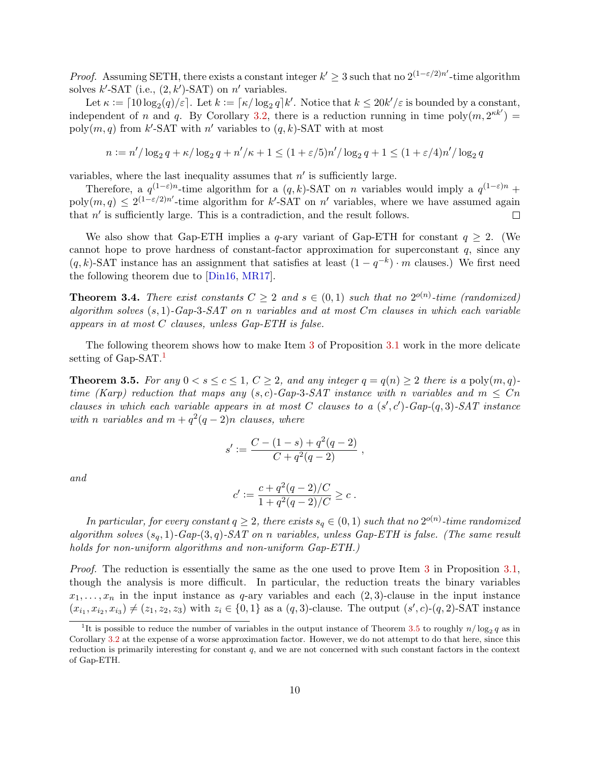*Proof.* Assuming SETH, there exists a constant integer $k' \geq 3$ such that no $2^{(1-\varepsilon/2)n'}$-time algorithm solves $k'$-SAT (i.e., $(2, k')$-SAT) on $n'$ variables.

Let $\kappa := \lceil 10 \log_2(q)/\varepsilon \rceil$. Let $k := \lceil \kappa / \log_2 q \rceil k'$. Notice that $k \leq 20k'/\varepsilon$ is bounded by a constant, independent of $n$ and $q$. By Corollary 3.2, there is a reduction running in time $\mathrm{poly}(m, 2^{\kappa k'}) = \mathrm{poly}(m, q)$ from $k'$-SAT with $n'$ variables to $(q, k)$-SAT with at most

$$n := n'/\log_2 q + \kappa/\log_2 q + n'/\kappa + 1 \leq (1 + \varepsilon/5)n'/\log_2 q + 1 \leq (1 + \varepsilon/4)n'/\log_2 q$$

variables, where the last inequality assumes that $n'$ is sufficiently large.

Therefore, a $q^{(1-\varepsilon)n}$-time algorithm for a $(q, k)$-SAT on $n$ variables would imply a $q^{(1-\varepsilon)n} + \mathrm{poly}(m, q) \leq 2^{(1-\varepsilon/2)n'}$-time algorithm for $k'$-SAT on $n'$ variables, where we have assumed again that $n'$ is sufficiently large. This is a contradiction, and the result follows. $\square$

We also show that Gap-ETH implies a $q$-ary variant of Gap-ETH for constant $q \geq 2$. (We cannot hope to prove hardness of constant-factor approximation for superconstant $q$, since any $(q, k)$-SAT instance has an assignment that satisfies at least $(1 - q^{-k}) \cdot m$ clauses.) We first need the following theorem due to [Din16, MR17].

**Theorem 3.4.** *There exist constants $C \geq 2$ and $s \in (0, 1)$ such that no $2^{o(n)}$-time (randomized) algorithm solves $(s, 1)$-Gap-3-SAT on $n$ variables and at most $Cm$ clauses in which each variable appears in at most $C$ clauses, unless Gap-ETH is false.*

The following theorem shows how to make Item 3 of Proposition 3.1 work in the more delicate setting of Gap-SAT.[1]

**Theorem 3.5.** *For any $0 < s \leq c \leq 1$, $C \geq 2$, and any integer $q = q(n) \geq 2$ there is a $\mathrm{poly}(m, q)$-time (Karp) reduction that maps any $(s, c)$-Gap-3-SAT instance with $n$ variables and $m \leq Cn$ clauses in which each variable appears in at most $C$ clauses to a $(s', c')$-Gap-$(q, 3)$-SAT instance with $n$ variables and $m + q^2(q-2)n$ clauses, where*

$$s' := \frac{C - (1 - s) + q^2(q-2)}{C + q^2(q-2)} \; ,$$

*and*

$$c' := \frac{c + q^2(q-2)/C}{1 + q^2(q-2)/C} \geq c \; .$$

*In particular, for every constant $q \geq 2$, there exists $s_q \in (0, 1)$ such that no $2^{o(n)}$-time randomized algorithm solves $(s_q, 1)$-Gap-$(3, q)$-SAT on $n$ variables, unless Gap-ETH is false. (The same result holds for non-uniform algorithms and non-uniform Gap-ETH.)*

*Proof.* The reduction is essentially the same as the one used to prove Item 3 in Proposition 3.1, though the analysis is more difficult. In particular, the reduction treats the binary variables $x_1, \ldots, x_n$ in the input instance as $q$-ary variables and each $(2, 3)$-clause in the input instance $(x_{i_1}, x_{i_2}, x_{i_3}) \neq (z_1, z_2, z_3)$ with $z_i \in \{0, 1\}$ as a $(q, 3)$-clause. The output $(s', c)$-$(q, 2)$-SAT instance

[1] It is possible to reduce the number of variables in the output instance of Theorem 3.5 to roughly $n/\log_2 q$ as in Corollary 3.2 at the expense of a worse approximation factor. However, we do not attempt to do that here, since this reduction is primarily interesting for constant $q$, and we are not concerned with such constant factors in the context of Gap-ETH.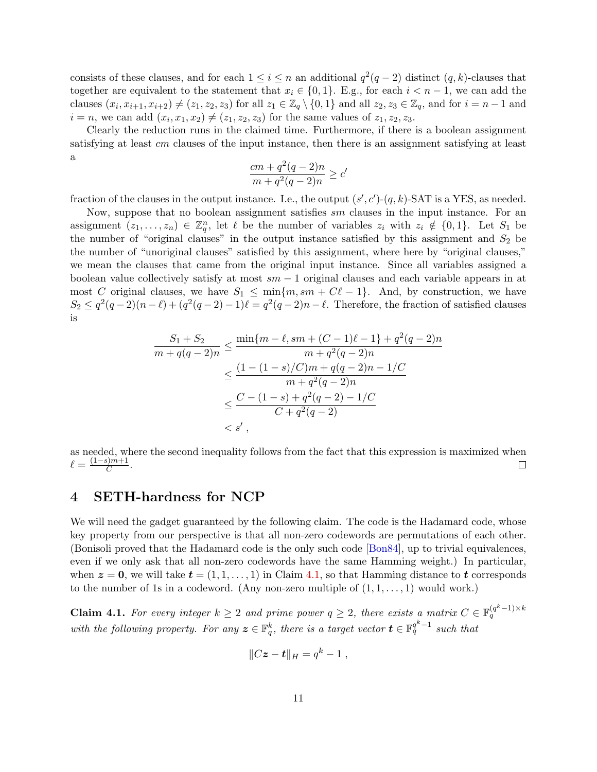consists of these clauses, and for each $1 \le i \le n$ an additional $q^2(q-2)$ distinct $(q,k)$-clauses that together are equivalent to the statement that $x_i \in \{0,1\}$. E.g., for each $i < n-1$, we can add the clauses $(x_i, x_{i+1}, x_{i+2}) \neq (z_1, z_2, z_3)$ for all $z_1 \in \mathbb{Z}_q \setminus \{0,1\}$ and all $z_2, z_3 \in \mathbb{Z}_q$, and for $i = n-1$ and $i = n$, we can add $(x_i, x_1, x_2) \neq (z_1, z_2, z_3)$ for the same values of $z_1, z_2, z_3$.

Clearly the reduction runs in the claimed time. Furthermore, if there is a boolean assignment satisfying at least $cm$ clauses of the input instance, then there is an assignment satisfying at least a

$$\frac{cm + q^2(q-2)n}{m + q^2(q-2)n} \ge c'$$

fraction of the clauses in the output instance. I.e., the output $(s', c')$-$(q,k)$-SAT is a YES, as needed.

Now, suppose that no boolean assignment satisfies $sm$ clauses in the input instance. For an assignment $(z_1, \ldots, z_n) \in \mathbb{Z}_q^n$, let $\ell$ be the number of variables $z_i$ with $z_i \notin \{0,1\}$. Let $S_1$ be the number of "original clauses" in the output instance satisfied by this assignment and $S_2$ be the number of "unoriginal clauses" satisfied by this assignment, where here by "original clauses," we mean the clauses that came from the original input instance. Since all variables assigned a boolean value collectively satisfy at most $sm - 1$ original clauses and each variable appears in at most $C$ original clauses, we have $S_1 \le \min\{m, sm + C\ell - 1\}$. And, by construction, we have $S_2 \le q^2(q-2)(n-\ell) + (q^2(q-2)-1)\ell = q^2(q-2)n - \ell$. Therefore, the fraction of satisfied clauses is

$$\begin{aligned}
\frac{S_1 + S_2}{m + q(q-2)n} &\le \frac{\min\{m - \ell, sm + (C-1)\ell - 1\} + q^2(q-2)n}{m + q^2(q-2)n} \\
&\le \frac{(1 - (1-s)/C)m + q(q-2)n - 1/C}{m + q^2(q-2)n} \\
&\le \frac{C - (1-s) + q^2(q-2) - 1/C}{C + q^2(q-2)} \\
&< s' \; ,
\end{aligned}$$

as needed, where the second inequality follows from the fact that this expression is maximized when $\ell = \frac{(1-s)m+1}{C}$. $\square$

## 4 SETH-hardness for NCP

We will need the gadget guaranteed by the following claim. The code is the Hadamard code, whose key property from our perspective is that all non-zero codewords are permutations of each other. (Bonisoli proved that the Hadamard code is the only such code [Bon84], up to trivial equivalences, even if we only ask that all non-zero codewords have the same Hamming weight.) In particular, when $\boldsymbol{z} = \boldsymbol{0}$, we will take $\boldsymbol{t} = (1, 1, \ldots, 1)$ in Claim 4.1, so that Hamming distance to $\boldsymbol{t}$ corresponds to the number of 1s in a codeword. (Any non-zero multiple of $(1, 1, \ldots, 1)$ would work.)

**Claim 4.1.** *For every integer $k \ge 2$ and prime power $q \ge 2$, there exists a matrix $C \in \mathbb{F}_q^{(q^k-1)\times k}$ with the following property. For any $\boldsymbol{z} \in \mathbb{F}_q^k$, there is a target vector $\boldsymbol{t} \in \mathbb{F}_q^{q^k-1}$ such that*

$$\|C\boldsymbol{z} - \boldsymbol{t}\|_H = q^k - 1 \; ,$$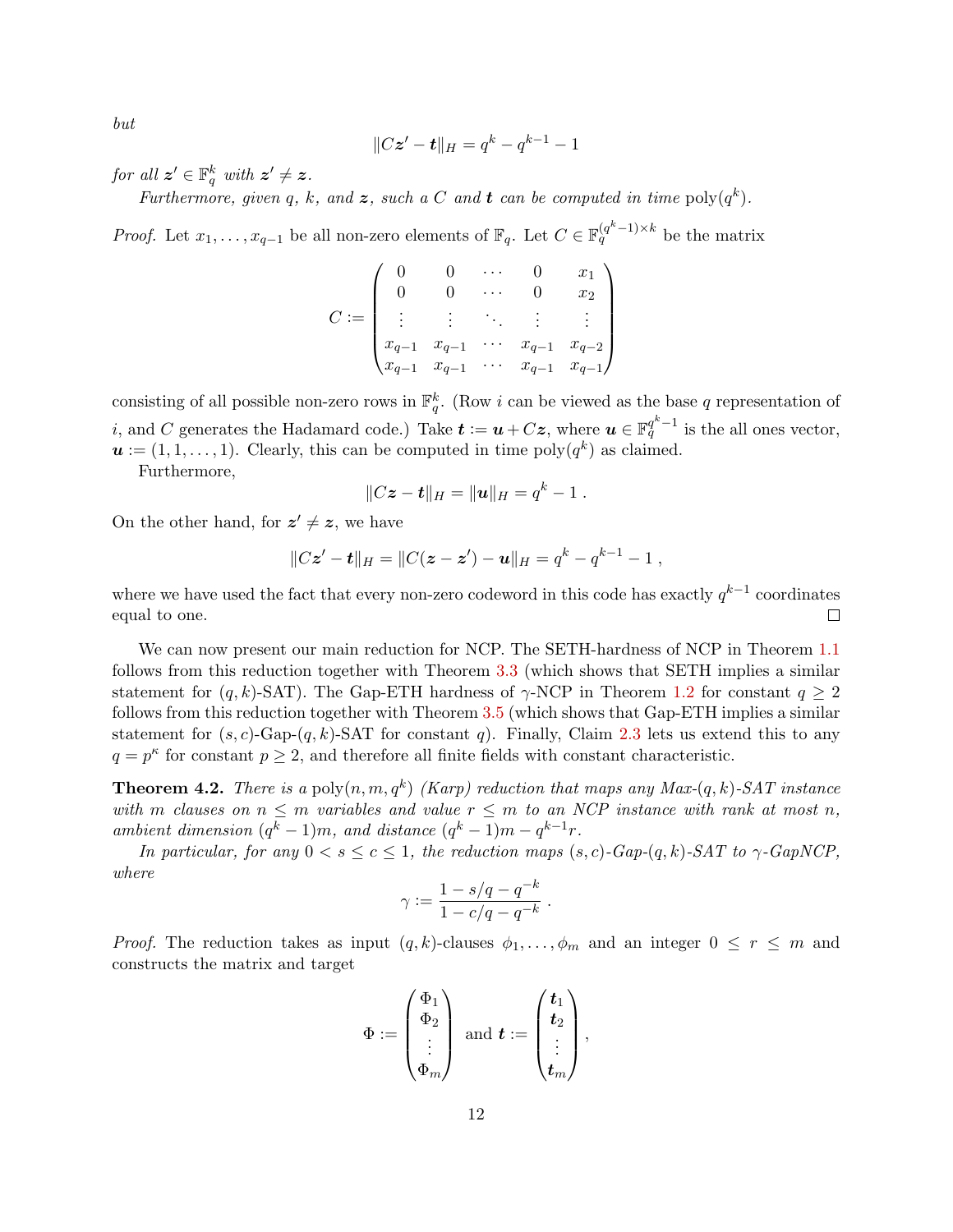*but*

$$\|C\boldsymbol{z}' - \boldsymbol{t}\|_H = q^k - q^{k-1} - 1$$

*for all* $\boldsymbol{z}' \in \mathbb{F}_q^k$ *with* $\boldsymbol{z}' \neq \boldsymbol{z}$.

*Furthermore, given* $q$, $k$, *and* $\boldsymbol{z}$, *such a* $C$ *and* $\boldsymbol{t}$ *can be computed in time* $\mathrm{poly}(q^k)$.

*Proof.* Let $x_1, \ldots, x_{q-1}$ be all non-zero elements of $\mathbb{F}_q$. Let $C \in \mathbb{F}_q^{(q^k-1)\times k}$ be the matrix

$$C := \begin{pmatrix} 0 & 0 & \cdots & 0 & x_1 \\ 0 & 0 & \cdots & 0 & x_2 \\ \vdots & \vdots & \ddots & \vdots & \vdots \\ x_{q-1} & x_{q-1} & \cdots & x_{q-1} & x_{q-2} \\ x_{q-1} & x_{q-1} & \cdots & x_{q-1} & x_{q-1} \end{pmatrix}$$

consisting of all possible non-zero rows in $\mathbb{F}_q^k$. (Row $i$ can be viewed as the base $q$ representation of $i$, and $C$ generates the Hadamard code.) Take $\boldsymbol{t} := \boldsymbol{u} + C\boldsymbol{z}$, where $\boldsymbol{u} \in \mathbb{F}_q^{q^k-1}$ is the all ones vector, $\boldsymbol{u} := (1, 1, \ldots, 1)$. Clearly, this can be computed in time $\mathrm{poly}(q^k)$ as claimed.

Furthermore,

$$\|C\boldsymbol{z} - \boldsymbol{t}\|_H = \|\boldsymbol{u}\|_H = q^k - 1 \; .$$

On the other hand, for $\boldsymbol{z}' \neq \boldsymbol{z}$, we have

$$\|C\boldsymbol{z}' - \boldsymbol{t}\|_H = \|C(\boldsymbol{z} - \boldsymbol{z}') - \boldsymbol{u}\|_H = q^k - q^{k-1} - 1 \; ,$$

where we have used the fact that every non-zero codeword in this code has exactly $q^{k-1}$ coordinates equal to one. ◻

We can now present our main reduction for NCP. The SETH-hardness of NCP in Theorem 1.1 follows from this reduction together with Theorem 3.3 (which shows that SETH implies a similar statement for $(q,k)$-SAT). The Gap-ETH hardness of $\gamma$-NCP in Theorem 1.2 for constant $q \geq 2$ follows from this reduction together with Theorem 3.5 (which shows that Gap-ETH implies a similar statement for $(s,c)$-Gap-$(q,k)$-SAT for constant $q$). Finally, Claim 2.3 lets us extend this to any $q = p^\kappa$ for constant $p \geq 2$, and therefore all finite fields with constant characteristic.

**Theorem 4.2.** *There is a* $\mathrm{poly}(n, m, q^k)$ *(Karp) reduction that maps any Max-*$(q,k)$*-SAT instance with* $m$ *clauses on* $n \leq m$ *variables and value* $r \leq m$ *to an NCP instance with rank at most* $n$, *ambient dimension* $(q^k - 1)m$, *and distance* $(q^k - 1)m - q^{k-1}r$.

*In particular, for any* $0 < s \leq c \leq 1$, *the reduction maps* $(s,c)$*-Gap-*$(q,k)$*-SAT to* $\gamma$*-GapNCP, where*

$$\gamma := \frac{1 - s/q - q^{-k}}{1 - c/q - q^{-k}} \; .$$

*Proof.* The reduction takes as input $(q,k)$-clauses $\phi_1, \ldots, \phi_m$ and an integer $0 \leq r \leq m$ and constructs the matrix and target

$$\Phi := \begin{pmatrix} \Phi_1 \\ \Phi_2 \\ \vdots \\ \Phi_m \end{pmatrix} \text{ and } \boldsymbol{t} := \begin{pmatrix} \boldsymbol{t}_1 \\ \boldsymbol{t}_2 \\ \vdots \\ \boldsymbol{t}_m \end{pmatrix} ,$$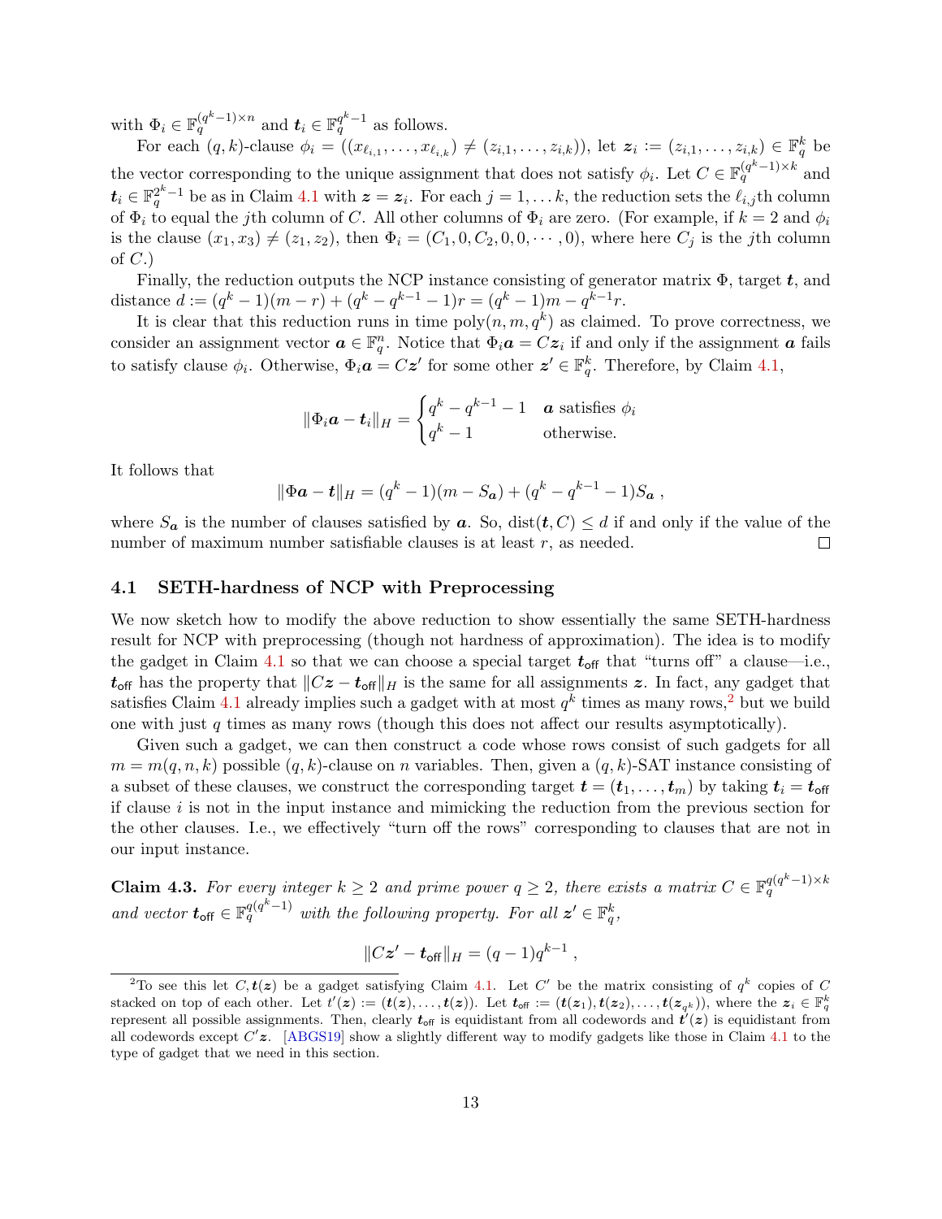with $\Phi_i \in \mathbb{F}_q^{(q^k-1)\times n}$ and $\boldsymbol{t}_i \in \mathbb{F}_q^{q^k-1}$ as follows.

For each $(q,k)$-clause $\phi_i = ((x_{\ell_{i,1}}, \ldots, x_{\ell_{i,k}}) \neq (z_{i,1}, \ldots, z_{i,k}))$, let $\boldsymbol{z}_i := (z_{i,1}, \ldots, z_{i,k}) \in \mathbb{F}_q^k$ be the vector corresponding to the unique assignment that does not satisfy $\phi_i$. Let $C \in \mathbb{F}_q^{(q^k-1)\times k}$ and $\boldsymbol{t}_i \in \mathbb{F}_q^{2^k-1}$ be as in Claim 4.1 with $\boldsymbol{z} = \boldsymbol{z}_i$. For each $j = 1, \ldots k$, the reduction sets the $\ell_{i,j}$th column of $\Phi_i$ to equal the $j$th column of $C$. All other columns of $\Phi_i$ are zero. (For example, if $k = 2$ and $\phi_i$ is the clause $(x_1, x_3) \neq (z_1, z_2)$, then $\Phi_i = (C_1, 0, C_2, 0, 0, \cdots, 0)$, where here $C_j$ is the $j$th column of $C$.)

Finally, the reduction outputs the NCP instance consisting of generator matrix $\Phi$, target $\boldsymbol{t}$, and distance $d := (q^k - 1)(m - r) + (q^k - q^{k-1} - 1)r = (q^k - 1)m - q^{k-1}r$.

It is clear that this reduction runs in time $\mathrm{poly}(n, m, q^k)$ as claimed. To prove correctness, we consider an assignment vector $\boldsymbol{a} \in \mathbb{F}_q^n$. Notice that $\Phi_i \boldsymbol{a} = C\boldsymbol{z}_i$ if and only if the assignment $\boldsymbol{a}$ fails to satisfy clause $\phi_i$. Otherwise, $\Phi_i \boldsymbol{a} = C\boldsymbol{z}'$ for some other $\boldsymbol{z}' \in \mathbb{F}_q^k$. Therefore, by Claim 4.1,

$$\|\Phi_i \boldsymbol{a} - \boldsymbol{t}_i\|_H = \begin{cases} q^k - q^{k-1} - 1 & \boldsymbol{a} \text{ satisfies } \phi_i \\ q^k - 1 & \text{otherwise.} \end{cases}$$

It follows that

$$\|\Phi \boldsymbol{a} - \boldsymbol{t}\|_H = (q^k - 1)(m - S_{\boldsymbol{a}}) + (q^k - q^{k-1} - 1)S_{\boldsymbol{a}} \; ,$$

where $S_{\boldsymbol{a}}$ is the number of clauses satisfied by $\boldsymbol{a}$. So, $\mathrm{dist}(\boldsymbol{t}, C) \leq d$ if and only if the value of the number of maximum number satisfiable clauses is at least $r$, as needed. □

### 4.1 SETH-hardness of NCP with Preprocessing

We now sketch how to modify the above reduction to show essentially the same SETH-hardness result for NCP with preprocessing (though not hardness of approximation). The idea is to modify the gadget in Claim 4.1 so that we can choose a special target $\boldsymbol{t}_{\mathsf{off}}$ that "turns off" a clause—i.e., $\boldsymbol{t}_{\mathsf{off}}$ has the property that $\|C\boldsymbol{z} - \boldsymbol{t}_{\mathsf{off}}\|_H$ is the same for all assignments $\boldsymbol{z}$. In fact, any gadget that satisfies Claim 4.1 already implies such a gadget with at most $q^k$ times as many rows,[2] but we build one with just $q$ times as many rows (though this does not affect our results asymptotically).

Given such a gadget, we can then construct a code whose rows consist of such gadgets for all $m = m(q, n, k)$ possible $(q,k)$-clause on $n$ variables. Then, given a $(q,k)$-SAT instance consisting of a subset of these clauses, we construct the corresponding target $\boldsymbol{t} = (\boldsymbol{t}_1, \ldots, \boldsymbol{t}_m)$ by taking $\boldsymbol{t}_i = \boldsymbol{t}_{\mathsf{off}}$ if clause $i$ is not in the input instance and mimicking the reduction from the previous section for the other clauses. I.e., we effectively "turn off the rows" corresponding to clauses that are not in our input instance.

**Claim 4.3.** *For every integer $k \geq 2$ and prime power $q \geq 2$, there exists a matrix $C \in \mathbb{F}_q^{q(q^k-1)\times k}$ and vector $\boldsymbol{t}_{\mathsf{off}} \in \mathbb{F}_q^{q(q^k-1)}$ with the following property. For all $\boldsymbol{z}' \in \mathbb{F}_q^k$,*

$$\|C\boldsymbol{z}' - \boldsymbol{t}_{\mathsf{off}}\|_H = (q-1)q^{k-1} \; ,$$

[2] To see this let $C, \boldsymbol{t}(\boldsymbol{z})$ be a gadget satisfying Claim 4.1. Let $C'$ be the matrix consisting of $q^k$ copies of $C$ stacked on top of each other. Let $t'(\boldsymbol{z}) := (\boldsymbol{t}(\boldsymbol{z}), \ldots, \boldsymbol{t}(\boldsymbol{z}))$. Let $\boldsymbol{t}_{\mathsf{off}} := (\boldsymbol{t}(\boldsymbol{z}_1), \boldsymbol{t}(\boldsymbol{z}_2), \ldots, \boldsymbol{t}(\boldsymbol{z}_{q^k}))$, where the $\boldsymbol{z}_i \in \mathbb{F}_q^k$ represent all possible assignments. Then, clearly $\boldsymbol{t}_{\mathsf{off}}$ is equidistant from all codewords and $\boldsymbol{t}'(\boldsymbol{z})$ is equidistant from all codewords except $C'\boldsymbol{z}$. [ABGS19] show a slightly different way to modify gadgets like those in Claim 4.1 to the type of gadget that we need in this section.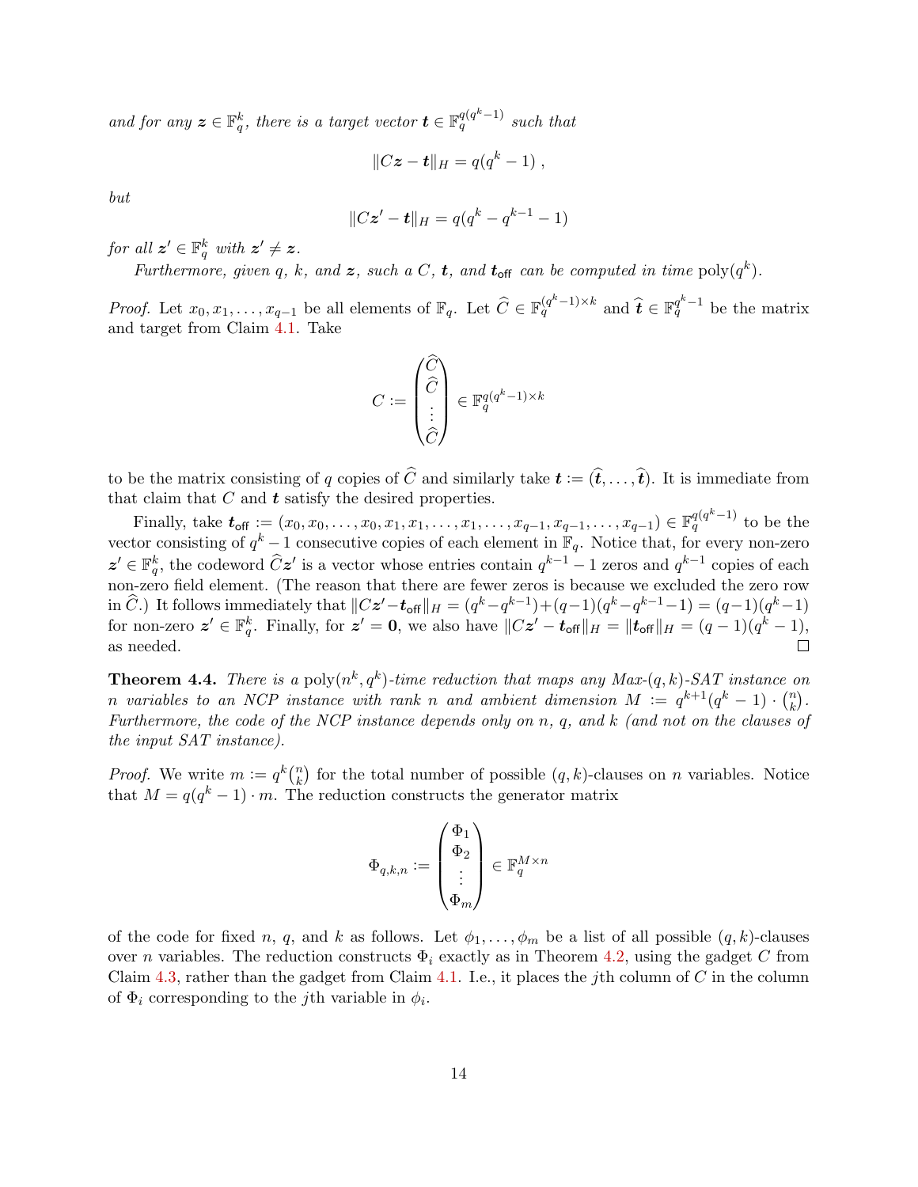*and for any* $\boldsymbol{z} \in \mathbb{F}_q^k$*, there is a target vector* $\boldsymbol{t} \in \mathbb{F}_q^{q(q^k-1)}$ *such that*

$$\|C\boldsymbol{z} - \boldsymbol{t}\|_H = q(q^k - 1) \ ,$$

*but*

$$\|C\boldsymbol{z}' - \boldsymbol{t}\|_H = q(q^k - q^{k-1} - 1)$$

*for all* $\boldsymbol{z}' \in \mathbb{F}_q^k$ *with* $\boldsymbol{z}' \neq \boldsymbol{z}$*.*

*Furthermore, given* $q$*,* $k$*, and* $\boldsymbol{z}$*, such a* $C$*,* $\boldsymbol{t}$*, and* $\boldsymbol{t}_{\mathsf{off}}$ *can be computed in time* $\mathrm{poly}(q^k)$*.*

*Proof.* Let $x_0, x_1, \ldots, x_{q-1}$ be all elements of $\mathbb{F}_q$. Let $\widehat{C} \in \mathbb{F}_q^{(q^k-1)\times k}$ and $\widehat{\boldsymbol{t}} \in \mathbb{F}_q^{q^k-1}$ be the matrix and target from Claim 4.1. Take

$$C := \begin{pmatrix} \widehat{C} \\ \widehat{C} \\ \vdots \\ \widehat{C} \end{pmatrix} \in \mathbb{F}_q^{q(q^k-1)\times k}$$

to be the matrix consisting of $q$ copies of $\widehat{C}$ and similarly take $\boldsymbol{t} := (\widehat{\boldsymbol{t}}, \ldots, \widehat{\boldsymbol{t}})$. It is immediate from that claim that $C$ and $\boldsymbol{t}$ satisfy the desired properties.

Finally, take $\boldsymbol{t}_{\mathsf{off}} := (x_0, x_0, \ldots, x_0, x_1, x_1, \ldots, x_1, \ldots, x_{q-1}, x_{q-1}, \ldots, x_{q-1}) \in \mathbb{F}_q^{q(q^k-1)}$ to be the vector consisting of $q^k - 1$ consecutive copies of each element in $\mathbb{F}_q$. Notice that, for every non-zero $\boldsymbol{z}' \in \mathbb{F}_q^k$, the codeword $\widehat{C}\boldsymbol{z}'$ is a vector whose entries contain $q^{k-1} - 1$ zeros and $q^{k-1}$ copies of each non-zero field element. (The reason that there are fewer zeros is because we excluded the zero row in $\widehat{C}$.) It follows immediately that $\|C\boldsymbol{z}' - \boldsymbol{t}_{\mathsf{off}}\|_H = (q^k - q^{k-1}) + (q-1)(q^k - q^{k-1} - 1) = (q-1)(q^k - 1)$ for non-zero $\boldsymbol{z}' \in \mathbb{F}_q^k$. Finally, for $\boldsymbol{z}' = \boldsymbol{0}$, we also have $\|C\boldsymbol{z}' - \boldsymbol{t}_{\mathsf{off}}\|_H = \|\boldsymbol{t}_{\mathsf{off}}\|_H = (q-1)(q^k - 1)$, as needed. □

**Theorem 4.4.** *There is a* $\mathrm{poly}(n^k, q^k)$*-time reduction that maps any Max-*$(q,k)$*-SAT instance on* $n$ *variables to an NCP instance with rank* $n$ *and ambient dimension* $M := q^{k+1}(q^k - 1) \cdot \binom{n}{k}$*. Furthermore, the code of the NCP instance depends only on* $n$*,* $q$*, and* $k$ *(and not on the clauses of the input SAT instance).*

*Proof.* We write $m := q^k\binom{n}{k}$ for the total number of possible $(q,k)$-clauses on $n$ variables. Notice that $M = q(q^k - 1) \cdot m$. The reduction constructs the generator matrix

$$\Phi_{q,k,n} := \begin{pmatrix} \Phi_1 \\ \Phi_2 \\ \vdots \\ \Phi_m \end{pmatrix} \in \mathbb{F}_q^{M\times n}$$

of the code for fixed $n$, $q$, and $k$ as follows. Let $\phi_1, \ldots, \phi_m$ be a list of all possible $(q,k)$-clauses over $n$ variables. The reduction constructs $\Phi_i$ exactly as in Theorem 4.2, using the gadget $C$ from Claim 4.3, rather than the gadget from Claim 4.1. I.e., it places the $j$th column of $C$ in the column of $\Phi_i$ corresponding to the $j$th variable in $\phi_i$.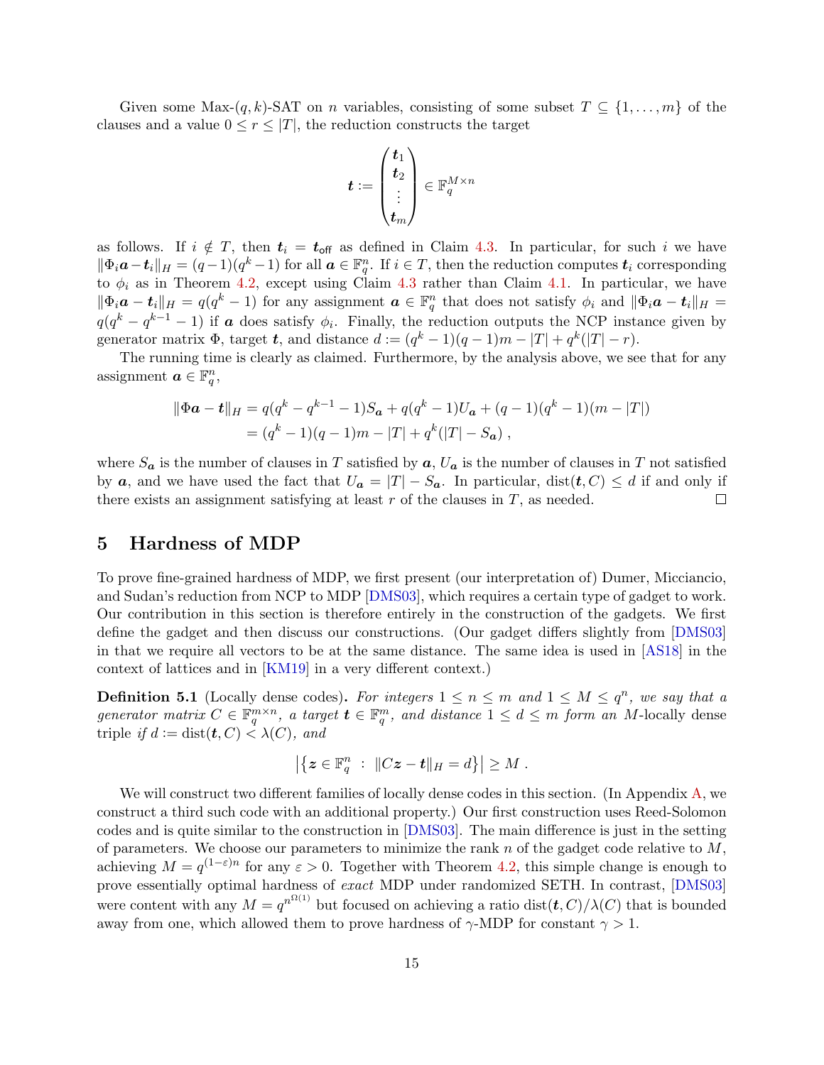Given some Max-$(q,k)$-SAT on $n$ variables, consisting of some subset $T \subseteq \{1,\ldots,m\}$ of the clauses and a value $0 \le r \le |T|$, the reduction constructs the target

$$\boldsymbol{t} := \begin{pmatrix} \boldsymbol{t}_1 \\ \boldsymbol{t}_2 \\ \vdots \\ \boldsymbol{t}_m \end{pmatrix} \in \mathbb{F}_q^{M \times n}$$

as follows. If $i \notin T$, then $\boldsymbol{t}_i = \boldsymbol{t}_{\mathsf{off}}$ as defined in Claim 4.3. In particular, for such $i$ we have $\|\Phi_i \boldsymbol{a} - \boldsymbol{t}_i\|_H = (q-1)(q^k-1)$ for all $\boldsymbol{a} \in \mathbb{F}_q^n$. If $i \in T$, then the reduction computes $\boldsymbol{t}_i$ corresponding to $\phi_i$ as in Theorem 4.2, except using Claim 4.3 rather than Claim 4.1. In particular, we have $\|\Phi_i \boldsymbol{a} - \boldsymbol{t}_i\|_H = q(q^k-1)$ for any assignment $\boldsymbol{a} \in \mathbb{F}_q^n$ that does not satisfy $\phi_i$ and $\|\Phi_i \boldsymbol{a} - \boldsymbol{t}_i\|_H = q(q^k - q^{k-1} - 1)$ if $\boldsymbol{a}$ does satisfy $\phi_i$. Finally, the reduction outputs the NCP instance given by generator matrix $\Phi$, target $\boldsymbol{t}$, and distance $d := (q^k-1)(q-1)m - |T| + q^k(|T| - r)$.

The running time is clearly as claimed. Furthermore, by the analysis above, we see that for any assignment $\boldsymbol{a} \in \mathbb{F}_q^n$,

$$\begin{aligned} \|\Phi \boldsymbol{a} - \boldsymbol{t}\|_H &= q(q^k - q^{k-1} - 1)S_{\boldsymbol{a}} + q(q^k-1)U_{\boldsymbol{a}} + (q-1)(q^k-1)(m - |T|) \\ &= (q^k-1)(q-1)m - |T| + q^k(|T| - S_{\boldsymbol{a}}) \ , \end{aligned}$$

where $S_{\boldsymbol{a}}$ is the number of clauses in $T$ satisfied by $\boldsymbol{a}$, $U_{\boldsymbol{a}}$ is the number of clauses in $T$ not satisfied by $\boldsymbol{a}$, and we have used the fact that $U_{\boldsymbol{a}} = |T| - S_{\boldsymbol{a}}$. In particular, $\mathrm{dist}(\boldsymbol{t}, C) \le d$ if and only if there exists an assignment satisfying at least $r$ of the clauses in $T$, as needed. □

## 5 Hardness of MDP

To prove fine-grained hardness of MDP, we first present (our interpretation of) Dumer, Micciancio, and Sudan's reduction from NCP to MDP [DMS03], which requires a certain type of gadget to work. Our contribution in this section is therefore entirely in the construction of the gadgets. We first define the gadget and then discuss our constructions. (Our gadget differs slightly from [DMS03] in that we require all vectors to be at the same distance. The same idea is used in [AS18] in the context of lattices and in [KM19] in a very different context.)

**Definition 5.1** (Locally dense codes)**.** *For integers $1 \le n \le m$ and $1 \le M \le q^n$, we say that a generator matrix $C \in \mathbb{F}_q^{m \times n}$, a target $\boldsymbol{t} \in \mathbb{F}_q^m$, and distance $1 \le d \le m$ form an $M$-*locally dense *triple if $d := \mathrm{dist}(\boldsymbol{t}, C) < \lambda(C)$, and*

$$\left|\left\{\boldsymbol{z} \in \mathbb{F}_q^n \ : \ \|C\boldsymbol{z} - \boldsymbol{t}\|_H = d\right\}\right| \ge M \ .$$

We will construct two different families of locally dense codes in this section. (In Appendix A, we construct a third such code with an additional property.) Our first construction uses Reed-Solomon codes and is quite similar to the construction in [DMS03]. The main difference is just in the setting of parameters. We choose our parameters to minimize the rank $n$ of the gadget code relative to $M$, achieving $M = q^{(1-\varepsilon)n}$ for any $\varepsilon > 0$. Together with Theorem 4.2, this simple change is enough to prove essentially optimal hardness of *exact* MDP under randomized SETH. In contrast, [DMS03] were content with any $M = q^{n^{\Omega(1)}}$ but focused on achieving a ratio $\mathrm{dist}(\boldsymbol{t}, C)/\lambda(C)$ that is bounded away from one, which allowed them to prove hardness of $\gamma$-MDP for constant $\gamma > 1$.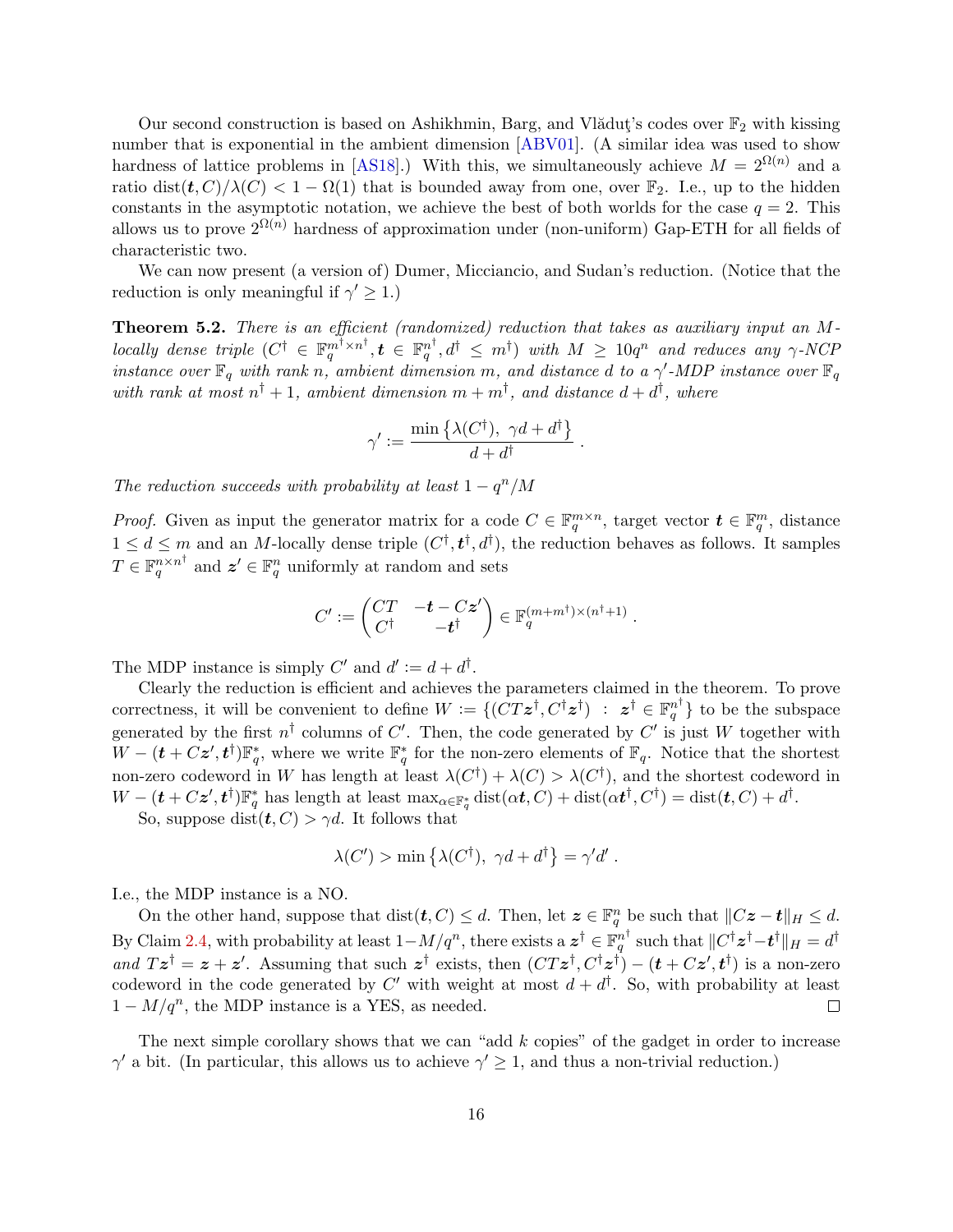Our second construction is based on Ashikhmin, Barg, and Vlăduţ's codes over $\mathbb{F}_2$ with kissing number that is exponential in the ambient dimension [ABV01]. (A similar idea was used to show hardness of lattice problems in [AS18].) With this, we simultaneously achieve $M = 2^{\Omega(n)}$ and a ratio $\mathrm{dist}(\boldsymbol{t}, C)/\lambda(C) < 1 - \Omega(1)$ that is bounded away from one, over $\mathbb{F}_2$. I.e., up to the hidden constants in the asymptotic notation, we achieve the best of both worlds for the case $q = 2$. This allows us to prove $2^{\Omega(n)}$ hardness of approximation under (non-uniform) Gap-ETH for all fields of characteristic two.

We can now present (a version of) Dumer, Micciancio, and Sudan's reduction. (Notice that the reduction is only meaningful if $\gamma' \geq 1$.)

**Theorem 5.2.** *There is an efficient (randomized) reduction that takes as auxiliary input an $M$-locally dense triple $(C^\dagger \in \mathbb{F}_q^{m^\dagger \times n^\dagger}, \boldsymbol{t} \in \mathbb{F}_q^{n^\dagger}, d^\dagger \leq m^\dagger)$ with $M \geq 10q^n$ and reduces any $\gamma$-NCP instance over $\mathbb{F}_q$ with rank $n$, ambient dimension $m$, and distance $d$ to a $\gamma'$-MDP instance over $\mathbb{F}_q$ with rank at most $n^\dagger + 1$, ambient dimension $m + m^\dagger$, and distance $d + d^\dagger$, where*

$$\gamma' := \frac{\min\left\{\lambda(C^\dagger),\ \gamma d + d^\dagger\right\}}{d + d^\dagger} \ .$$

*The reduction succeeds with probability at least $1 - q^n/M$*

*Proof.* Given as input the generator matrix for a code $C \in \mathbb{F}_q^{m \times n}$, target vector $\boldsymbol{t} \in \mathbb{F}_q^m$, distance $1 \leq d \leq m$ and an $M$-locally dense triple $(C^\dagger, \boldsymbol{t}^\dagger, d^\dagger)$, the reduction behaves as follows. It samples $T \in \mathbb{F}_q^{n \times n^\dagger}$ and $\boldsymbol{z}' \in \mathbb{F}_q^n$ uniformly at random and sets

$$C' := \begin{pmatrix} CT & -\boldsymbol{t} - C\boldsymbol{z}' \\ C^\dagger & -\boldsymbol{t}^\dagger \end{pmatrix} \in \mathbb{F}_q^{(m+m^\dagger)\times(n^\dagger+1)} \ .$$

The MDP instance is simply $C'$ and $d' := d + d^\dagger$.

Clearly the reduction is efficient and achieves the parameters claimed in the theorem. To prove correctness, it will be convenient to define $W := \{(CT\boldsymbol{z}^\dagger, C^\dagger \boldsymbol{z}^\dagger) \ : \ \boldsymbol{z}^\dagger \in \mathbb{F}_q^{n^\dagger}\}$ to be the subspace generated by the first $n^\dagger$ columns of $C'$. Then, the code generated by $C'$ is just $W$ together with $W - (\boldsymbol{t} + C\boldsymbol{z}', \boldsymbol{t}^\dagger)\mathbb{F}_q^*$, where we write $\mathbb{F}_q^*$ for the non-zero elements of $\mathbb{F}_q$. Notice that the shortest non-zero codeword in $W$ has length at least $\lambda(C^\dagger) + \lambda(C) > \lambda(C^\dagger)$, and the shortest codeword in $W - (\boldsymbol{t} + C\boldsymbol{z}', \boldsymbol{t}^\dagger)\mathbb{F}_q^*$ has length at least $\max_{\alpha \in \mathbb{F}_q^*} \mathrm{dist}(\alpha \boldsymbol{t}, C) + \mathrm{dist}(\alpha \boldsymbol{t}^\dagger, C^\dagger) = \mathrm{dist}(\boldsymbol{t}, C) + d^\dagger$.

So, suppose $\mathrm{dist}(\boldsymbol{t}, C) > \gamma d$. It follows that

$$\lambda(C') > \min\left\{\lambda(C^\dagger),\ \gamma d + d^\dagger\right\} = \gamma' d' \ .$$

I.e., the MDP instance is a NO.

On the other hand, suppose that $\mathrm{dist}(\boldsymbol{t}, C) \leq d$. Then, let $\boldsymbol{z} \in \mathbb{F}_q^n$ be such that $\|C\boldsymbol{z} - \boldsymbol{t}\|_H \leq d$. By Claim 2.4, with probability at least $1 - M/q^n$, there exists a $\boldsymbol{z}^\dagger \in \mathbb{F}_q^{n^\dagger}$ such that $\|C^\dagger \boldsymbol{z}^\dagger - \boldsymbol{t}^\dagger\|_H = d^\dagger$ *and* $T\boldsymbol{z}^\dagger = \boldsymbol{z} + \boldsymbol{z}'$. Assuming that such $\boldsymbol{z}^\dagger$ exists, then $(CT\boldsymbol{z}^\dagger, C^\dagger \boldsymbol{z}^\dagger) - (\boldsymbol{t} + C\boldsymbol{z}', \boldsymbol{t}^\dagger)$ is a non-zero codeword in the code generated by $C'$ with weight at most $d + d^\dagger$. So, with probability at least $1 - M/q^n$, the MDP instance is a YES, as needed. ◻

The next simple corollary shows that we can "add $k$ copies" of the gadget in order to increase $\gamma'$ a bit. (In particular, this allows us to achieve $\gamma' \geq 1$, and thus a non-trivial reduction.)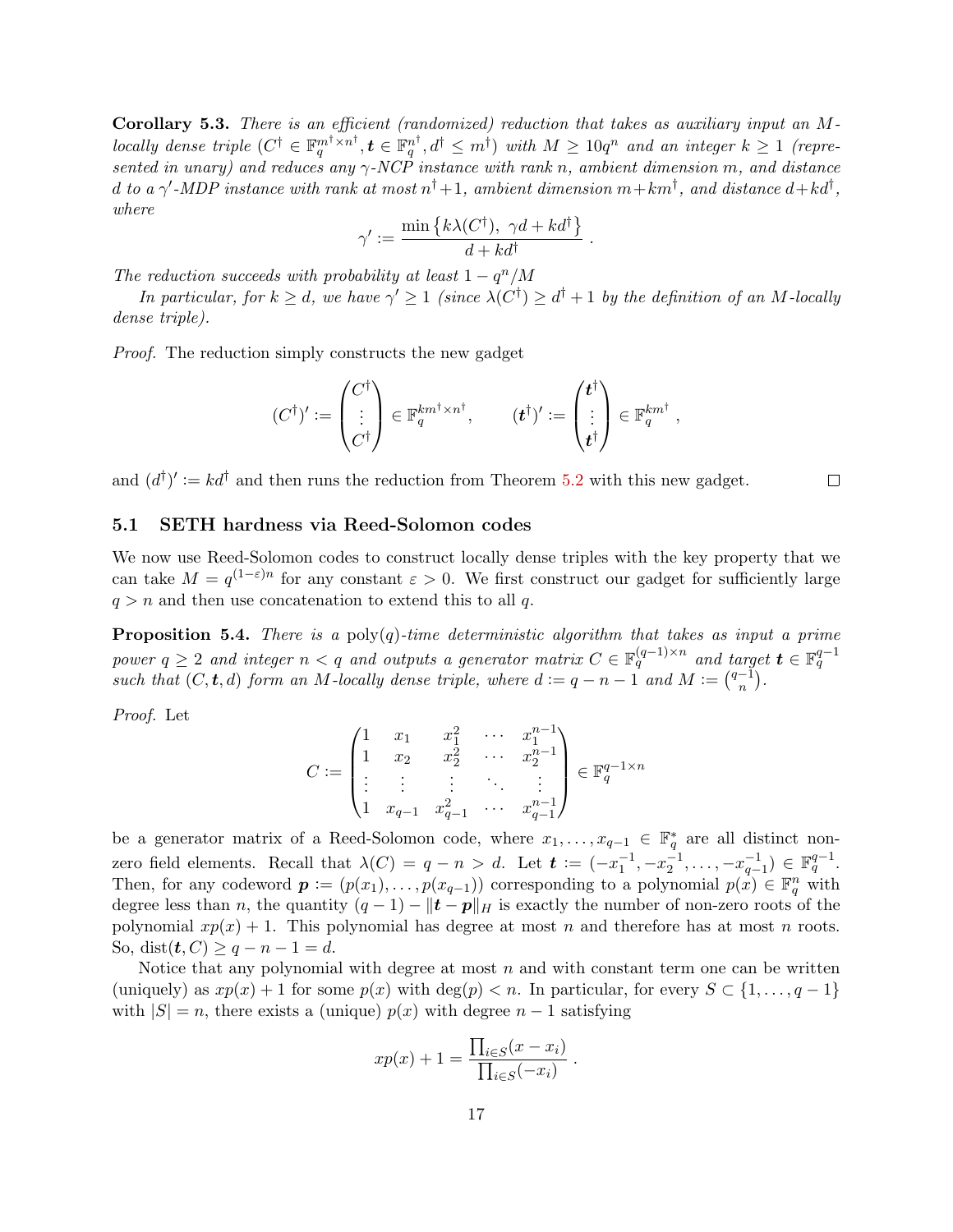**Corollary 5.3.** *There is an efficient (randomized) reduction that takes as auxiliary input an $M$-locally dense triple $(C^\dagger \in \mathbb{F}_q^{m^\dagger \times n^\dagger}, \boldsymbol{t} \in \mathbb{F}_q^{n^\dagger}, d^\dagger \le m^\dagger)$ with $M \ge 10q^n$ and an integer $k \ge 1$ (represented in unary) and reduces any $\gamma$-NCP instance with rank $n$, ambient dimension $m$, and distance $d$ to a $\gamma'$-MDP instance with rank at most $n^\dagger + 1$, ambient dimension $m + km^\dagger$, and distance $d + kd^\dagger$, where*

$$\gamma' := \frac{\min\{k\lambda(C^\dagger),\ \gamma d + kd^\dagger\}}{d + kd^\dagger} .$$

*The reduction succeeds with probability at least $1 - q^n/M$*

*In particular, for $k \ge d$, we have $\gamma' \ge 1$ (since $\lambda(C^\dagger) \ge d^\dagger + 1$ by the definition of an $M$-locally dense triple).*

*Proof.* The reduction simply constructs the new gadget

$$(C^\dagger)' := \begin{pmatrix} C^\dagger \\ \vdots \\ C^\dagger \end{pmatrix} \in \mathbb{F}_q^{km^\dagger \times n^\dagger}, \qquad (\boldsymbol{t}^\dagger)' := \begin{pmatrix} \boldsymbol{t}^\dagger \\ \vdots \\ \boldsymbol{t}^\dagger \end{pmatrix} \in \mathbb{F}_q^{km^\dagger} ,$$

and $(d^\dagger)' := kd^\dagger$ and then runs the reduction from Theorem 5.2 with this new gadget. $\square$

## 5.1 SETH hardness via Reed-Solomon codes

We now use Reed-Solomon codes to construct locally dense triples with the key property that we can take $M = q^{(1-\varepsilon)n}$ for any constant $\varepsilon > 0$. We first construct our gadget for sufficiently large $q > n$ and then use concatenation to extend this to all $q$.

**Proposition 5.4.** *There is a $\mathrm{poly}(q)$-time deterministic algorithm that takes as input a prime power $q \ge 2$ and integer $n < q$ and outputs a generator matrix $C \in \mathbb{F}_q^{(q-1)\times n}$ and target $\boldsymbol{t} \in \mathbb{F}_q^{q-1}$ such that $(C, \boldsymbol{t}, d)$ form an $M$-locally dense triple, where $d := q - n - 1$ and $M := \binom{q-1}{n}$.*

*Proof.* Let

$$C := \begin{pmatrix} 1 & x_1 & x_1^2 & \cdots & x_1^{n-1} \\ 1 & x_2 & x_2^2 & \cdots & x_2^{n-1} \\ \vdots & \vdots & \vdots & \ddots & \vdots \\ 1 & x_{q-1} & x_{q-1}^2 & \cdots & x_{q-1}^{n-1} \end{pmatrix} \in \mathbb{F}_q^{q-1\times n}$$

be a generator matrix of a Reed-Solomon code, where $x_1, \ldots, x_{q-1} \in \mathbb{F}_q^*$ are all distinct non-zero field elements. Recall that $\lambda(C) = q - n > d$. Let $\boldsymbol{t} := (-x_1^{-1}, -x_2^{-1}, \ldots, -x_{q-1}^{-1}) \in \mathbb{F}_q^{q-1}$. Then, for any codeword $\boldsymbol{p} := (p(x_1), \ldots, p(x_{q-1}))$ corresponding to a polynomial $p(x) \in \mathbb{F}_q^n$ with degree less than $n$, the quantity $(q-1) - \|\boldsymbol{t} - \boldsymbol{p}\|_H$ is exactly the number of non-zero roots of the polynomial $xp(x) + 1$. This polynomial has degree at most $n$ and therefore has at most $n$ roots. So, $\mathrm{dist}(\boldsymbol{t}, C) \ge q - n - 1 = d$.

Notice that any polynomial with degree at most $n$ and with constant term one can be written (uniquely) as $xp(x) + 1$ for some $p(x)$ with $\deg(p) < n$. In particular, for every $S \subset \{1, \ldots, q-1\}$ with $|S| = n$, there exists a (unique) $p(x)$ with degree $n - 1$ satisfying

$$xp(x) + 1 = \frac{\prod_{i\in S}(x - x_i)}{\prod_{i\in S}(-x_i)} .$$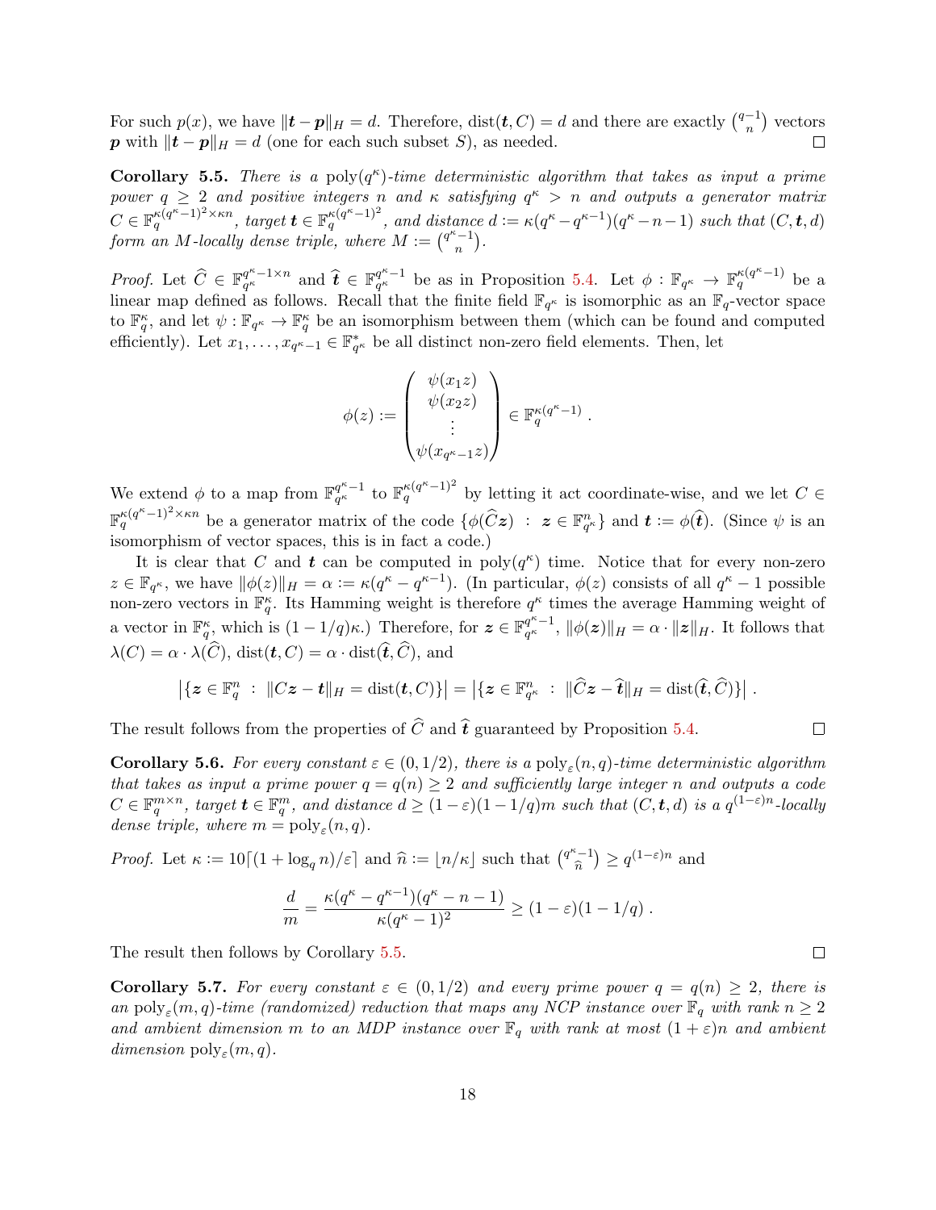For such $p(x)$, we have $\|\boldsymbol{t} - \boldsymbol{p}\|_H = d$. Therefore, $\mathrm{dist}(\boldsymbol{t}, C) = d$ and there are exactly $\binom{q-1}{n}$ vectors $\boldsymbol{p}$ with $\|\boldsymbol{t} - \boldsymbol{p}\|_H = d$ (one for each such subset $S$), as needed. ◻

**Corollary 5.5.** *There is a* $\mathrm{poly}(q^\kappa)$*-time deterministic algorithm that takes as input a prime power* $q \geq 2$ *and positive integers* $n$ *and* $\kappa$ *satisfying* $q^\kappa > n$ *and outputs a generator matrix* $C \in \mathbb{F}_q^{\kappa(q^\kappa-1)^2 \times \kappa n}$*, target* $\boldsymbol{t} \in \mathbb{F}_q^{\kappa(q^\kappa-1)^2}$*, and distance* $d := \kappa(q^\kappa - q^{\kappa-1})(q^\kappa - n - 1)$ *such that* $(C, \boldsymbol{t}, d)$ *form an* $M$*-locally dense triple, where* $M := \binom{q^\kappa-1}{n}$*.*

*Proof.* Let $\widehat{C} \in \mathbb{F}_{q^\kappa}^{q^\kappa-1 \times n}$ and $\widehat{\boldsymbol{t}} \in \mathbb{F}_{q^\kappa}^{q^\kappa-1}$ be as in Proposition 5.4. Let $\phi : \mathbb{F}_{q^\kappa} \to \mathbb{F}_q^{\kappa(q^\kappa-1)}$ be a linear map defined as follows. Recall that the finite field $\mathbb{F}_{q^\kappa}$ is isomorphic as an $\mathbb{F}_q$-vector space to $\mathbb{F}_q^\kappa$, and let $\psi : \mathbb{F}_{q^\kappa} \to \mathbb{F}_q^\kappa$ be an isomorphism between them (which can be found and computed efficiently). Let $x_1, \ldots, x_{q^\kappa-1} \in \mathbb{F}_{q^\kappa}^*$ be all distinct non-zero field elements. Then, let

$$\phi(z) := \begin{pmatrix} \psi(x_1 z) \\ \psi(x_2 z) \\ \vdots \\ \psi(x_{q^\kappa-1} z) \end{pmatrix} \in \mathbb{F}_q^{\kappa(q^\kappa-1)} .$$

We extend $\phi$ to a map from $\mathbb{F}_{q^\kappa}^{q^\kappa-1}$ to $\mathbb{F}_q^{\kappa(q^\kappa-1)^2}$ by letting it act coordinate-wise, and we let $C \in \mathbb{F}_q^{\kappa(q^\kappa-1)^2 \times \kappa n}$ be a generator matrix of the code $\{\phi(\widehat{C}\boldsymbol{z}) \ : \ \boldsymbol{z} \in \mathbb{F}_{q^\kappa}^n\}$ and $\boldsymbol{t} := \phi(\widehat{\boldsymbol{t}})$. (Since $\psi$ is an isomorphism of vector spaces, this is in fact a code.)

It is clear that $C$ and $\boldsymbol{t}$ can be computed in $\mathrm{poly}(q^\kappa)$ time. Notice that for every non-zero $z \in \mathbb{F}_{q^\kappa}$, we have $\|\phi(z)\|_H = \alpha := \kappa(q^\kappa - q^{\kappa-1})$. (In particular, $\phi(z)$ consists of all $q^\kappa - 1$ possible non-zero vectors in $\mathbb{F}_q^\kappa$. Its Hamming weight is therefore $q^\kappa$ times the average Hamming weight of a vector in $\mathbb{F}_q^\kappa$, which is $(1 - 1/q)\kappa$.) Therefore, for $\boldsymbol{z} \in \mathbb{F}_{q^\kappa}^{q^\kappa-1}$, $\|\phi(\boldsymbol{z})\|_H = \alpha \cdot \|\boldsymbol{z}\|_H$. It follows that $\lambda(C) = \alpha \cdot \lambda(\widehat{C})$, $\mathrm{dist}(\boldsymbol{t}, C) = \alpha \cdot \mathrm{dist}(\widehat{\boldsymbol{t}}, \widehat{C})$, and

$$\left|\{\boldsymbol{z} \in \mathbb{F}_q^n \ : \ \|C\boldsymbol{z} - \boldsymbol{t}\|_H = \mathrm{dist}(\boldsymbol{t}, C)\}\right| = \left|\{\boldsymbol{z} \in \mathbb{F}_{q^\kappa}^n \ : \ \|\widehat{C}\boldsymbol{z} - \widehat{\boldsymbol{t}}\|_H = \mathrm{dist}(\widehat{\boldsymbol{t}}, \widehat{C})\}\right| .$$

The result follows from the properties of $\widehat{C}$ and $\widehat{\boldsymbol{t}}$ guaranteed by Proposition 5.4. ◻

**Corollary 5.6.** *For every constant* $\varepsilon \in (0, 1/2)$*, there is a* $\mathrm{poly}_\varepsilon(n, q)$*-time deterministic algorithm that takes as input a prime power* $q = q(n) \geq 2$ *and sufficiently large integer* $n$ *and outputs a code* $C \in \mathbb{F}_q^{m \times n}$*, target* $\boldsymbol{t} \in \mathbb{F}_q^m$*, and distance* $d \geq (1 - \varepsilon)(1 - 1/q)m$ *such that* $(C, \boldsymbol{t}, d)$ *is a* $q^{(1-\varepsilon)n}$*-locally dense triple, where* $m = \mathrm{poly}_\varepsilon(n, q)$*.*

*Proof.* Let $\kappa := 10\lceil(1 + \log_q n)/\varepsilon\rceil$ and $\widehat{n} := \lfloor n/\kappa \rfloor$ such that $\binom{q^\kappa-1}{\widehat{n}} \geq q^{(1-\varepsilon)n}$ and

$$\frac{d}{m} = \frac{\kappa(q^\kappa - q^{\kappa-1})(q^\kappa - n - 1)}{\kappa(q^\kappa - 1)^2} \geq (1 - \varepsilon)(1 - 1/q) .$$

The result then follows by Corollary 5.5. ◻

**Corollary 5.7.** *For every constant* $\varepsilon \in (0, 1/2)$ *and every prime power* $q = q(n) \geq 2$*, there is an* $\mathrm{poly}_\varepsilon(m, q)$*-time (randomized) reduction that maps any NCP instance over* $\mathbb{F}_q$ *with rank* $n \geq 2$ *and ambient dimension* $m$ *to an MDP instance over* $\mathbb{F}_q$ *with rank at most* $(1 + \varepsilon)n$ *and ambient dimension* $\mathrm{poly}_\varepsilon(m, q)$*.*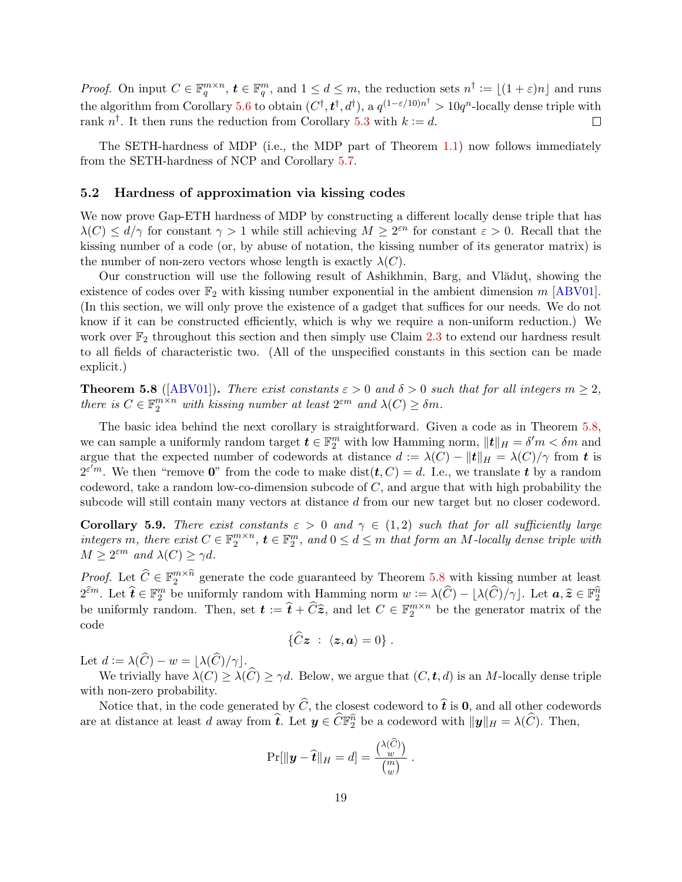*Proof.* On input $C \in \mathbb{F}_q^{m \times n}$, $\boldsymbol{t} \in \mathbb{F}_q^m$, and $1 \le d \le m$, the reduction sets $n^\dagger := \lfloor (1+\varepsilon)n \rfloor$ and runs the algorithm from Corollary 5.6 to obtain $(C^\dagger, \boldsymbol{t}^\dagger, d^\dagger)$, a $q^{(1-\varepsilon/10)n^\dagger} > 10q^n$-locally dense triple with rank $n^\dagger$. It then runs the reduction from Corollary 5.3 with $k := d$. $\square$

The SETH-hardness of MDP (i.e., the MDP part of Theorem 1.1) now follows immediately from the SETH-hardness of NCP and Corollary 5.7.

### 5.2 Hardness of approximation via kissing codes

We now prove Gap-ETH hardness of MDP by constructing a different locally dense triple that has $\lambda(C) \le d/\gamma$ for constant $\gamma > 1$ while still achieving $M \ge 2^{\varepsilon n}$ for constant $\varepsilon > 0$. Recall that the kissing number of a code (or, by abuse of notation, the kissing number of its generator matrix) is the number of non-zero vectors whose length is exactly $\lambda(C)$.

Our construction will use the following result of Ashikhmin, Barg, and Vlăduţ, showing the existence of codes over $\mathbb{F}_2$ with kissing number exponential in the ambient dimension $m$ [ABV01]. (In this section, we will only prove the existence of a gadget that suffices for our needs. We do not know if it can be constructed efficiently, which is why we require a non-uniform reduction.) We work over $\mathbb{F}_2$ throughout this section and then simply use Claim 2.3 to extend our hardness result to all fields of characteristic two. (All of the unspecified constants in this section can be made explicit.)

**Theorem 5.8** ([ABV01])**.** *There exist constants $\varepsilon > 0$ and $\delta > 0$ such that for all integers $m \ge 2$, there is $C \in \mathbb{F}_2^{m \times n}$ with kissing number at least $2^{\varepsilon m}$ and $\lambda(C) \ge \delta m$.*

The basic idea behind the next corollary is straightforward. Given a code as in Theorem 5.8, we can sample a uniformly random target $\boldsymbol{t} \in \mathbb{F}_2^m$ with low Hamming norm, $\|\boldsymbol{t}\|_H = \delta' m < \delta m$ and argue that the expected number of codewords at distance $d := \lambda(C) - \|\boldsymbol{t}\|_H = \lambda(C)/\gamma$ from $\boldsymbol{t}$ is $2^{\varepsilon' m}$. We then "remove $\mathbf{0}$" from the code to make $\mathrm{dist}(\boldsymbol{t}, C) = d$. I.e., we translate $\boldsymbol{t}$ by a random codeword, take a random low-co-dimension subcode of $C$, and argue that with high probability the subcode will still contain many vectors at distance $d$ from our new target but no closer codeword.

**Corollary 5.9.** *There exist constants $\varepsilon > 0$ and $\gamma \in (1, 2)$ such that for all sufficiently large integers $m$, there exist $C \in \mathbb{F}_2^{m \times n}$, $\boldsymbol{t} \in \mathbb{F}_2^m$, and $0 \le d \le m$ that form an $M$-locally dense triple with $M \ge 2^{\varepsilon m}$ and $\lambda(C) \ge \gamma d$.*

*Proof.* Let $\widehat{C} \in \mathbb{F}_2^{m \times \widehat{n}}$ generate the code guaranteed by Theorem 5.8 with kissing number at least $2^{\widehat{\varepsilon} m}$. Let $\widehat{\boldsymbol{t}} \in \mathbb{F}_2^m$ be uniformly random with Hamming norm $w := \lambda(\widehat{C}) - \lfloor \lambda(\widehat{C})/\gamma \rfloor$. Let $\boldsymbol{a}, \widehat{\boldsymbol{z}} \in \mathbb{F}_2^{\widehat{n}}$ be uniformly random. Then, set $\boldsymbol{t} := \widehat{\boldsymbol{t}} + \widehat{C}\widehat{\boldsymbol{z}}$, and let $C \in \mathbb{F}_2^{m \times n}$ be the generator matrix of the code

$$\{\widehat{C}\boldsymbol{z} \; : \; \langle \boldsymbol{z}, \boldsymbol{a} \rangle = 0\} \; .$$

Let $d := \lambda(\widehat{C}) - w = \lfloor \lambda(\widehat{C})/\gamma \rfloor$.

We trivially have $\lambda(C) \ge \lambda(\widehat{C}) \ge \gamma d$. Below, we argue that $(C, \boldsymbol{t}, d)$ is an $M$-locally dense triple with non-zero probability.

Notice that, in the code generated by $\widehat{C}$, the closest codeword to $\widehat{\boldsymbol{t}}$ is $\mathbf{0}$, and all other codewords are at distance at least $d$ away from $\widehat{\boldsymbol{t}}$. Let $\boldsymbol{y} \in \widehat{C}\mathbb{F}_2^{\widehat{n}}$ be a codeword with $\|\boldsymbol{y}\|_H = \lambda(\widehat{C})$. Then,

$$\Pr[\|\boldsymbol{y} - \widehat{\boldsymbol{t}}\|_H = d] = \frac{\binom{\lambda(\widehat{C})}{w}}{\binom{m}{w}} \; .$$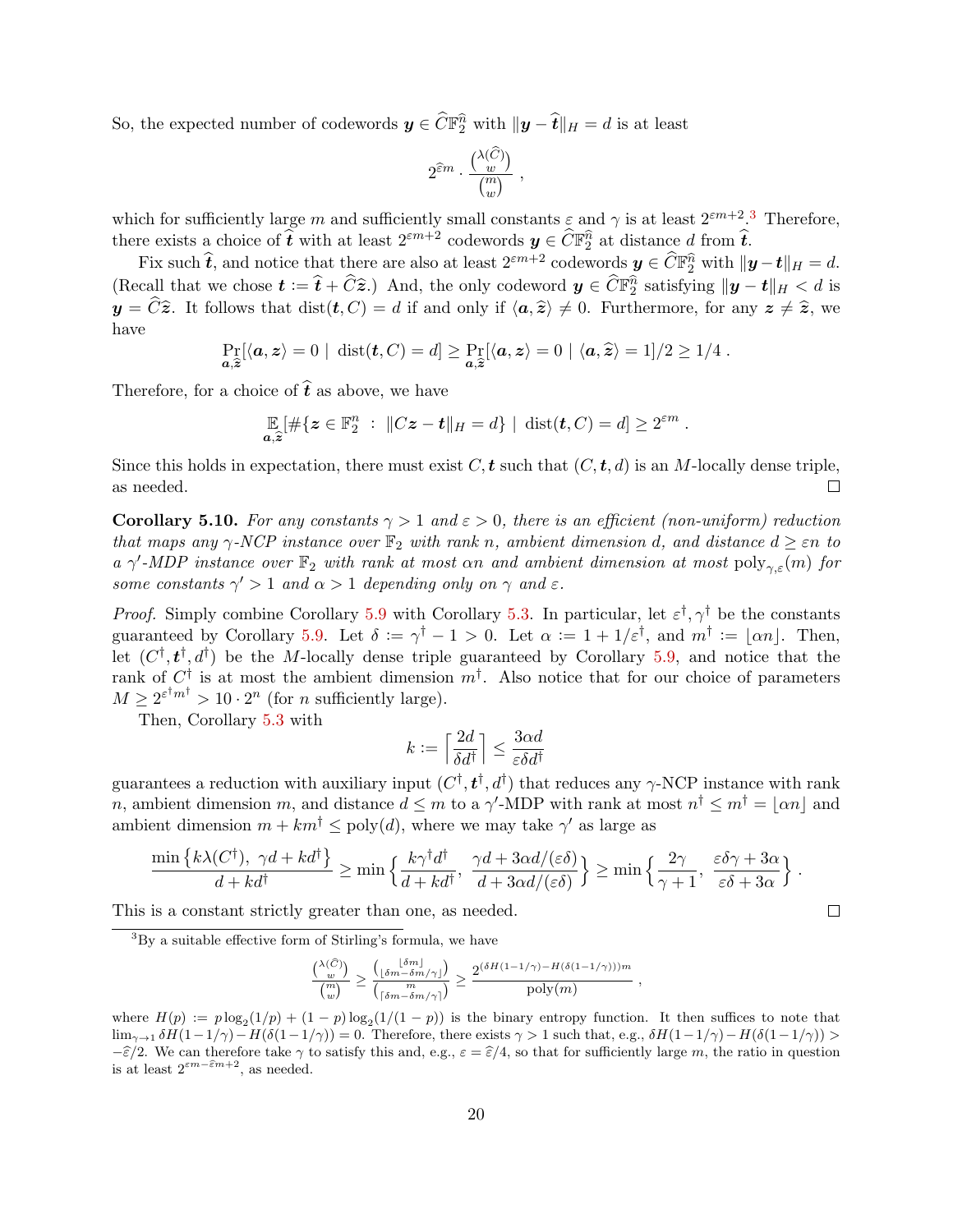So, the expected number of codewords $\boldsymbol{y} \in \widehat{C}\mathbb{F}_2^{\widehat{n}}$ with $\|\boldsymbol{y} - \widehat{\boldsymbol{t}}\|_H = d$ is at least

$$2^{\widehat{\varepsilon} m} \cdot \frac{\binom{\lambda(\widehat{C})}{w}}{\binom{m}{w}} \ ,$$

which for sufficiently large $m$ and sufficiently small constants $\varepsilon$ and $\gamma$ is at least $2^{\varepsilon m+2}$.[3] Therefore, there exists a choice of $\widehat{\boldsymbol{t}}$ with at least $2^{\varepsilon m+2}$ codewords $\boldsymbol{y} \in \widehat{C}\mathbb{F}_2^{\widehat{n}}$ at distance $d$ from $\widehat{\boldsymbol{t}}$.

Fix such $\widehat{\boldsymbol{t}}$, and notice that there are also at least $2^{\varepsilon m+2}$ codewords $\boldsymbol{y} \in \widehat{C}\mathbb{F}_2^{\widehat{n}}$ with $\|\boldsymbol{y} - \boldsymbol{t}\|_H = d$. (Recall that we chose $\boldsymbol{t} := \widehat{\boldsymbol{t}} + \widehat{C}\widehat{\boldsymbol{z}}$.) And, the only codeword $\boldsymbol{y} \in \widehat{C}\mathbb{F}_2^{\widehat{n}}$ satisfying $\|\boldsymbol{y} - \boldsymbol{t}\|_H < d$ is $\boldsymbol{y} = \widehat{C}\widehat{\boldsymbol{z}}$. It follows that $\mathrm{dist}(\boldsymbol{t}, C) = d$ if and only if $\langle \boldsymbol{a}, \widehat{\boldsymbol{z}} \rangle \neq 0$. Furthermore, for any $\boldsymbol{z} \neq \widehat{\boldsymbol{z}}$, we have

$$\Pr_{\boldsymbol{a},\widehat{\boldsymbol{z}}}[\langle \boldsymbol{a}, \boldsymbol{z} \rangle = 0 \mid \mathrm{dist}(\boldsymbol{t}, C) = d] \geq \Pr_{\boldsymbol{a},\widehat{\boldsymbol{z}}}[\langle \boldsymbol{a}, \boldsymbol{z} \rangle = 0 \mid \langle \boldsymbol{a}, \widehat{\boldsymbol{z}} \rangle = 1]/2 \geq 1/4 \ .$$

Therefore, for a choice of $\widehat{\boldsymbol{t}}$ as above, we have

$$\mathop{\mathbb{E}}_{\boldsymbol{a},\widehat{\boldsymbol{z}}}[\#\{\boldsymbol{z} \in \mathbb{F}_2^n \ : \ \|C\boldsymbol{z} - \boldsymbol{t}\|_H = d\} \mid \mathrm{dist}(\boldsymbol{t}, C) = d] \geq 2^{\varepsilon m} \ .$$

Since this holds in expectation, there must exist $C, \boldsymbol{t}$ such that $(C, \boldsymbol{t}, d)$ is an $M$-locally dense triple, as needed. $\square$

**Corollary 5.10.** *For any constants $\gamma > 1$ and $\varepsilon > 0$, there is an efficient (non-uniform) reduction that maps any $\gamma$-NCP instance over $\mathbb{F}_2$ with rank $n$, ambient dimension $d$, and distance $d \geq \varepsilon n$ to a $\gamma'$-MDP instance over $\mathbb{F}_2$ with rank at most $\alpha n$ and ambient dimension at most $\mathrm{poly}_{\gamma,\varepsilon}(m)$ for some constants $\gamma' > 1$ and $\alpha > 1$ depending only on $\gamma$ and $\varepsilon$.*

*Proof.* Simply combine Corollary 5.9 with Corollary 5.3. In particular, let $\varepsilon^\dagger, \gamma^\dagger$ be the constants guaranteed by Corollary 5.9. Let $\delta := \gamma^\dagger - 1 > 0$. Let $\alpha := 1 + 1/\varepsilon^\dagger$, and $m^\dagger := \lfloor \alpha n \rfloor$. Then, let $(C^\dagger, \boldsymbol{t}^\dagger, d^\dagger)$ be the $M$-locally dense triple guaranteed by Corollary 5.9, and notice that the rank of $C^\dagger$ is at most the ambient dimension $m^\dagger$. Also notice that for our choice of parameters $M \geq 2^{\varepsilon^\dagger m^\dagger} > 10 \cdot 2^n$ (for $n$ sufficiently large).

Then, Corollary 5.3 with

$$k := \left\lceil \frac{2d}{\delta d^\dagger} \right\rceil \leq \frac{3\alpha d}{\varepsilon \delta d^\dagger}$$

guarantees a reduction with auxiliary input $(C^\dagger, \boldsymbol{t}^\dagger, d^\dagger)$ that reduces any $\gamma$-NCP instance with rank $n$, ambient dimension $m$, and distance $d \leq m$ to a $\gamma'$-MDP with rank at most $n^\dagger \leq m^\dagger = \lfloor \alpha n \rfloor$ and ambient dimension $m + km^\dagger \leq \mathrm{poly}(d)$, where we may take $\gamma'$ as large as

$$\frac{\min\left\{k\lambda(C^\dagger), \ \gamma d + kd^\dagger\right\}}{d + kd^\dagger} \geq \min\left\{\frac{k\gamma^\dagger d^\dagger}{d + kd^\dagger}, \ \frac{\gamma d + 3\alpha d/(\varepsilon\delta)}{d + 3\alpha d/(\varepsilon\delta)}\right\} \geq \min\left\{\frac{2\gamma}{\gamma+1}, \ \frac{\varepsilon\delta\gamma + 3\alpha}{\varepsilon\delta + 3\alpha}\right\} .$$

This is a constant strictly greater than one, as needed. $\square$

[3] By a suitable effective form of Stirling's formula, we have

$$\frac{\binom{\lambda(\widehat{C})}{w}}{\binom{m}{w}} \geq \frac{\binom{\lfloor \delta m \rfloor}{\lfloor \delta m - \delta m/\gamma \rfloor}}{\binom{m}{\lceil \delta m - \delta m/\gamma \rceil}} \geq \frac{2^{(\delta H(1-1/\gamma) - H(\delta(1-1/\gamma)))m}}{\mathrm{poly}(m)} \ ,$$

where $H(p) := p\log_2(1/p) + (1-p)\log_2(1/(1-p))$ is the binary entropy function. It then suffices to note that $\lim_{\gamma \to 1} \delta H(1-1/\gamma) - H(\delta(1-1/\gamma)) = 0$. Therefore, there exists $\gamma > 1$ such that, e.g., $\delta H(1-1/\gamma) - H(\delta(1-1/\gamma)) > -\widehat{\varepsilon}/2$. We can therefore take $\gamma$ to satisfy this and, e.g., $\varepsilon = \widehat{\varepsilon}/4$, so that for sufficiently large $m$, the ratio in question is at least $2^{\varepsilon m - \widehat{\varepsilon} m + 2}$, as needed.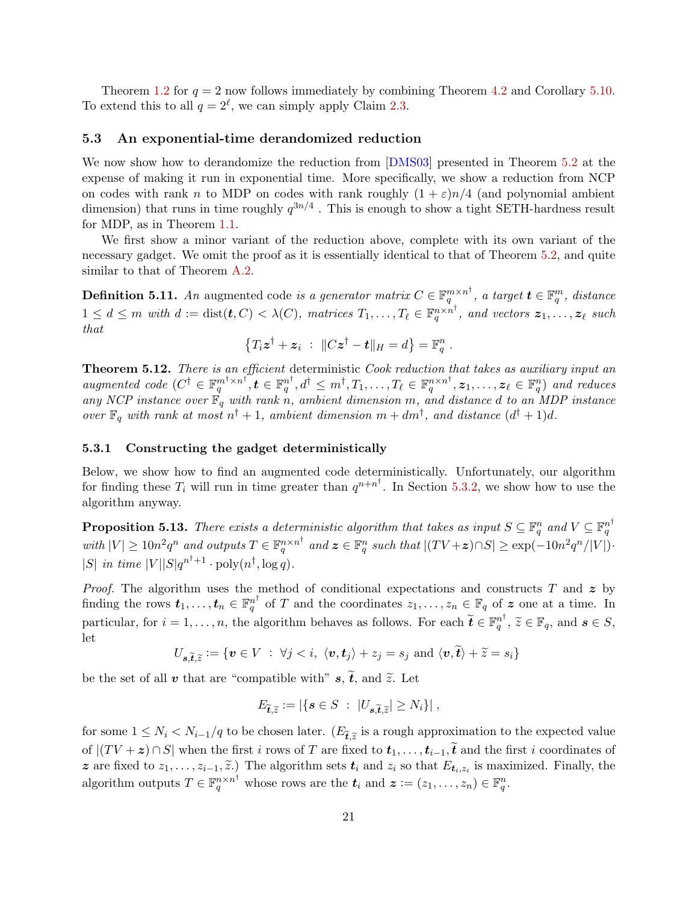Theorem 1.2 for $q = 2$ now follows immediately by combining Theorem 4.2 and Corollary 5.10. To extend this to all $q = 2^\ell$, we can simply apply Claim 2.3.

### 5.3 An exponential-time derandomized reduction

We now show how to derandomize the reduction from [DMS03] presented in Theorem 5.2 at the expense of making it run in exponential time. More specifically, we show a reduction from NCP on codes with rank $n$ to MDP on codes with rank roughly $(1+\varepsilon)n/4$ (and polynomial ambient dimension) that runs in time roughly $q^{3n/4}$. This is enough to show a tight SETH-hardness result for MDP, as in Theorem 1.1.

We first show a minor variant of the reduction above, complete with its own variant of the necessary gadget. We omit the proof as it is essentially identical to that of Theorem 5.2, and quite similar to that of Theorem A.2.

**Definition 5.11.** *An* augmented code *is a generator matrix $C \in \mathbb{F}_q^{m \times n^\dagger}$, a target $\boldsymbol{t} \in \mathbb{F}_q^m$, distance $1 \le d \le m$ with $d := \mathrm{dist}(\boldsymbol{t}, C) < \lambda(C)$, matrices $T_1, \ldots, T_\ell \in \mathbb{F}_q^{n \times n^\dagger}$, and vectors $\boldsymbol{z}_1, \ldots, \boldsymbol{z}_\ell$ such that*

$$\left\{ T_i \boldsymbol{z}^\dagger + \boldsymbol{z}_i \ : \ \|C\boldsymbol{z}^\dagger - \boldsymbol{t}\|_H = d \right\} = \mathbb{F}_q^n \ .$$

**Theorem 5.12.** *There is an efficient* deterministic *Cook reduction that takes as auxiliary input an augmented code $(C^\dagger \in \mathbb{F}_q^{m^\dagger \times n^\dagger}, \boldsymbol{t} \in \mathbb{F}_q^{n^\dagger}, d^\dagger \le m^\dagger, T_1, \ldots, T_\ell \in \mathbb{F}_q^{n \times n^\dagger}, \boldsymbol{z}_1, \ldots, \boldsymbol{z}_\ell \in \mathbb{F}_q^n)$ and reduces any NCP instance over $\mathbb{F}_q$ with rank $n$, ambient dimension $m$, and distance $d$ to an MDP instance over $\mathbb{F}_q$ with rank at most $n^\dagger + 1$, ambient dimension $m + dm^\dagger$, and distance $(d^\dagger + 1)d$.*

#### 5.3.1 Constructing the gadget deterministically

Below, we show how to find an augmented code deterministically. Unfortunately, our algorithm for finding these $T_i$ will run in time greater than $q^{n+n^\dagger}$. In Section 5.3.2, we show how to use the algorithm anyway.

**Proposition 5.13.** *There exists a deterministic algorithm that takes as input $S \subseteq \mathbb{F}_q^n$ and $V \subseteq \mathbb{F}_q^{n^\dagger}$ with $|V| \ge 10n^2 q^n$ and outputs $T \in \mathbb{F}_q^{n \times n^\dagger}$ and $\boldsymbol{z} \in \mathbb{F}_q^n$ such that $|(TV + \boldsymbol{z}) \cap S| \ge \exp(-10n^2 q^n / |V|) \cdot |S|$ in time $|V||S|q^{n^\dagger+1} \cdot \mathrm{poly}(n^\dagger, \log q)$.*

*Proof.* The algorithm uses the method of conditional expectations and constructs $T$ and $\boldsymbol{z}$ by finding the rows $\boldsymbol{t}_1, \ldots, \boldsymbol{t}_n \in \mathbb{F}_q^{n^\dagger}$ of $T$ and the coordinates $z_1, \ldots, z_n \in \mathbb{F}_q$ of $\boldsymbol{z}$ one at a time. In particular, for $i = 1, \ldots, n$, the algorithm behaves as follows. For each $\widetilde{\boldsymbol{t}} \in \mathbb{F}_q^{n^\dagger}$, $\widetilde{z} \in \mathbb{F}_q$, and $\boldsymbol{s} \in S$, let

$$U_{\boldsymbol{s}, \widetilde{\boldsymbol{t}}, \widetilde{z}} := \{ \boldsymbol{v} \in V \ : \ \forall j < i, \ \langle \boldsymbol{v}, \boldsymbol{t}_j \rangle + z_j = s_j \text{ and } \langle \boldsymbol{v}, \widetilde{\boldsymbol{t}} \rangle + \widetilde{z} = s_i \}$$

be the set of all $\boldsymbol{v}$ that are "compatible with" $\boldsymbol{s}$, $\widetilde{\boldsymbol{t}}$, and $\widetilde{z}$. Let

$$E_{\widetilde{\boldsymbol{t}}, \widetilde{z}} := |\{ \boldsymbol{s} \in S \ : \ |U_{\boldsymbol{s}, \widetilde{\boldsymbol{t}}, \widetilde{z}}| \ge N_i \}| \ ,$$

for some $1 \le N_i < N_{i-1}/q$ to be chosen later. ($E_{\widetilde{\boldsymbol{t}}, \widetilde{z}}$ is a rough approximation to the expected value of $|(TV + \boldsymbol{z}) \cap S|$ when the first $i$ rows of $T$ are fixed to $\boldsymbol{t}_1, \ldots, \boldsymbol{t}_{i-1}, \widetilde{\boldsymbol{t}}$ and the first $i$ coordinates of $\boldsymbol{z}$ are fixed to $z_1, \ldots, z_{i-1}, \widetilde{z}$.) The algorithm sets $\boldsymbol{t}_i$ and $z_i$ so that $E_{\boldsymbol{t}_i, z_i}$ is maximized. Finally, the algorithm outputs $T \in \mathbb{F}_q^{n \times n^\dagger}$ whose rows are the $\boldsymbol{t}_i$ and $\boldsymbol{z} := (z_1, \ldots, z_n) \in \mathbb{F}_q^n$.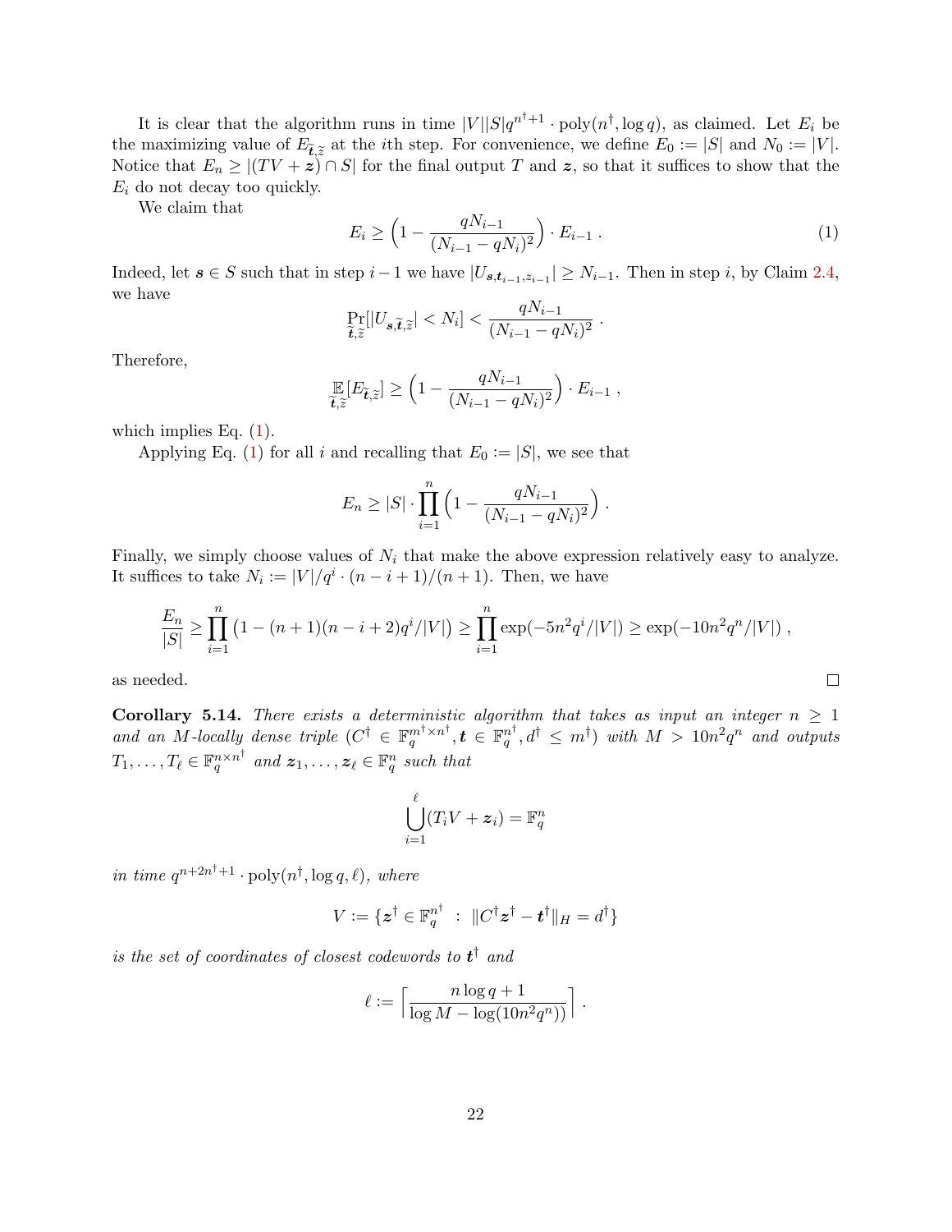It is clear that the algorithm runs in time $|V||S|q^{n^\dagger+1} \cdot \mathrm{poly}(n^\dagger, \log q)$, as claimed. Let $E_i$ be the maximizing value of $E_{\widetilde{\boldsymbol{t}},\widetilde{z}}$ at the $i$th step. For convenience, we define $E_0 := |S|$ and $N_0 := |V|$. Notice that $E_n \geq |(TV + \boldsymbol{z}) \cap S|$ for the final output $T$ and $\boldsymbol{z}$, so that it suffices to show that the $E_i$ do not decay too quickly.

We claim that

$$E_i \geq \Big(1 - \frac{qN_{i-1}}{(N_{i-1} - qN_i)^2}\Big) \cdot E_{i-1} \; . \tag{1}$$

Indeed, let $\boldsymbol{s} \in S$ such that in step $i-1$ we have $|U_{\boldsymbol{s},\boldsymbol{t}_{i-1},z_{i-1}}| \geq N_{i-1}$. Then in step $i$, by Claim 2.4, we have

$$\Pr_{\widetilde{\boldsymbol{t}},\widetilde{z}}[|U_{\boldsymbol{s},\widetilde{\boldsymbol{t}},\widetilde{z}}| < N_i] < \frac{qN_{i-1}}{(N_{i-1} - qN_i)^2} \; .$$

Therefore,

$$\mathop{\mathbb{E}}_{\widetilde{\boldsymbol{t}},\widetilde{z}}[E_{\widetilde{\boldsymbol{t}},\widetilde{z}}] \geq \Big(1 - \frac{qN_{i-1}}{(N_{i-1} - qN_i)^2}\Big) \cdot E_{i-1} \; ,$$

which implies Eq. (1).

Applying Eq. (1) for all $i$ and recalling that $E_0 := |S|$, we see that

$$E_n \geq |S| \cdot \prod_{i=1}^{n} \Big(1 - \frac{qN_{i-1}}{(N_{i-1} - qN_i)^2}\Big) \; .$$

Finally, we simply choose values of $N_i$ that make the above expression relatively easy to analyze. It suffices to take $N_i := |V|/q^i \cdot (n-i+1)/(n+1)$. Then, we have

$$\frac{E_n}{|S|} \geq \prod_{i=1}^{n} \big(1 - (n+1)(n-i+2)q^i/|V|\big) \geq \prod_{i=1}^{n} \exp(-5n^2 q^i/|V|) \geq \exp(-10n^2 q^n/|V|) \; ,$$

as needed. $\square$

**Corollary 5.14.** *There exists a deterministic algorithm that takes as input an integer $n \geq 1$ and an $M$-locally dense triple $(C^\dagger \in \mathbb{F}_q^{m^\dagger \times n^\dagger}, \boldsymbol{t} \in \mathbb{F}_q^{n^\dagger}, d^\dagger \leq m^\dagger)$ with $M > 10n^2 q^n$ and outputs $T_1, \ldots, T_\ell \in \mathbb{F}_q^{n \times n^\dagger}$ and $\boldsymbol{z}_1, \ldots, \boldsymbol{z}_\ell \in \mathbb{F}_q^n$ such that*

$$\bigcup_{i=1}^{\ell} (T_i V + \boldsymbol{z}_i) = \mathbb{F}_q^n$$

*in time $q^{n+2n^\dagger+1} \cdot \mathrm{poly}(n^\dagger, \log q, \ell)$, where*

$$V := \{\boldsymbol{z}^\dagger \in \mathbb{F}_q^{n^\dagger} \;:\; \|C^\dagger \boldsymbol{z}^\dagger - \boldsymbol{t}^\dagger\|_H = d^\dagger\}$$

*is the set of coordinates of closest codewords to $\boldsymbol{t}^\dagger$ and*

$$\ell := \Big\lceil \frac{n \log q + 1}{\log M - \log(10n^2 q^n)} \Big\rceil \; .$$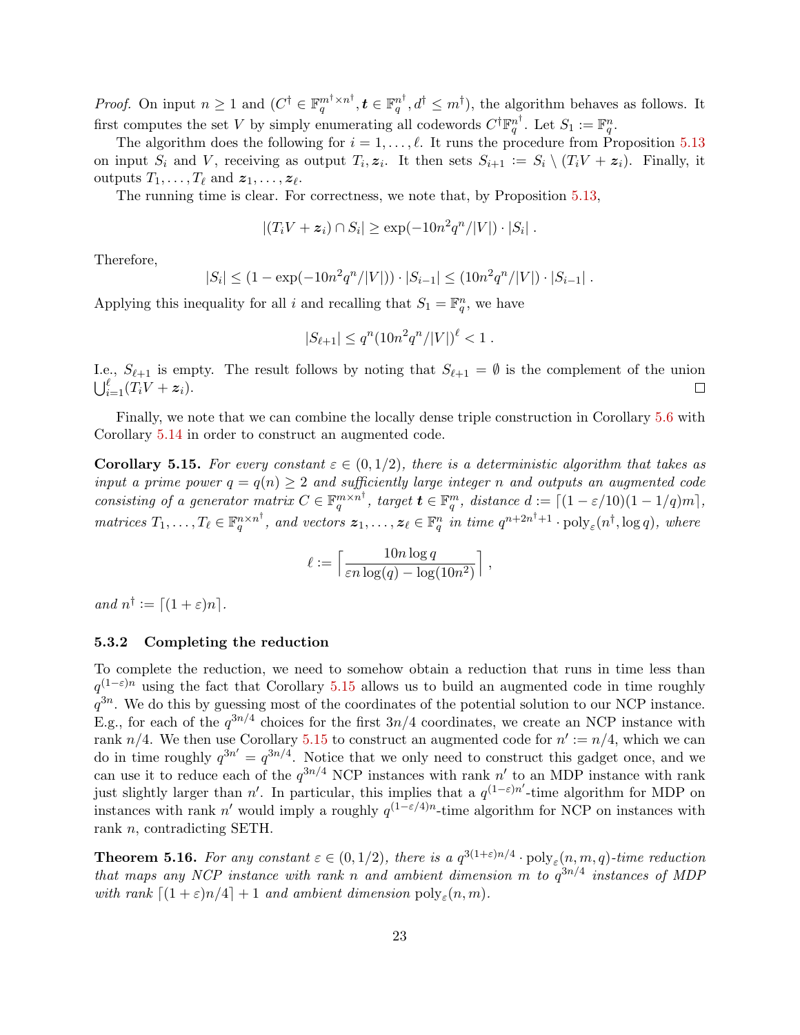*Proof.* On input $n \geq 1$ and $(C^\dagger \in \mathbb{F}_q^{m^\dagger \times n^\dagger}, \boldsymbol{t} \in \mathbb{F}_q^{n^\dagger}, d^\dagger \leq m^\dagger)$, the algorithm behaves as follows. It first computes the set $V$ by simply enumerating all codewords $C^\dagger \mathbb{F}_q^{n^\dagger}$. Let $S_1 := \mathbb{F}_q^n$.

The algorithm does the following for $i = 1, \ldots, \ell$. It runs the procedure from Proposition 5.13 on input $S_i$ and $V$, receiving as output $T_i, \boldsymbol{z}_i$. It then sets $S_{i+1} := S_i \setminus (T_i V + \boldsymbol{z}_i)$. Finally, it outputs $T_1, \ldots, T_\ell$ and $\boldsymbol{z}_1, \ldots, \boldsymbol{z}_\ell$.

The running time is clear. For correctness, we note that, by Proposition 5.13,

$$|(T_i V + \boldsymbol{z}_i) \cap S_i| \geq \exp(-10n^2 q^n / |V|) \cdot |S_i| \ .$$

Therefore,

$$|S_i| \leq (1 - \exp(-10n^2 q^n/|V|)) \cdot |S_{i-1}| \leq (10n^2 q^n/|V|) \cdot |S_{i-1}| \ .$$

Applying this inequality for all $i$ and recalling that $S_1 = \mathbb{F}_q^n$, we have

$$|S_{\ell+1}| \leq q^n (10n^2 q^n/|V|)^\ell < 1 \ .$$

I.e., $S_{\ell+1}$ is empty. The result follows by noting that $S_{\ell+1} = \emptyset$ is the complement of the union $\bigcup_{i=1}^{\ell} (T_i V + \boldsymbol{z}_i)$. $\square$

Finally, we note that we can combine the locally dense triple construction in Corollary 5.6 with Corollary 5.14 in order to construct an augmented code.

**Corollary 5.15.** *For every constant $\varepsilon \in (0, 1/2)$, there is a deterministic algorithm that takes as input a prime power $q = q(n) \geq 2$ and sufficiently large integer $n$ and outputs an augmented code consisting of a generator matrix $C \in \mathbb{F}_q^{m \times n^\dagger}$, target $\boldsymbol{t} \in \mathbb{F}_q^m$, distance $d := \lceil (1 - \varepsilon/10)(1 - 1/q)m \rceil$, matrices $T_1, \ldots, T_\ell \in \mathbb{F}_q^{n \times n^\dagger}$, and vectors $\boldsymbol{z}_1, \ldots, \boldsymbol{z}_\ell \in \mathbb{F}_q^n$ in time $q^{n+2n^\dagger+1} \cdot \mathrm{poly}_\varepsilon(n^\dagger, \log q)$, where*

$$\ell := \left\lceil \frac{10n \log q}{\varepsilon n \log(q) - \log(10n^2)} \right\rceil ,$$

*and $n^\dagger := \lceil (1 + \varepsilon) n \rceil$.*

#### 5.3.2 Completing the reduction

To complete the reduction, we need to somehow obtain a reduction that runs in time less than $q^{(1-\varepsilon)n}$ using the fact that Corollary 5.15 allows us to build an augmented code in time roughly $q^{3n}$. We do this by guessing most of the coordinates of the potential solution to our NCP instance. E.g., for each of the $q^{3n/4}$ choices for the first $3n/4$ coordinates, we create an NCP instance with rank $n/4$. We then use Corollary 5.15 to construct an augmented code for $n' := n/4$, which we can do in time roughly $q^{3n'} = q^{3n/4}$. Notice that we only need to construct this gadget once, and we can use it to reduce each of the $q^{3n/4}$ NCP instances with rank $n'$ to an MDP instance with rank just slightly larger than $n'$. In particular, this implies that a $q^{(1-\varepsilon)n'}$-time algorithm for MDP on instances with rank $n'$ would imply a roughly $q^{(1-\varepsilon/4)n}$-time algorithm for NCP on instances with rank $n$, contradicting SETH.

**Theorem 5.16.** *For any constant $\varepsilon \in (0, 1/2)$, there is a $q^{3(1+\varepsilon)n/4} \cdot \mathrm{poly}_\varepsilon(n, m, q)$-time reduction that maps any NCP instance with rank $n$ and ambient dimension $m$ to $q^{3n/4}$ instances of MDP with rank $\lceil (1 + \varepsilon)n/4 \rceil + 1$ and ambient dimension $\mathrm{poly}_\varepsilon(n, m)$.*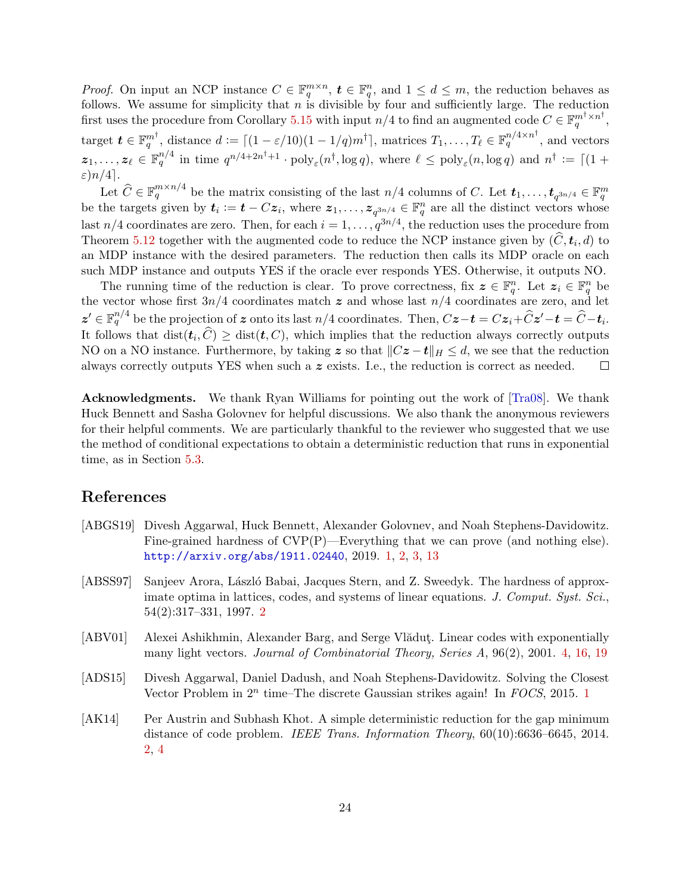*Proof.* On input an NCP instance $C \in \mathbb{F}_q^{m \times n}$, $\boldsymbol{t} \in \mathbb{F}_q^n$, and $1 \le d \le m$, the reduction behaves as follows. We assume for simplicity that $n$ is divisible by four and sufficiently large. The reduction first uses the procedure from Corollary 5.15 with input $n/4$ to find an augmented code $C \in \mathbb{F}_q^{m^\dagger \times n^\dagger}$, target $\boldsymbol{t} \in \mathbb{F}_q^{m^\dagger}$, distance $d := \lceil (1-\varepsilon/10)(1-1/q)m^\dagger \rceil$, matrices $T_1, \ldots, T_\ell \in \mathbb{F}_q^{n/4 \times n^\dagger}$, and vectors $\boldsymbol{z}_1, \ldots, \boldsymbol{z}_\ell \in \mathbb{F}_q^{n/4}$ in time $q^{n/4+2n^\dagger+1} \cdot \mathrm{poly}_\varepsilon(n^\dagger, \log q)$, where $\ell \le \mathrm{poly}_\varepsilon(n, \log q)$ and $n^\dagger := \lceil (1+\varepsilon)n/4 \rceil$.

Let $\widehat{C} \in \mathbb{F}_q^{m \times n/4}$ be the matrix consisting of the last $n/4$ columns of $C$. Let $\boldsymbol{t}_1, \ldots, \boldsymbol{t}_{q^{3n/4}} \in \mathbb{F}_q^m$ be the targets given by $\boldsymbol{t}_i := \boldsymbol{t} - C\boldsymbol{z}_i$, where $\boldsymbol{z}_1, \ldots, \boldsymbol{z}_{q^{3n/4}} \in \mathbb{F}_q^n$ are all the distinct vectors whose last $n/4$ coordinates are zero. Then, for each $i = 1, \ldots, q^{3n/4}$, the reduction uses the procedure from Theorem 5.12 together with the augmented code to reduce the NCP instance given by $(\widehat{C}, \boldsymbol{t}_i, d)$ to an MDP instance with the desired parameters. The reduction then calls its MDP oracle on each such MDP instance and outputs YES if the oracle ever responds YES. Otherwise, it outputs NO.

The running time of the reduction is clear. To prove correctness, fix $\boldsymbol{z} \in \mathbb{F}_q^n$. Let $\boldsymbol{z}_i \in \mathbb{F}_q^n$ be the vector whose first $3n/4$ coordinates match $\boldsymbol{z}$ and whose last $n/4$ coordinates are zero, and let $\boldsymbol{z}' \in \mathbb{F}_q^{n/4}$ be the projection of $\boldsymbol{z}$ onto its last $n/4$ coordinates. Then, $C\boldsymbol{z} - \boldsymbol{t} = C\boldsymbol{z}_i + \widehat{C}\boldsymbol{z}' - \boldsymbol{t} = \widehat{C} - \boldsymbol{t}_i$. It follows that $\mathrm{dist}(\boldsymbol{t}_i, \widehat{C}) \ge \mathrm{dist}(\boldsymbol{t}, C)$, which implies that the reduction always correctly outputs NO on a NO instance. Furthermore, by taking $\boldsymbol{z}$ so that $\|C\boldsymbol{z} - \boldsymbol{t}\|_H \le d$, we see that the reduction always correctly outputs YES when such a $\boldsymbol{z}$ exists. I.e., the reduction is correct as needed. ☐

**Acknowledgments.** We thank Ryan Williams for pointing out the work of [Tra08]. We thank Huck Bennett and Sasha Golovnev for helpful discussions. We also thank the anonymous reviewers for their helpful comments. We are particularly thankful to the reviewer who suggested that we use the method of conditional expectations to obtain a deterministic reduction that runs in exponential time, as in Section 5.3.

## References

[ABGS19] Divesh Aggarwal, Huck Bennett, Alexander Golovnev, and Noah Stephens-Davidowitz. Fine-grained hardness of CVP(P)—Everything that we can prove (and nothing else). http://arxiv.org/abs/1911.02440, 2019. 1, 2, 3, 13

[ABSS97] Sanjeev Arora, László Babai, Jacques Stern, and Z. Sweedyk. The hardness of approximate optima in lattices, codes, and systems of linear equations. *J. Comput. Syst. Sci.*, 54(2):317–331, 1997. 2

[ABV01] Alexei Ashikhmin, Alexander Barg, and Serge Vlăduţ. Linear codes with exponentially many light vectors. *Journal of Combinatorial Theory, Series A*, 96(2), 2001. 4, 16, 19

[ADS15] Divesh Aggarwal, Daniel Dadush, and Noah Stephens-Davidowitz. Solving the Closest Vector Problem in $2^n$ time–The discrete Gaussian strikes again! In *FOCS*, 2015. 1

[AK14] Per Austrin and Subhash Khot. A simple deterministic reduction for the gap minimum distance of code problem. *IEEE Trans. Information Theory*, 60(10):6636–6645, 2014. 2, 4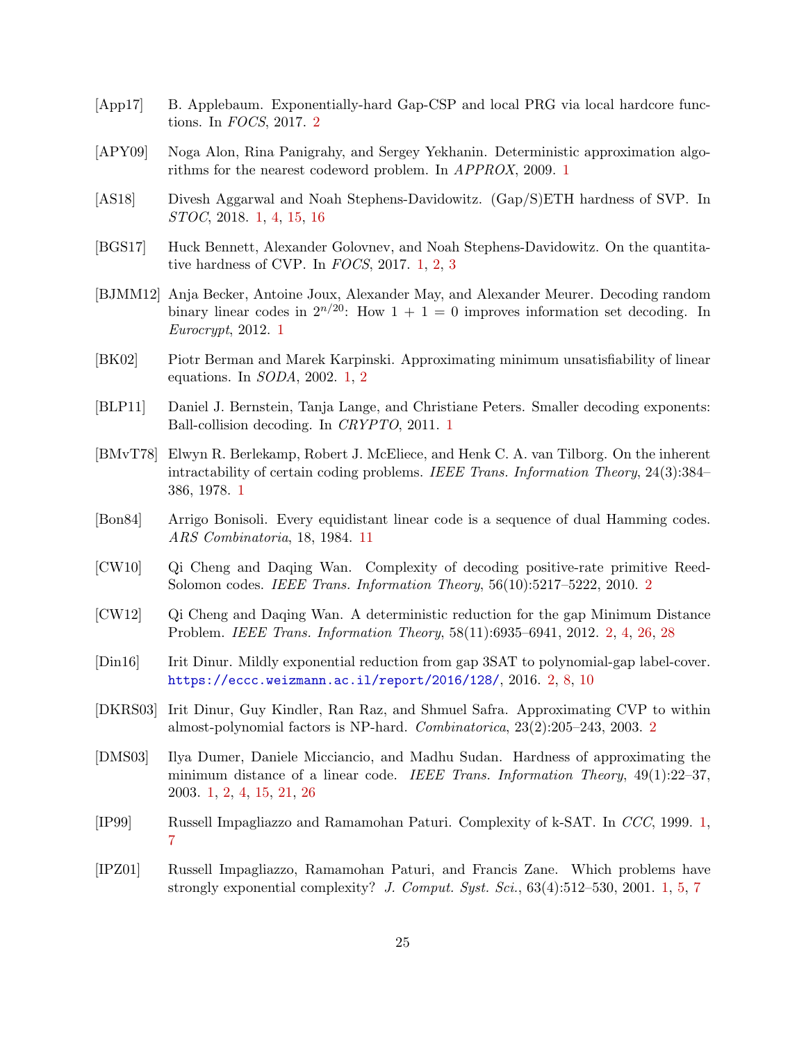[App17] B. Applebaum. Exponentially-hard Gap-CSP and local PRG via local hardcore functions. In *FOCS*, 2017. 2

[APY09] Noga Alon, Rina Panigrahy, and Sergey Yekhanin. Deterministic approximation algorithms for the nearest codeword problem. In *APPROX*, 2009. 1

[AS18] Divesh Aggarwal and Noah Stephens-Davidowitz. (Gap/S)ETH hardness of SVP. In *STOC*, 2018. 1, 4, 15, 16

[BGS17] Huck Bennett, Alexander Golovnev, and Noah Stephens-Davidowitz. On the quantitative hardness of CVP. In *FOCS*, 2017. 1, 2, 3

[BJMM12] Anja Becker, Antoine Joux, Alexander May, and Alexander Meurer. Decoding random binary linear codes in $2^{n/20}$: How 1 + 1 = 0 improves information set decoding. In *Eurocrypt*, 2012. 1

[BK02] Piotr Berman and Marek Karpinski. Approximating minimum unsatisfiability of linear equations. In *SODA*, 2002. 1, 2

[BLP11] Daniel J. Bernstein, Tanja Lange, and Christiane Peters. Smaller decoding exponents: Ball-collision decoding. In *CRYPTO*, 2011. 1

[BMvT78] Elwyn R. Berlekamp, Robert J. McEliece, and Henk C. A. van Tilborg. On the inherent intractability of certain coding problems. *IEEE Trans. Information Theory*, 24(3):384–386, 1978. 1

[Bon84] Arrigo Bonisoli. Every equidistant linear code is a sequence of dual Hamming codes. *ARS Combinatoria*, 18, 1984. 11

[CW10] Qi Cheng and Daqing Wan. Complexity of decoding positive-rate primitive Reed-Solomon codes. *IEEE Trans. Information Theory*, 56(10):5217–5222, 2010. 2

[CW12] Qi Cheng and Daqing Wan. A deterministic reduction for the gap Minimum Distance Problem. *IEEE Trans. Information Theory*, 58(11):6935–6941, 2012. 2, 4, 26, 28

[Din16] Irit Dinur. Mildly exponential reduction from gap 3SAT to polynomial-gap label-cover. https://eccc.weizmann.ac.il/report/2016/128/, 2016. 2, 8, 10

[DKRS03] Irit Dinur, Guy Kindler, Ran Raz, and Shmuel Safra. Approximating CVP to within almost-polynomial factors is NP-hard. *Combinatorica*, 23(2):205–243, 2003. 2

[DMS03] Ilya Dumer, Daniele Micciancio, and Madhu Sudan. Hardness of approximating the minimum distance of a linear code. *IEEE Trans. Information Theory*, 49(1):22–37, 2003. 1, 2, 4, 15, 21, 26

[IP99] Russell Impagliazzo and Ramamohan Paturi. Complexity of k-SAT. In *CCC*, 1999. 1, 7

[IPZ01] Russell Impagliazzo, Ramamohan Paturi, and Francis Zane. Which problems have strongly exponential complexity? *J. Comput. Syst. Sci.*, 63(4):512–530, 2001. 1, 5, 7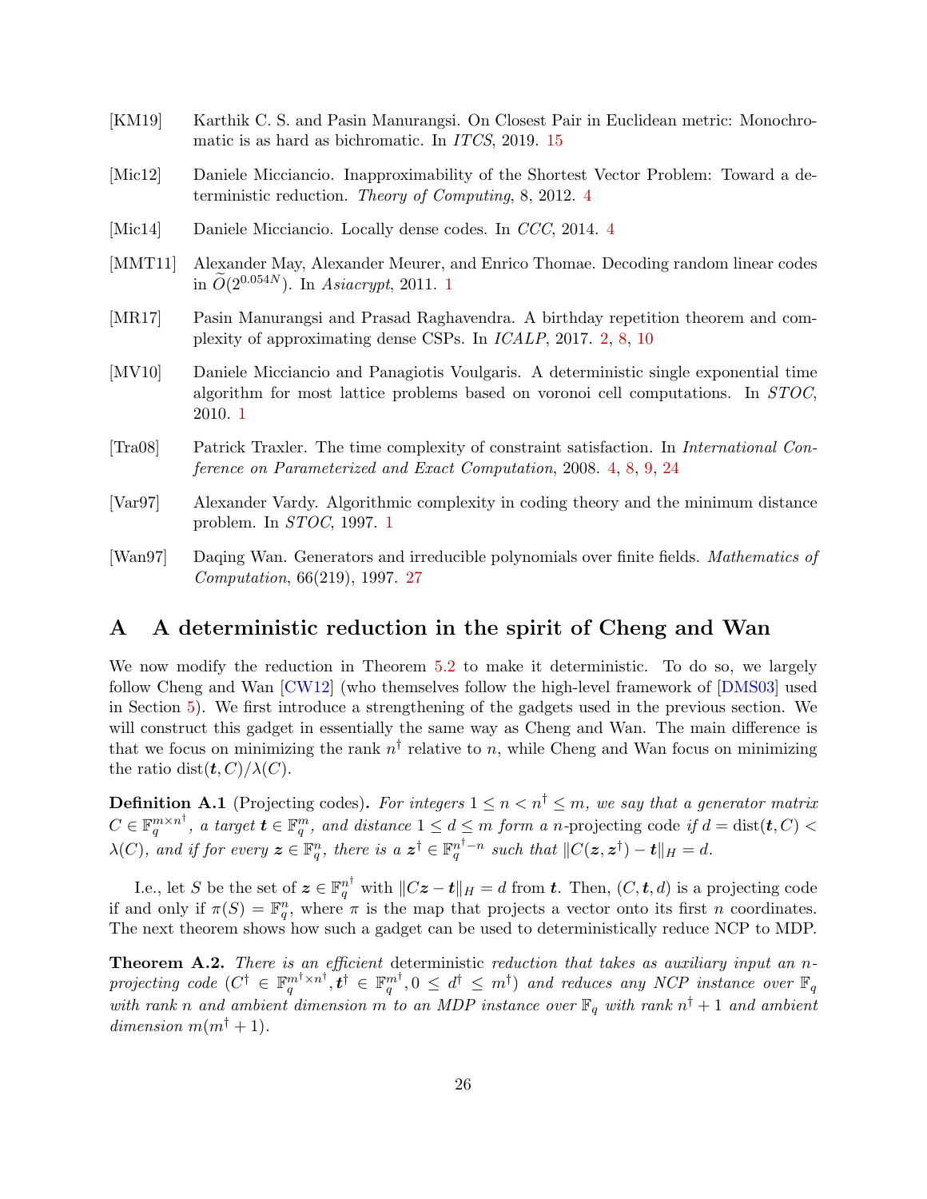[KM19] Karthik C. S. and Pasin Manurangsi. On Closest Pair in Euclidean metric: Monochromatic is as hard as bichromatic. In *ITCS*, 2019. 15

[Mic12] Daniele Micciancio. Inapproximability of the Shortest Vector Problem: Toward a deterministic reduction. *Theory of Computing*, 8, 2012. 4

[Mic14] Daniele Micciancio. Locally dense codes. In *CCC*, 2014. 4

[MMT11] Alexander May, Alexander Meurer, and Enrico Thomae. Decoding random linear codes in $\widetilde{O}(2^{0.054N})$. In *Asiacrypt*, 2011. 1

[MR17] Pasin Manurangsi and Prasad Raghavendra. A birthday repetition theorem and complexity of approximating dense CSPs. In *ICALP*, 2017. 2, 8, 10

[MV10] Daniele Micciancio and Panagiotis Voulgaris. A deterministic single exponential time algorithm for most lattice problems based on voronoi cell computations. In *STOC*, 2010. 1

[Tra08] Patrick Traxler. The time complexity of constraint satisfaction. In *International Conference on Parameterized and Exact Computation*, 2008. 4, 8, 9, 24

[Var97] Alexander Vardy. Algorithmic complexity in coding theory and the minimum distance problem. In *STOC*, 1997. 1

[Wan97] Daqing Wan. Generators and irreducible polynomials over finite fields. *Mathematics of Computation*, 66(219), 1997. 27

# A A deterministic reduction in the spirit of Cheng and Wan

We now modify the reduction in Theorem 5.2 to make it deterministic. To do so, we largely follow Cheng and Wan [CW12] (who themselves follow the high-level framework of [DMS03] used in Section 5). We first introduce a strengthening of the gadgets used in the previous section. We will construct this gadget in essentially the same way as Cheng and Wan. The main difference is that we focus on minimizing the rank $n^\dagger$ relative to $n$, while Cheng and Wan focus on minimizing the ratio $\mathrm{dist}(\boldsymbol{t}, C)/\lambda(C)$.

**Definition A.1** (Projecting codes)**.** *For integers $1 \le n < n^\dagger \le m$, we say that a generator matrix $C \in \mathbb{F}_q^{m \times n^\dagger}$, a target $\boldsymbol{t} \in \mathbb{F}_q^m$, and distance $1 \le d \le m$ form a $n$-*projecting code *if $d = \mathrm{dist}(\boldsymbol{t}, C) < \lambda(C)$, and if for every $\boldsymbol{z} \in \mathbb{F}_q^n$, there is a $\boldsymbol{z}^\dagger \in \mathbb{F}_q^{n^\dagger - n}$ such that $\|C(\boldsymbol{z}, \boldsymbol{z}^\dagger) - \boldsymbol{t}\|_H = d$.*

I.e., let $S$ be the set of $\boldsymbol{z} \in \mathbb{F}_q^{n^\dagger}$ with $\|C\boldsymbol{z} - \boldsymbol{t}\|_H = d$ from $\boldsymbol{t}$. Then, $(C, \boldsymbol{t}, d)$ is a projecting code if and only if $\pi(S) = \mathbb{F}_q^n$, where $\pi$ is the map that projects a vector onto its first $n$ coordinates. The next theorem shows how such a gadget can be used to deterministically reduce NCP to MDP.

**Theorem A.2.** *There is an efficient* deterministic *reduction that takes as auxiliary input an $n$-projecting code $(C^\dagger \in \mathbb{F}_q^{m^\dagger \times n^\dagger}, \boldsymbol{t}^\dagger \in \mathbb{F}_q^{m^\dagger}, 0 \le d^\dagger \le m^\dagger)$ and reduces any NCP instance over $\mathbb{F}_q$ with rank $n$ and ambient dimension $m$ to an MDP instance over $\mathbb{F}_q$ with rank $n^\dagger + 1$ and ambient dimension $m(m^\dagger + 1)$.*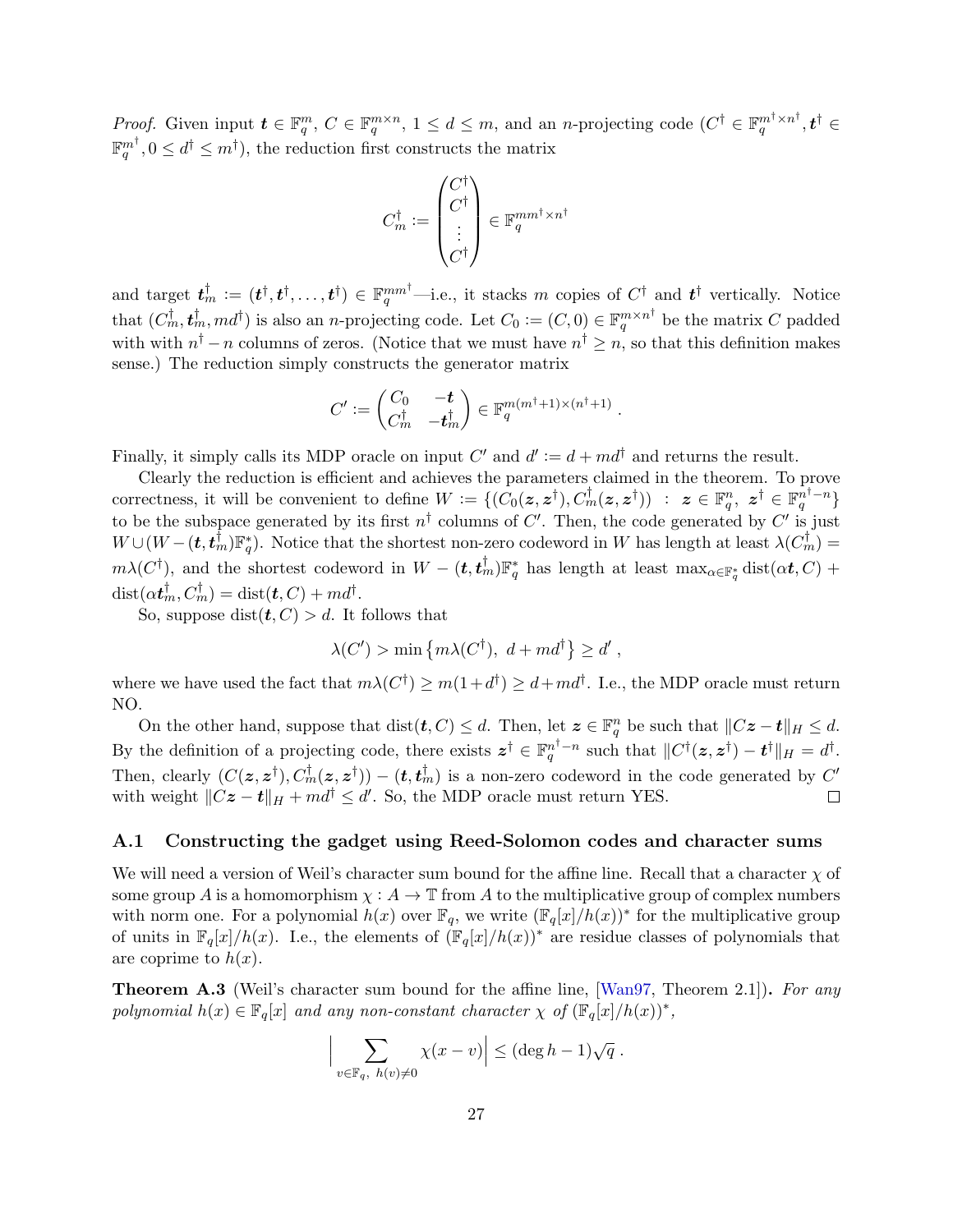*Proof.* Given input $\boldsymbol{t} \in \mathbb{F}_q^m$, $C \in \mathbb{F}_q^{m \times n}$, $1 \le d \le m$, and an $n$-projecting code $(C^\dagger \in \mathbb{F}_q^{m^\dagger \times n^\dagger}, \boldsymbol{t}^\dagger \in \mathbb{F}_q^{m^\dagger}, 0 \le d^\dagger \le m^\dagger)$, the reduction first constructs the matrix

$$C_m^\dagger := \begin{pmatrix} C^\dagger \\ C^\dagger \\ \vdots \\ C^\dagger \end{pmatrix} \in \mathbb{F}_q^{mm^\dagger \times n^\dagger}$$

and target $\boldsymbol{t}_m^\dagger := (\boldsymbol{t}^\dagger, \boldsymbol{t}^\dagger, \ldots, \boldsymbol{t}^\dagger) \in \mathbb{F}_q^{mm^\dagger}$—i.e., it stacks $m$ copies of $C^\dagger$ and $\boldsymbol{t}^\dagger$ vertically. Notice that $(C_m^\dagger, \boldsymbol{t}_m^\dagger, md^\dagger)$ is also an $n$-projecting code. Let $C_0 := (C, 0) \in \mathbb{F}_q^{m \times n^\dagger}$ be the matrix $C$ padded with with $n^\dagger - n$ columns of zeros. (Notice that we must have $n^\dagger \ge n$, so that this definition makes sense.) The reduction simply constructs the generator matrix

$$C' := \begin{pmatrix} C_0 & -\boldsymbol{t} \\ C_m^\dagger & -\boldsymbol{t}_m^\dagger \end{pmatrix} \in \mathbb{F}_q^{m(m^\dagger+1) \times (n^\dagger+1)} .$$

Finally, it simply calls its MDP oracle on input $C'$ and $d' := d + md^\dagger$ and returns the result.

Clearly the reduction is efficient and achieves the parameters claimed in the theorem. To prove correctness, it will be convenient to define $W := \{(C_0(\boldsymbol{z}, \boldsymbol{z}^\dagger), C_m^\dagger(\boldsymbol{z}, \boldsymbol{z}^\dagger)) \ : \ \boldsymbol{z} \in \mathbb{F}_q^n, \ \boldsymbol{z}^\dagger \in \mathbb{F}_q^{n^\dagger - n}\}$ to be the subspace generated by its first $n^\dagger$ columns of $C'$. Then, the code generated by $C'$ is just $W \cup (W - (\boldsymbol{t}, \boldsymbol{t}_m^\dagger)\mathbb{F}_q^*)$. Notice that the shortest non-zero codeword in $W$ has length at least $\lambda(C_m^\dagger) = m\lambda(C^\dagger)$, and the shortest codeword in $W - (\boldsymbol{t}, \boldsymbol{t}_m^\dagger)\mathbb{F}_q^*$ has length at least $\max_{\alpha \in \mathbb{F}_q^*} \mathrm{dist}(\alpha \boldsymbol{t}, C) + \mathrm{dist}(\alpha \boldsymbol{t}_m^\dagger, C_m^\dagger) = \mathrm{dist}(\boldsymbol{t}, C) + md^\dagger$.

So, suppose $\mathrm{dist}(\boldsymbol{t}, C) > d$. It follows that

$$\lambda(C') > \min\left\{m\lambda(C^\dagger), \ d + md^\dagger\right\} \ge d' ,$$

where we have used the fact that $m\lambda(C^\dagger) \ge m(1+d^\dagger) \ge d + md^\dagger$. I.e., the MDP oracle must return NO.

On the other hand, suppose that $\mathrm{dist}(\boldsymbol{t}, C) \le d$. Then, let $\boldsymbol{z} \in \mathbb{F}_q^n$ be such that $\|C\boldsymbol{z} - \boldsymbol{t}\|_H \le d$. By the definition of a projecting code, there exists $\boldsymbol{z}^\dagger \in \mathbb{F}_q^{n^\dagger - n}$ such that $\|C^\dagger(\boldsymbol{z}, \boldsymbol{z}^\dagger) - \boldsymbol{t}^\dagger\|_H = d^\dagger$. Then, clearly $(C(\boldsymbol{z}, \boldsymbol{z}^\dagger), C_m^\dagger(\boldsymbol{z}, \boldsymbol{z}^\dagger)) - (\boldsymbol{t}, \boldsymbol{t}_m^\dagger)$ is a non-zero codeword in the code generated by $C'$ with weight $\|C\boldsymbol{z} - \boldsymbol{t}\|_H + md^\dagger \le d'$. So, the MDP oracle must return YES. $\square$

### A.1 Constructing the gadget using Reed-Solomon codes and character sums

We will need a version of Weil's character sum bound for the affine line. Recall that a character $\chi$ of some group $A$ is a homomorphism $\chi : A \to \mathbb{T}$ from $A$ to the multiplicative group of complex numbers with norm one. For a polynomial $h(x)$ over $\mathbb{F}_q$, we write $(\mathbb{F}_q[x]/h(x))^*$ for the multiplicative group of units in $\mathbb{F}_q[x]/h(x)$. I.e., the elements of $(\mathbb{F}_q[x]/h(x))^*$ are residue classes of polynomials that are coprime to $h(x)$.

**Theorem A.3** (Weil's character sum bound for the affine line, [Wan97, Theorem 2.1])**.** *For any polynomial $h(x) \in \mathbb{F}_q[x]$ and any non-constant character $\chi$ of $(\mathbb{F}_q[x]/h(x))^*$,*

$$\Big| \sum_{v \in \mathbb{F}_q, \ h(v) \neq 0} \chi(x - v) \Big| \le (\deg h - 1)\sqrt{q} .$$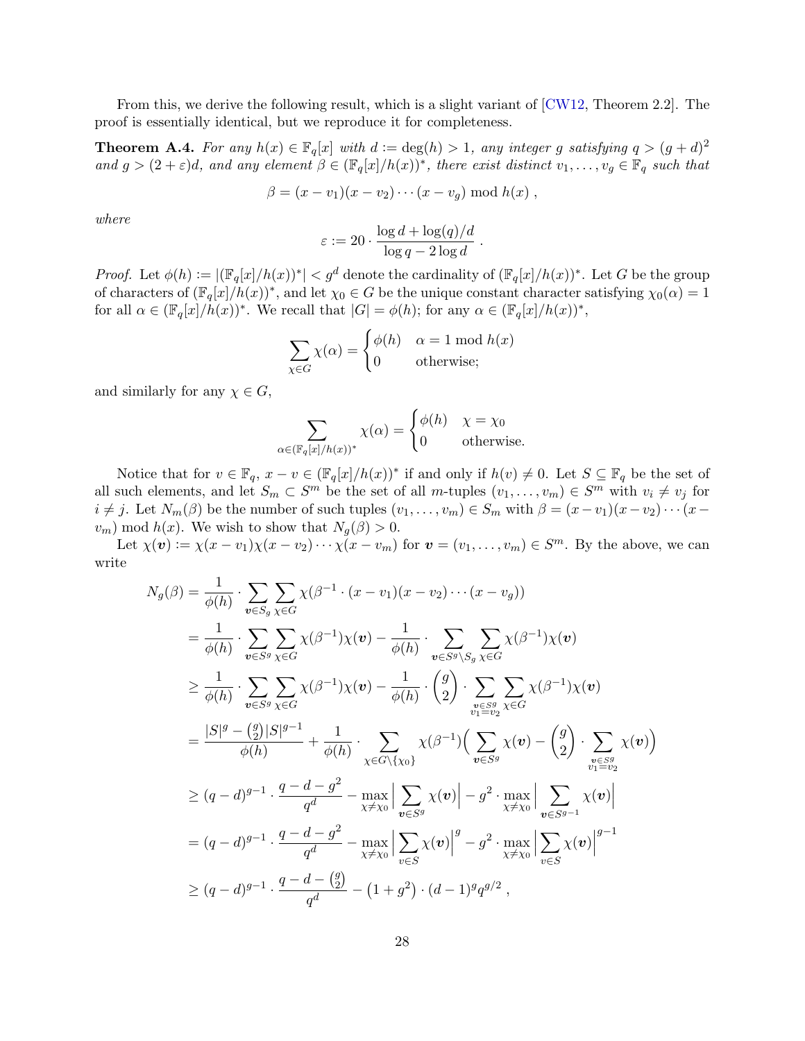From this, we derive the following result, which is a slight variant of [CW12, Theorem 2.2]. The proof is essentially identical, but we reproduce it for completeness.

**Theorem A.4.** *For any $h(x) \in \mathbb{F}_q[x]$ with $d := \deg(h) > 1$, any integer $g$ satisfying $q > (g+d)^2$ and $g > (2+\varepsilon)d$, and any element $\beta \in (\mathbb{F}_q[x]/h(x))^*$, there exist distinct $v_1, \ldots, v_g \in \mathbb{F}_q$ such that*

$$\beta = (x - v_1)(x - v_2)\cdots(x - v_g) \bmod h(x) \ ,$$

*where*

$$\varepsilon := 20 \cdot \frac{\log d + \log(q)/d}{\log q - 2\log d} \ .$$

*Proof.* Let $\phi(h) := |(\mathbb{F}_q[x]/h(x))^*| < g^d$ denote the cardinality of $(\mathbb{F}_q[x]/h(x))^*$. Let $G$ be the group of characters of $(\mathbb{F}_q[x]/h(x))^*$, and let $\chi_0 \in G$ be the unique constant character satisfying $\chi_0(\alpha) = 1$ for all $\alpha \in (\mathbb{F}_q[x]/h(x))^*$. We recall that $|G| = \phi(h)$; for any $\alpha \in (\mathbb{F}_q[x]/h(x))^*$,

$$\sum_{\chi \in G} \chi(\alpha) = \begin{cases} \phi(h) & \alpha = 1 \bmod h(x) \\ 0 & \text{otherwise;} \end{cases}$$

and similarly for any $\chi \in G$,

$$\sum_{\alpha \in (\mathbb{F}_q[x]/h(x))^*} \chi(\alpha) = \begin{cases} \phi(h) & \chi = \chi_0 \\ 0 & \text{otherwise.} \end{cases}$$

Notice that for $v \in \mathbb{F}_q$, $x - v \in (\mathbb{F}_q[x]/h(x))^*$ if and only if $h(v) \neq 0$. Let $S \subseteq \mathbb{F}_q$ be the set of all such elements, and let $S_m \subset S^m$ be the set of all $m$-tuples $(v_1, \ldots, v_m) \in S^m$ with $v_i \neq v_j$ for $i \neq j$. Let $N_m(\beta)$ be the number of such tuples $(v_1, \ldots, v_m) \in S_m$ with $\beta = (x - v_1)(x - v_2)\cdots(x - v_m) \bmod h(x)$. We wish to show that $N_g(\beta) > 0$.

Let $\chi(\boldsymbol{v}) := \chi(x - v_1)\chi(x - v_2)\cdots\chi(x - v_m)$ for $\boldsymbol{v} = (v_1, \ldots, v_m) \in S^m$. By the above, we can write

$$\begin{aligned}
N_g(\beta) &= \frac{1}{\phi(h)} \cdot \sum_{\boldsymbol{v} \in S_g} \sum_{\chi \in G} \chi(\beta^{-1} \cdot (x - v_1)(x - v_2)\cdots(x - v_g)) \\
&= \frac{1}{\phi(h)} \cdot \sum_{\boldsymbol{v} \in S^g} \sum_{\chi \in G} \chi(\beta^{-1})\chi(\boldsymbol{v}) - \frac{1}{\phi(h)} \cdot \sum_{\boldsymbol{v} \in S^g \setminus S_g} \sum_{\chi \in G} \chi(\beta^{-1})\chi(\boldsymbol{v}) \\
&\geq \frac{1}{\phi(h)} \cdot \sum_{\boldsymbol{v} \in S^g} \sum_{\chi \in G} \chi(\beta^{-1})\chi(\boldsymbol{v}) - \frac{1}{\phi(h)} \cdot \binom{g}{2} \cdot \sum_{\substack{\boldsymbol{v} \in S^g \\ v_1 = v_2}} \sum_{\chi \in G} \chi(\beta^{-1})\chi(\boldsymbol{v}) \\
&= \frac{|S|^g - \binom{g}{2}|S|^{g-1}}{\phi(h)} + \frac{1}{\phi(h)} \cdot \sum_{\chi \in G \setminus \{\chi_0\}} \chi(\beta^{-1}) \Big( \sum_{\boldsymbol{v} \in S^g} \chi(\boldsymbol{v}) - \binom{g}{2} \cdot \sum_{\substack{\boldsymbol{v} \in S^g \\ v_1 = v_2}} \chi(\boldsymbol{v}) \Big) \\
&\geq (q-d)^{g-1} \cdot \frac{q - d - g^2}{q^d} - \max_{\chi \neq \chi_0} \Big| \sum_{\boldsymbol{v} \in S^g} \chi(\boldsymbol{v}) \Big| - g^2 \cdot \max_{\chi \neq \chi_0} \Big| \sum_{\boldsymbol{v} \in S^{g-1}} \chi(\boldsymbol{v}) \Big| \\
&= (q-d)^{g-1} \cdot \frac{q - d - g^2}{q^d} - \max_{\chi \neq \chi_0} \Big| \sum_{v \in S} \chi(\boldsymbol{v}) \Big|^g - g^2 \cdot \max_{\chi \neq \chi_0} \Big| \sum_{v \in S} \chi(\boldsymbol{v}) \Big|^{g-1} \\
&\geq (q-d)^{g-1} \cdot \frac{q - d - \binom{g}{2}}{q^d} - \left(1 + g^2\right) \cdot (d-1)^g q^{g/2} \ ,
\end{aligned}$$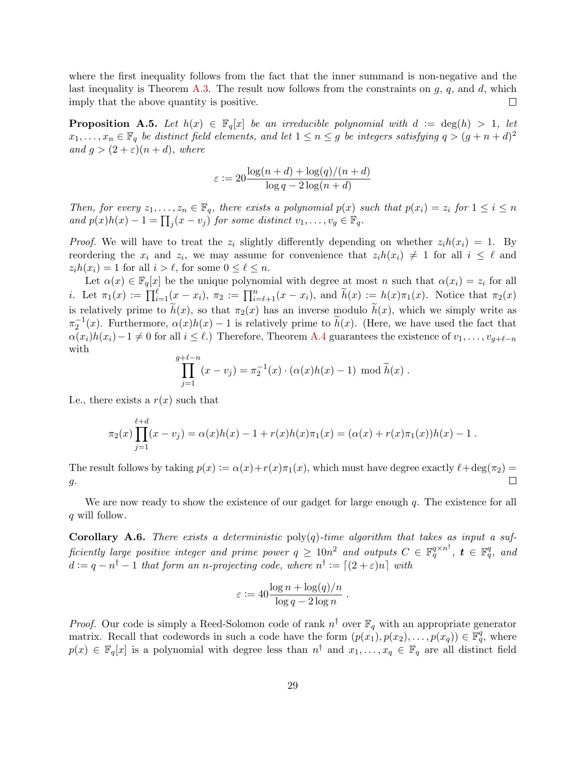where the first inequality follows from the fact that the inner summand is non-negative and the last inequality is Theorem A.3. The result now follows from the constraints on $g$, $q$, and $d$, which imply that the above quantity is positive. □

**Proposition A.5.** *Let $h(x) \in \mathbb{F}_q[x]$ be an irreducible polynomial with $d := \deg(h) > 1$, let $x_1, \ldots, x_n \in \mathbb{F}_q$ be distinct field elements, and let $1 \le n \le g$ be integers satisfying $q > (g + n + d)^2$ and $g > (2 + \varepsilon)(n + d)$, where*

$$\varepsilon := 20 \frac{\log(n + d) + \log(q)/(n + d)}{\log q - 2\log(n + d)}$$

*Then, for every $z_1, \ldots, z_n \in \mathbb{F}_q$, there exists a polynomial $p(x)$ such that $p(x_i) = z_i$ for $1 \le i \le n$ and $p(x)h(x) - 1 = \prod_j (x - v_j)$ for some distinct $v_1, \ldots, v_g \in \mathbb{F}_q$.*

*Proof.* We will have to treat the $z_i$ slightly differently depending on whether $z_i h(x_i) = 1$. By reordering the $x_i$ and $z_i$, we may assume for convenience that $z_i h(x_i) \neq 1$ for all $i \le \ell$ and $z_i h(x_i) = 1$ for all $i > \ell$, for some $0 \le \ell \le n$.

Let $\alpha(x) \in \mathbb{F}_q[x]$ be the unique polynomial with degree at most $n$ such that $\alpha(x_i) = z_i$ for all $i$. Let $\pi_1(x) := \prod_{i=1}^{\ell}(x - x_i)$, $\pi_2 := \prod_{i=\ell+1}^{n}(x - x_i)$, and $\widetilde{h}(x) := h(x)\pi_1(x)$. Notice that $\pi_2(x)$ is relatively prime to $\widetilde{h}(x)$, so that $\pi_2(x)$ has an inverse modulo $\widetilde{h}(x)$, which we simply write as $\pi_2^{-1}(x)$. Furthermore, $\alpha(x)h(x) - 1$ is relatively prime to $\widetilde{h}(x)$. (Here, we have used the fact that $\alpha(x_i)h(x_i) - 1 \neq 0$ for all $i \le \ell$.) Therefore, Theorem A.4 guarantees the existence of $v_1, \ldots, v_{g+\ell-n}$ with

$$\prod_{j=1}^{g+\ell-n} (x - v_j) = \pi_2^{-1}(x) \cdot (\alpha(x)h(x) - 1) \bmod \widetilde{h}(x) .$$

I.e., there exists a $r(x)$ such that

$$\pi_2(x) \prod_{j=1}^{\ell+d} (x - v_j) = \alpha(x)h(x) - 1 + r(x)h(x)\pi_1(x) = (\alpha(x) + r(x)\pi_1(x))h(x) - 1 .$$

The result follows by taking $p(x) := \alpha(x) + r(x)\pi_1(x)$, which must have degree exactly $\ell + \deg(\pi_2) = g$. □

We are now ready to show the existence of our gadget for large enough $q$. The existence for all $q$ will follow.

**Corollary A.6.** *There exists a deterministic* poly$(q)$*-time algorithm that takes as input a sufficiently large positive integer and prime power $q \ge 10n^2$ and outputs $C \in \mathbb{F}_q^{q \times n^\dagger}$, $\boldsymbol{t} \in \mathbb{F}_q^q$, and $d := q - n^\dagger - 1$ that form an $n$-projecting code, where $n^\dagger := \lceil (2 + \varepsilon)n \rceil$ with*

$$\varepsilon := 40 \frac{\log n + \log(q)/n}{\log q - 2\log n} .$$

*Proof.* Our code is simply a Reed-Solomon code of rank $n^\dagger$ over $\mathbb{F}_q$ with an appropriate generator matrix. Recall that codewords in such a code have the form $(p(x_1), p(x_2), \ldots, p(x_q)) \in \mathbb{F}_q^q$, where $p(x) \in \mathbb{F}_q[x]$ is a polynomial with degree less than $n^\dagger$ and $x_1, \ldots, x_q \in \mathbb{F}_q$ are all distinct field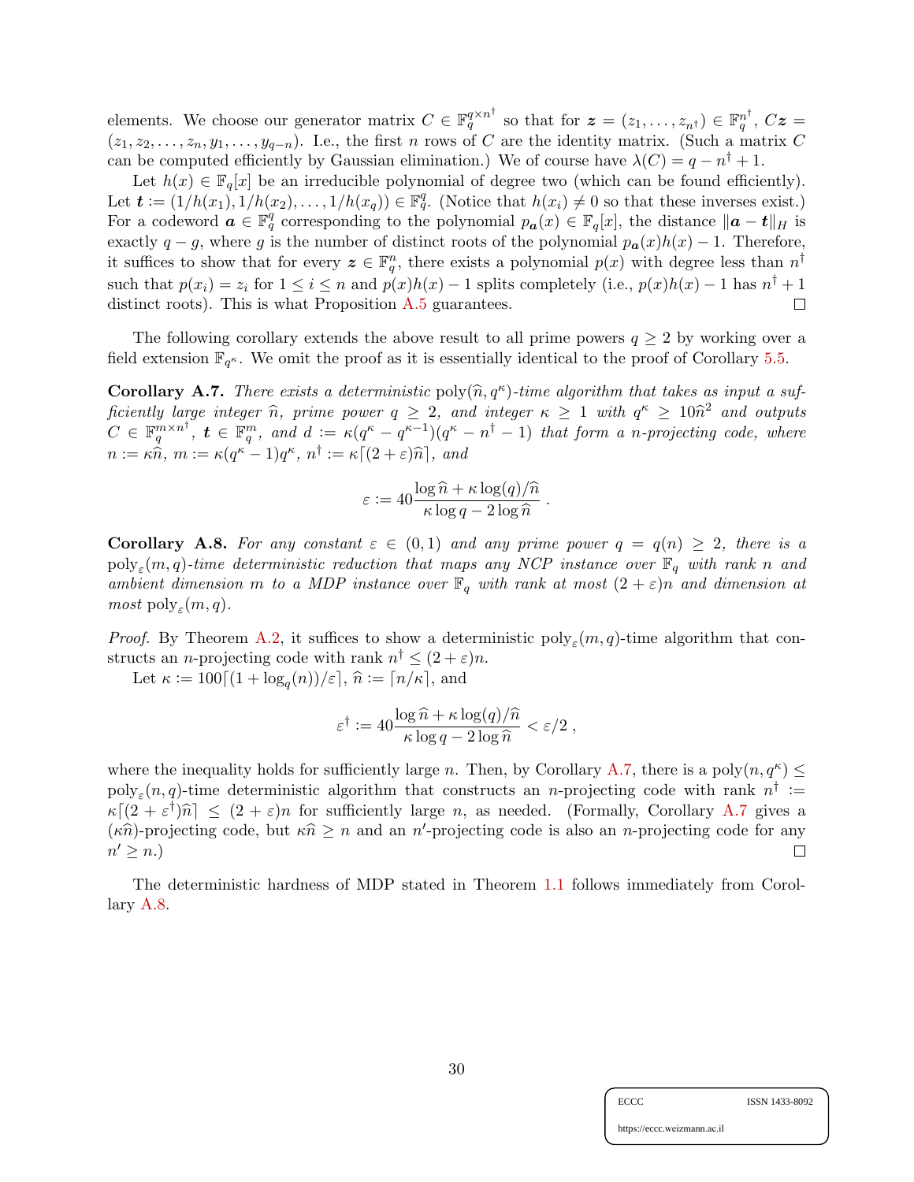elements. We choose our generator matrix $C \in \mathbb{F}_q^{q \times n^\dagger}$ so that for $\boldsymbol{z} = (z_1, \ldots, z_{n^\dagger}) \in \mathbb{F}_q^{n^\dagger}$, $C\boldsymbol{z} = (z_1, z_2, \ldots, z_n, y_1, \ldots, y_{q-n})$. I.e., the first $n$ rows of $C$ are the identity matrix. (Such a matrix $C$ can be computed efficiently by Gaussian elimination.) We of course have $\lambda(C) = q - n^\dagger + 1$.

Let $h(x) \in \mathbb{F}_q[x]$ be an irreducible polynomial of degree two (which can be found efficiently). Let $\boldsymbol{t} := (1/h(x_1), 1/h(x_2), \ldots, 1/h(x_q)) \in \mathbb{F}_q^q$. (Notice that $h(x_i) \neq 0$ so that these inverses exist.) For a codeword $\boldsymbol{a} \in \mathbb{F}_q^q$ corresponding to the polynomial $p_{\boldsymbol{a}}(x) \in \mathbb{F}_q[x]$, the distance $\|\boldsymbol{a} - \boldsymbol{t}\|_H$ is exactly $q - g$, where $g$ is the number of distinct roots of the polynomial $p_{\boldsymbol{a}}(x)h(x) - 1$. Therefore, it suffices to show that for every $\boldsymbol{z} \in \mathbb{F}_q^n$, there exists a polynomial $p(x)$ with degree less than $n^\dagger$ such that $p(x_i) = z_i$ for $1 \leq i \leq n$ and $p(x)h(x) - 1$ splits completely (i.e., $p(x)h(x) - 1$ has $n^\dagger + 1$ distinct roots). This is what Proposition A.5 guarantees. $\square$

The following corollary extends the above result to all prime powers $q \geq 2$ by working over a field extension $\mathbb{F}_{q^\kappa}$. We omit the proof as it is essentially identical to the proof of Corollary 5.5.

**Corollary A.7.** *There exists a deterministic* $\mathrm{poly}(\widehat{n}, q^\kappa)$*-time algorithm that takes as input a sufficiently large integer* $\widehat{n}$*, prime power* $q \geq 2$*, and integer* $\kappa \geq 1$ *with* $q^\kappa \geq 10\widehat{n}^2$ *and outputs* $C \in \mathbb{F}_q^{m \times n^\dagger}$*,* $\boldsymbol{t} \in \mathbb{F}_q^m$*, and* $d := \kappa(q^\kappa - q^{\kappa-1})(q^\kappa - n^\dagger - 1)$ *that form a* $n$*-projecting code, where* $n := \kappa\widehat{n}$*,* $m := \kappa(q^\kappa - 1)q^\kappa$*,* $n^\dagger := \kappa\lceil(2+\varepsilon)\widehat{n}\rceil$*, and*

$$\varepsilon := 40\frac{\log \widehat{n} + \kappa \log(q)/\widehat{n}}{\kappa \log q - 2\log \widehat{n}} \; .$$

**Corollary A.8.** *For any constant* $\varepsilon \in (0,1)$ *and any prime power* $q = q(n) \geq 2$*, there is a* $\mathrm{poly}_\varepsilon(m, q)$*-time deterministic reduction that maps any NCP instance over* $\mathbb{F}_q$ *with rank* $n$ *and ambient dimension* $m$ *to a MDP instance over* $\mathbb{F}_q$ *with rank at most* $(2+\varepsilon)n$ *and dimension at most* $\mathrm{poly}_\varepsilon(m, q)$*.*

*Proof.* By Theorem A.2, it suffices to show a deterministic $\mathrm{poly}_\varepsilon(m, q)$-time algorithm that constructs an $n$-projecting code with rank $n^\dagger \leq (2+\varepsilon)n$.

Let $\kappa := 100\lceil(1 + \log_q(n))/\varepsilon\rceil$, $\widehat{n} := \lceil n/\kappa \rceil$, and

$$\varepsilon^\dagger := 40\frac{\log \widehat{n} + \kappa \log(q)/\widehat{n}}{\kappa \log q - 2\log \widehat{n}} < \varepsilon/2 \; ,$$

where the inequality holds for sufficiently large $n$. Then, by Corollary A.7, there is a $\mathrm{poly}(n, q^\kappa) \leq \mathrm{poly}_\varepsilon(n, q)$-time deterministic algorithm that constructs an $n$-projecting code with rank $n^\dagger := \kappa\lceil(2+\varepsilon^\dagger)\widehat{n}\rceil \leq (2+\varepsilon)n$ for sufficiently large $n$, as needed. (Formally, Corollary A.7 gives a $(\kappa\widehat{n})$-projecting code, but $\kappa\widehat{n} \geq n$ and an $n'$-projecting code is also an $n$-projecting code for any $n' \geq n$.) $\square$

The deterministic hardness of MDP stated in Theorem 1.1 follows immediately from Corollary A.8.

ECCC ISSN 1433-8092

https://eccc.weizmann.ac.il